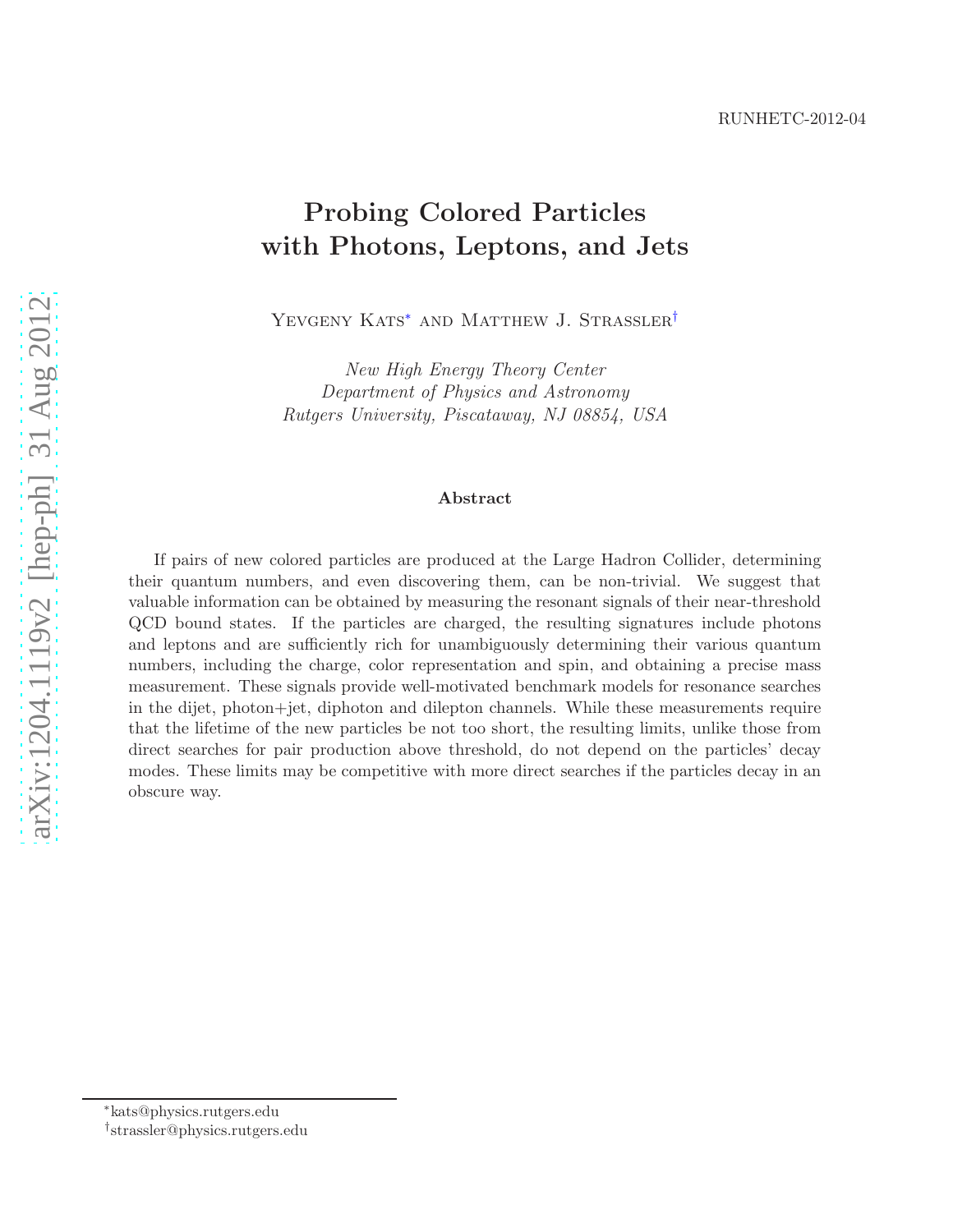RUNHETC-2012-04

# Probing Colored Particles with Photons, Leptons, and Jets

Yevgeny Kats* and Matthew J. Strassler†

*New High Energy Theory Center*
*Department of Physics and Astronomy*
*Rutgers University, Piscataway, NJ 08854, USA*

### Abstract

If pairs of new colored particles are produced at the Large Hadron Collider, determining their quantum numbers, and even discovering them, can be non-trivial. We suggest that valuable information can be obtained by measuring the resonant signals of their near-threshold QCD bound states. If the particles are charged, the resulting signatures include photons and leptons and are sufficiently rich for unambiguously determining their various quantum numbers, including the charge, color representation and spin, and obtaining a precise mass measurement. These signals provide well-motivated benchmark models for resonance searches in the dijet, photon+jet, diphoton and dilepton channels. While these measurements require that the lifetime of the new particles be not too short, the resulting limits, unlike those from direct searches for pair production above threshold, do not depend on the particles' decay modes. These limits may be competitive with more direct searches if the particles decay in an obscure way.

*kats@physics.rutgers.edu
†strassler@physics.rutgers.edu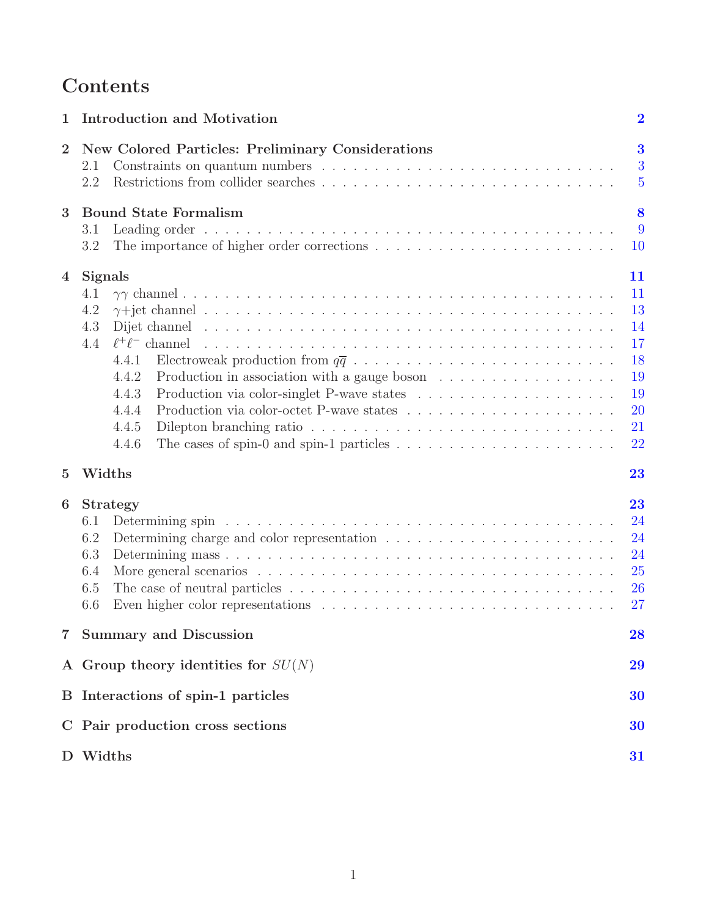# Contents

1 **Introduction and Motivation** 2

2 **New Colored Particles: Preliminary Considerations** 3
- 2.1 Constraints on quantum numbers 3
- 2.2 Restrictions from collider searches 5

3 **Bound State Formalism** 8
- 3.1 Leading order 9
- 3.2 The importance of higher order corrections 10

4 **Signals** 11
- 4.1 $\gamma\gamma$ channel 11
- 4.2 $\gamma$+jet channel 13
- 4.3 Dijet channel 14
- 4.4 $\ell^+\ell^-$ channel 17
  - 4.4.1 Electroweak production from $q\overline{q}$ 18
  - 4.4.2 Production in association with a gauge boson 19
  - 4.4.3 Production via color-singlet P-wave states 19
  - 4.4.4 Production via color-octet P-wave states 20
  - 4.4.5 Dilepton branching ratio 21
  - 4.4.6 The cases of spin-0 and spin-1 particles 22

5 **Widths** 23

6 **Strategy** 23
- 6.1 Determining spin 24
- 6.2 Determining charge and color representation 24
- 6.3 Determining mass 24
- 6.4 More general scenarios 25
- 6.5 The case of neutral particles 26
- 6.6 Even higher color representations 27

7 **Summary and Discussion** 28

A **Group theory identities for $SU(N)$** 29

B **Interactions of spin-1 particles** 30

C **Pair production cross sections** 30

D **Widths** 31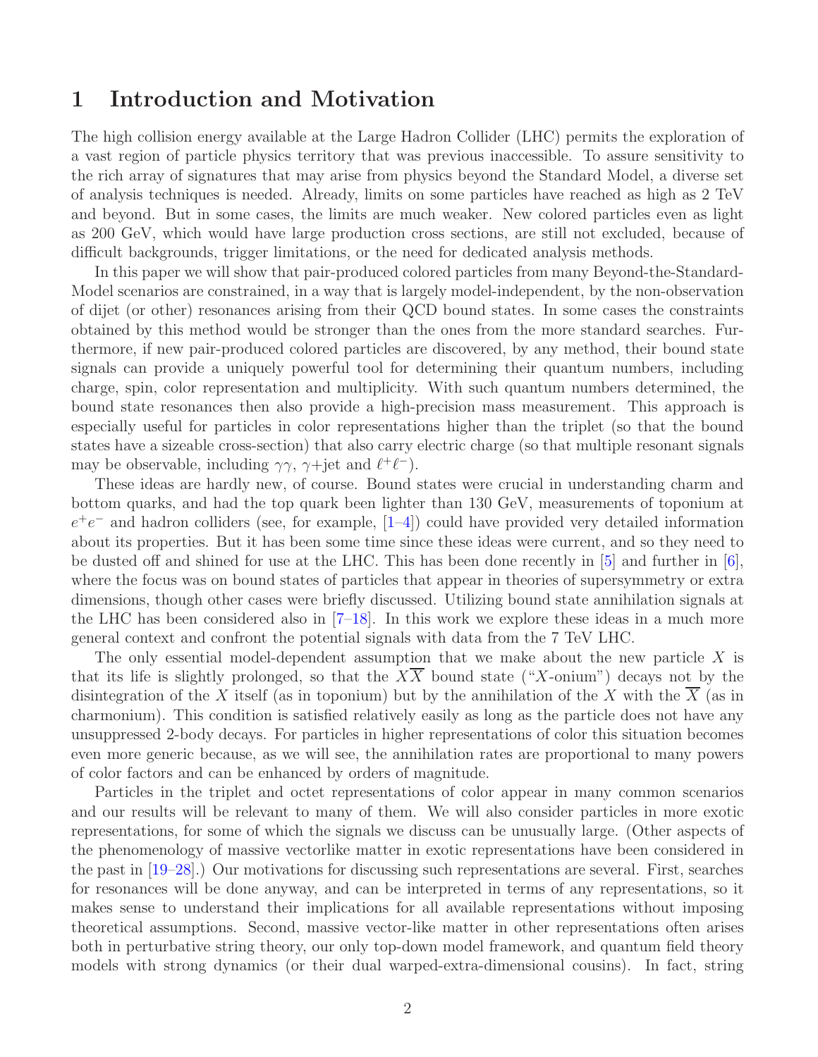# 1 Introduction and Motivation

The high collision energy available at the Large Hadron Collider (LHC) permits the exploration of a vast region of particle physics territory that was previous inaccessible. To assure sensitivity to the rich array of signatures that may arise from physics beyond the Standard Model, a diverse set of analysis techniques is needed. Already, limits on some particles have reached as high as 2 TeV and beyond. But in some cases, the limits are much weaker. New colored particles even as light as 200 GeV, which would have large production cross sections, are still not excluded, because of difficult backgrounds, trigger limitations, or the need for dedicated analysis methods.

In this paper we will show that pair-produced colored particles from many Beyond-the-Standard-Model scenarios are constrained, in a way that is largely model-independent, by the non-observation of dijet (or other) resonances arising from their QCD bound states. In some cases the constraints obtained by this method would be stronger than the ones from the more standard searches. Furthermore, if new pair-produced colored particles are discovered, by any method, their bound state signals can provide a uniquely powerful tool for determining their quantum numbers, including charge, spin, color representation and multiplicity. With such quantum numbers determined, the bound state resonances then also provide a high-precision mass measurement. This approach is especially useful for particles in color representations higher than the triplet (so that the bound states have a sizeable cross-section) that also carry electric charge (so that multiple resonant signals may be observable, including $\gamma\gamma$, $\gamma$+jet and $\ell^+\ell^-$).

These ideas are hardly new, of course. Bound states were crucial in understanding charm and bottom quarks, and had the top quark been lighter than 130 GeV, measurements of toponium at $e^+e^-$ and hadron colliders (see, for example, [1–4]) could have provided very detailed information about its properties. But it has been some time since these ideas were current, and so they need to be dusted off and shined for use at the LHC. This has been done recently in [5] and further in [6], where the focus was on bound states of particles that appear in theories of supersymmetry or extra dimensions, though other cases were briefly discussed. Utilizing bound state annihilation signals at the LHC has been considered also in [7–18]. In this work we explore these ideas in a much more general context and confront the potential signals with data from the 7 TeV LHC.

The only essential model-dependent assumption that we make about the new particle $X$ is that its life is slightly prolonged, so that the $X\overline{X}$ bound state ("$X$-onium") decays not by the disintegration of the $X$ itself (as in toponium) but by the annihilation of the $X$ with the $\overline{X}$ (as in charmonium). This condition is satisfied relatively easily as long as the particle does not have any unsuppressed 2-body decays. For particles in higher representations of color this situation becomes even more generic because, as we will see, the annihilation rates are proportional to many powers of color factors and can be enhanced by orders of magnitude.

Particles in the triplet and octet representations of color appear in many common scenarios and our results will be relevant to many of them. We will also consider particles in more exotic representations, for some of which the signals we discuss can be unusually large. (Other aspects of the phenomenology of massive vectorlike matter in exotic representations have been considered in the past in [19–28].) Our motivations for discussing such representations are several. First, searches for resonances will be done anyway, and can be interpreted in terms of any representations, so it makes sense to understand their implications for all available representations without imposing theoretical assumptions. Second, massive vector-like matter in other representations often arises both in perturbative string theory, our only top-down model framework, and quantum field theory models with strong dynamics (or their dual warped-extra-dimensional cousins). In fact, string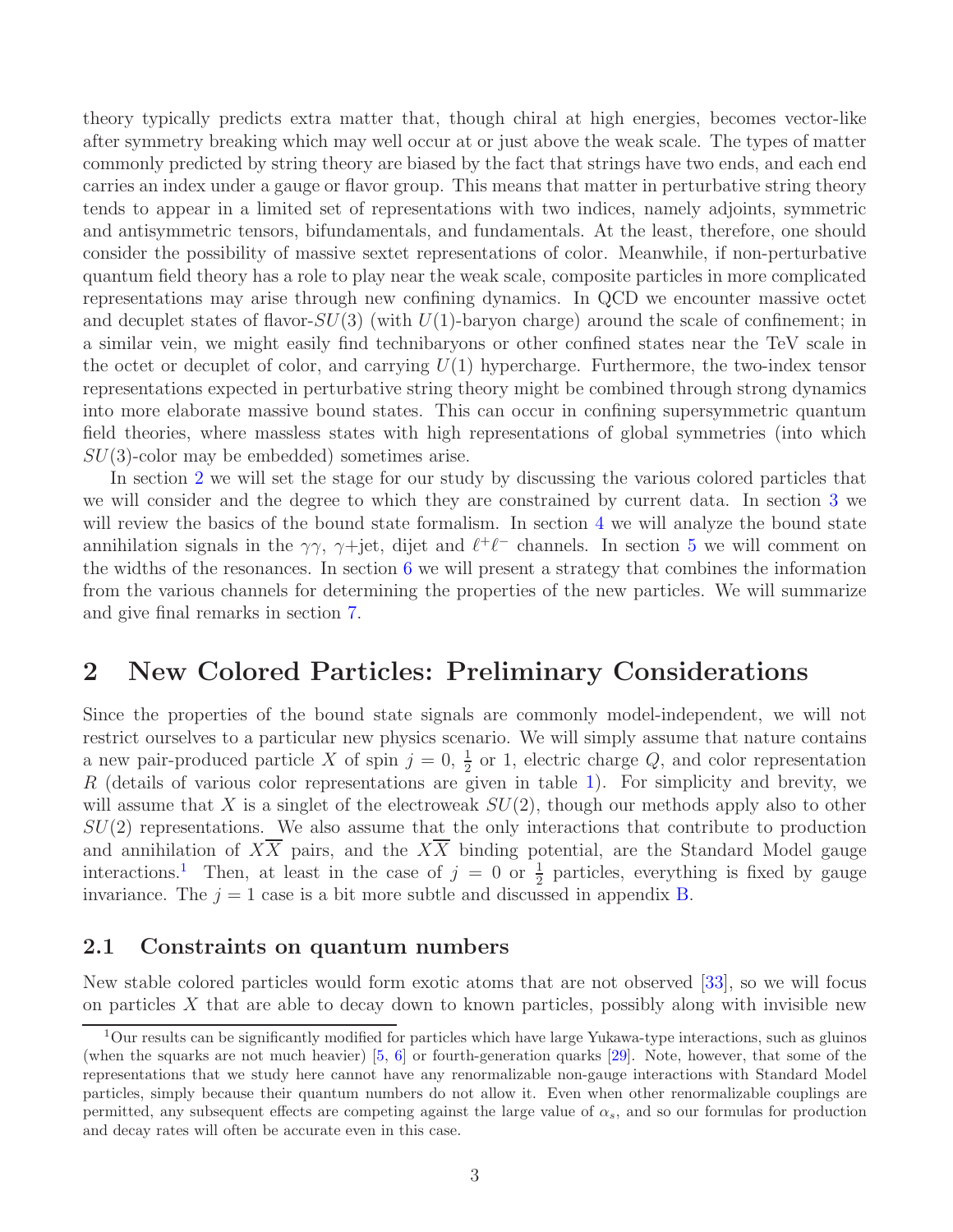theory typically predicts extra matter that, though chiral at high energies, becomes vector-like after symmetry breaking which may well occur at or just above the weak scale. The types of matter commonly predicted by string theory are biased by the fact that strings have two ends, and each end carries an index under a gauge or flavor group. This means that matter in perturbative string theory tends to appear in a limited set of representations with two indices, namely adjoints, symmetric and antisymmetric tensors, bifundamentals, and fundamentals. At the least, therefore, one should consider the possibility of massive sextet representations of color. Meanwhile, if non-perturbative quantum field theory has a role to play near the weak scale, composite particles in more complicated representations may arise through new confining dynamics. In QCD we encounter massive octet and decuplet states of flavor-$SU(3)$ (with $U(1)$-baryon charge) around the scale of confinement; in a similar vein, we might easily find technibaryons or other confined states near the TeV scale in the octet or decuplet of color, and carrying $U(1)$ hypercharge. Furthermore, the two-index tensor representations expected in perturbative string theory might be combined through strong dynamics into more elaborate massive bound states. This can occur in confining supersymmetric quantum field theories, where massless states with high representations of global symmetries (into which $SU(3)$-color may be embedded) sometimes arise.

In section 2 we will set the stage for our study by discussing the various colored particles that we will consider and the degree to which they are constrained by current data. In section 3 we will review the basics of the bound state formalism. In section 4 we will analyze the bound state annihilation signals in the $\gamma\gamma$, $\gamma$+jet, dijet and $\ell^+\ell^-$ channels. In section 5 we will comment on the widths of the resonances. In section 6 we will present a strategy that combines the information from the various channels for determining the properties of the new particles. We will summarize and give final remarks in section 7.

# 2 New Colored Particles: Preliminary Considerations

Since the properties of the bound state signals are commonly model-independent, we will not restrict ourselves to a particular new physics scenario. We will simply assume that nature contains a new pair-produced particle $X$ of spin $j = 0$, $\frac{1}{2}$ or 1, electric charge $Q$, and color representation $R$ (details of various color representations are given in table 1). For simplicity and brevity, we will assume that $X$ is a singlet of the electroweak $SU(2)$, though our methods apply also to other $SU(2)$ representations. We also assume that the only interactions that contribute to production and annihilation of $X\overline{X}$ pairs, and the $X\overline{X}$ binding potential, are the Standard Model gauge interactions.[1] Then, at least in the case of $j = 0$ or $\frac{1}{2}$ particles, everything is fixed by gauge invariance. The $j = 1$ case is a bit more subtle and discussed in appendix B.

## 2.1 Constraints on quantum numbers

New stable colored particles would form exotic atoms that are not observed [33], so we will focus on particles $X$ that are able to decay down to known particles, possibly along with invisible new

[1] Our results can be significantly modified for particles which have large Yukawa-type interactions, such as gluinos (when the squarks are not much heavier) [5, 6] or fourth-generation quarks [29]. Note, however, that some of the representations that we study here cannot have any renormalizable non-gauge interactions with Standard Model particles, simply because their quantum numbers do not allow it. Even when other renormalizable couplings are permitted, any subsequent effects are competing against the large value of $\alpha_s$, and so our formulas for production and decay rates will often be accurate even in this case.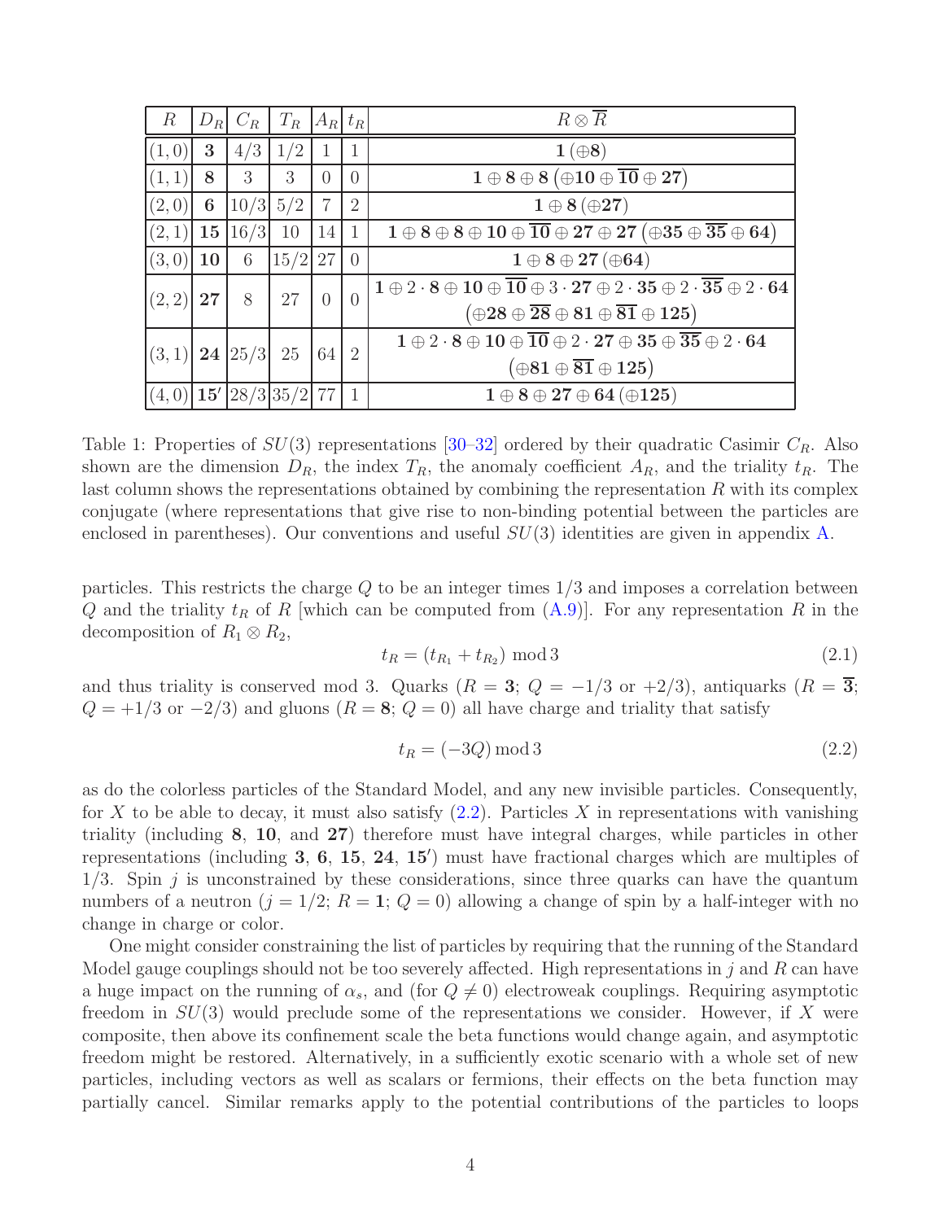| $R$ | $D_R$ | $C_R$ | $T_R$ | $A_R$ | $t_R$ | $R \otimes \overline{R}$ |
|---|---|---|---|---|---|---|
| $(1,0)$ | $\mathbf{3}$ | $4/3$ | $1/2$ | $1$ | $1$ | $\mathbf{1}\,(\oplus\mathbf{8})$ |
| $(1,1)$ | $\mathbf{8}$ | $3$ | $3$ | $0$ | $0$ | $\mathbf{1}\oplus\mathbf{8}\oplus\mathbf{8}\,(\oplus\mathbf{10}\oplus\overline{\mathbf{10}}\oplus\mathbf{27})$ |
| $(2,0)$ | $\mathbf{6}$ | $10/3$ | $5/2$ | $7$ | $2$ | $\mathbf{1}\oplus\mathbf{8}\,(\oplus\mathbf{27})$ |
| $(2,1)$ | $\mathbf{15}$ | $16/3$ | $10$ | $14$ | $1$ | $\mathbf{1}\oplus\mathbf{8}\oplus\mathbf{8}\oplus\mathbf{10}\oplus\overline{\mathbf{10}}\oplus\mathbf{27}\oplus\mathbf{27}\,(\oplus\mathbf{35}\oplus\overline{\mathbf{35}}\oplus\mathbf{64})$ |
| $(3,0)$ | $\mathbf{10}$ | $6$ | $15/2$ | $27$ | $0$ | $\mathbf{1}\oplus\mathbf{8}\oplus\mathbf{27}\,(\oplus\mathbf{64})$ |
| $(2,2)$ | $\mathbf{27}$ | $8$ | $27$ | $0$ | $0$ | $\mathbf{1}\oplus 2\cdot\mathbf{8}\oplus\mathbf{10}\oplus\overline{\mathbf{10}}\oplus 3\cdot\mathbf{27}\oplus 2\cdot\mathbf{35}\oplus 2\cdot\overline{\mathbf{35}}\oplus 2\cdot\mathbf{64}$ $(\oplus\mathbf{28}\oplus\overline{\mathbf{28}}\oplus\mathbf{81}\oplus\overline{\mathbf{81}}\oplus\mathbf{125})$ |
| $(3,1)$ | $\mathbf{24}$ | $25/3$ | $25$ | $64$ | $2$ | $\mathbf{1}\oplus 2\cdot\mathbf{8}\oplus\mathbf{10}\oplus\overline{\mathbf{10}}\oplus 2\cdot\mathbf{27}\oplus\mathbf{35}\oplus\overline{\mathbf{35}}\oplus 2\cdot\mathbf{64}$ $(\oplus\mathbf{81}\oplus\overline{\mathbf{81}}\oplus\mathbf{125})$ |
| $(4,0)$ | $\mathbf{15'}$ | $28/3$ | $35/2$ | $77$ | $1$ | $\mathbf{1}\oplus\mathbf{8}\oplus\mathbf{27}\oplus\mathbf{64}\,(\oplus\mathbf{125})$ |

Table 1: Properties of $SU(3)$ representations [30–32] ordered by their quadratic Casimir $C_R$. Also shown are the dimension $D_R$, the index $T_R$, the anomaly coefficient $A_R$, and the triality $t_R$. The last column shows the representations obtained by combining the representation $R$ with its complex conjugate (where representations that give rise to non-binding potential between the particles are enclosed in parentheses). Our conventions and useful $SU(3)$ identities are given in appendix A.

particles. This restricts the charge $Q$ to be an integer times $1/3$ and imposes a correlation between $Q$ and the triality $t_R$ of $R$ [which can be computed from (A.9)]. For any representation $R$ in the decomposition of $R_1 \otimes R_2$,

$$t_R = (t_{R_1} + t_{R_2}) \bmod 3 \tag{2.1}$$

and thus triality is conserved mod 3. Quarks ($R = \mathbf{3}$; $Q = -1/3$ or $+2/3$), antiquarks ($R = \overline{\mathbf{3}}$; $Q = +1/3$ or $-2/3$) and gluons ($R = \mathbf{8}$; $Q = 0$) all have charge and triality that satisfy

$$t_R = (-3Q) \bmod 3 \tag{2.2}$$

as do the colorless particles of the Standard Model, and any new invisible particles. Consequently, for $X$ to be able to decay, it must also satisfy (2.2). Particles $X$ in representations with vanishing triality (including $\mathbf{8}$, $\mathbf{10}$, and $\mathbf{27}$) therefore must have integral charges, while particles in other representations (including $\mathbf{3}$, $\mathbf{6}$, $\mathbf{15}$, $\mathbf{24}$, $\mathbf{15'}$) must have fractional charges which are multiples of $1/3$. Spin $j$ is unconstrained by these considerations, since three quarks can have the quantum numbers of a neutron ($j = 1/2$; $R = \mathbf{1}$; $Q = 0$) allowing a change of spin by a half-integer with no change in charge or color.

One might consider constraining the list of particles by requiring that the running of the Standard Model gauge couplings should not be too severely affected. High representations in $j$ and $R$ can have a huge impact on the running of $\alpha_s$, and (for $Q \neq 0$) electroweak couplings. Requiring asymptotic freedom in $SU(3)$ would preclude some of the representations we consider. However, if $X$ were composite, then above its confinement scale the beta functions would change again, and asymptotic freedom might be restored. Alternatively, in a sufficiently exotic scenario with a whole set of new particles, including vectors as well as scalars or fermions, their effects on the beta function may partially cancel. Similar remarks apply to the potential contributions of the particles to loops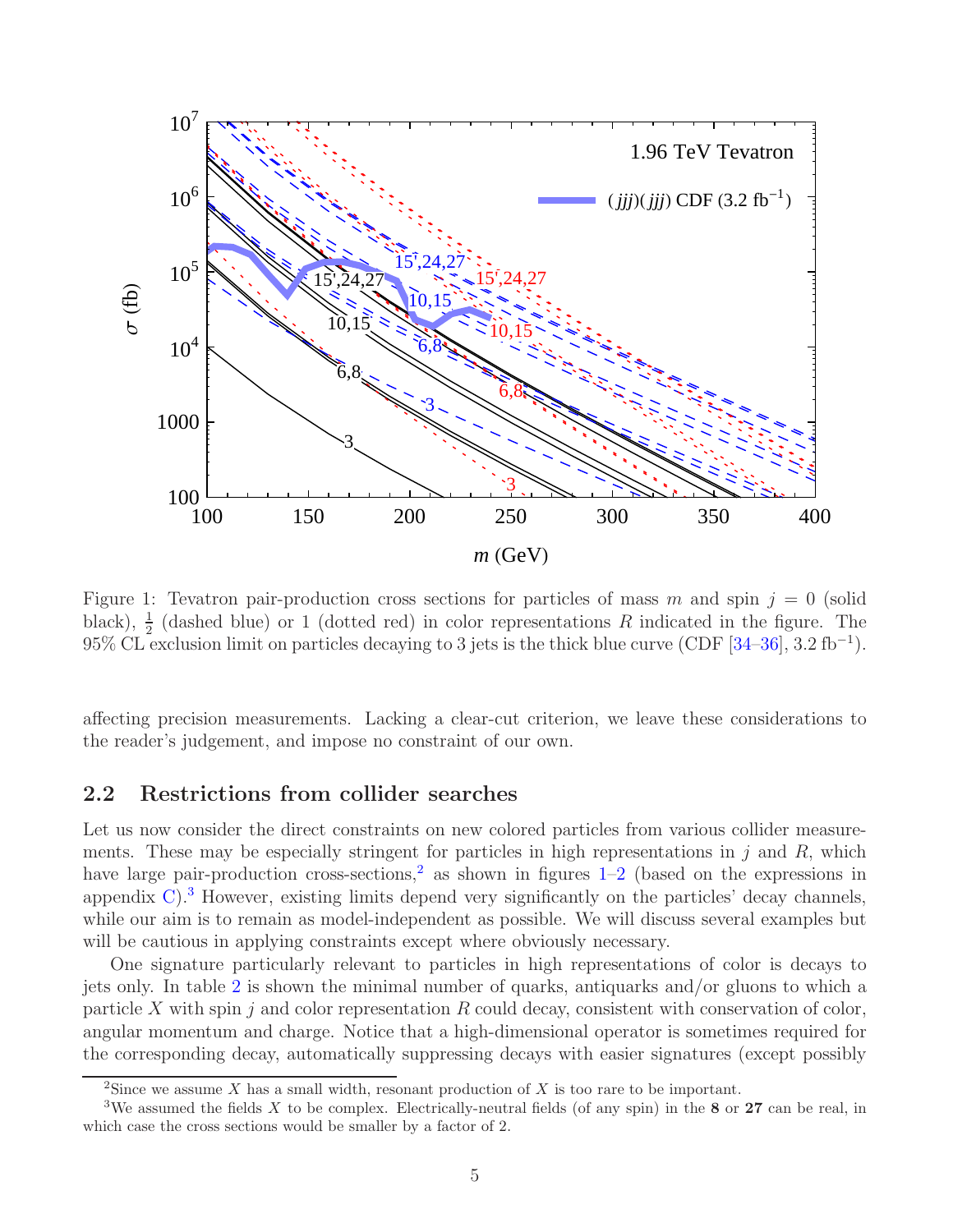Figure 1: Tevatron pair-production cross sections for particles of mass $m$ and spin $j = 0$ (solid black), $\frac{1}{2}$ (dashed blue) or 1 (dotted red) in color representations $R$ indicated in the figure. The 95% CL exclusion limit on particles decaying to 3 jets is the thick blue curve (CDF [34–36], 3.2 fb$^{-1}$).

affecting precision measurements. Lacking a clear-cut criterion, we leave these considerations to the reader's judgement, and impose no constraint of our own.

## 2.2 Restrictions from collider searches

Let us now consider the direct constraints on new colored particles from various collider measurements. These may be especially stringent for particles in high representations in $j$ and $R$, which have large pair-production cross-sections,[2] as shown in figures 1–2 (based on the expressions in appendix C).[3] However, existing limits depend very significantly on the particles' decay channels, while our aim is to remain as model-independent as possible. We will discuss several examples but will be cautious in applying constraints except where obviously necessary.

One signature particularly relevant to particles in high representations of color is decays to jets only. In table 2 is shown the minimal number of quarks, antiquarks and/or gluons to which a particle $X$ with spin $j$ and color representation $R$ could decay, consistent with conservation of color, angular momentum and charge. Notice that a high-dimensional operator is sometimes required for the corresponding decay, automatically suppressing decays with easier signatures (except possibly

[2] Since we assume $X$ has a small width, resonant production of $X$ is too rare to be important.

[3] We assumed the fields $X$ to be complex. Electrically-neutral fields (of any spin) in the **8** or **27** can be real, in which case the cross sections would be smaller by a factor of 2.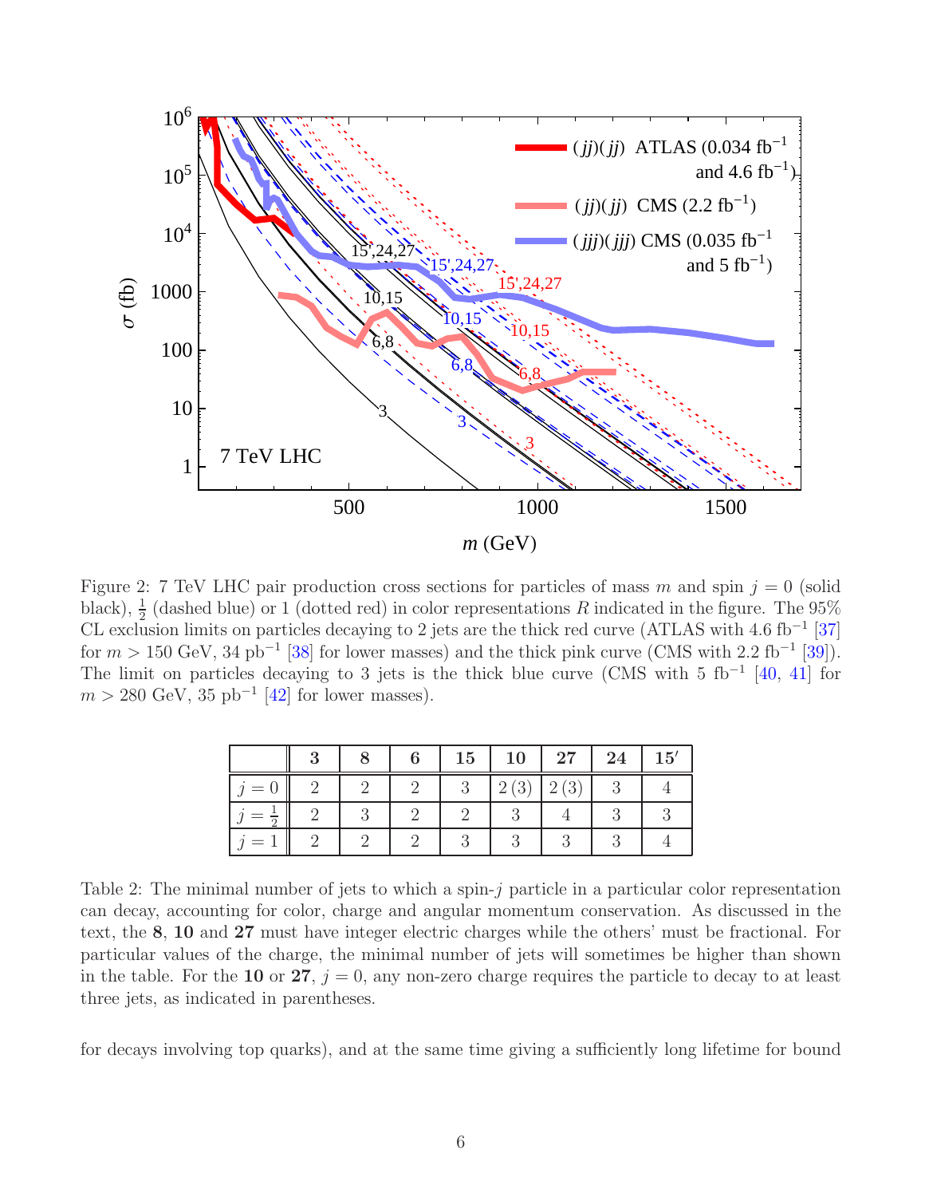Figure 2: 7 TeV LHC pair production cross sections for particles of mass $m$ and spin $j = 0$ (solid black), $\frac{1}{2}$ (dashed blue) or 1 (dotted red) in color representations $R$ indicated in the figure. The 95% CL exclusion limits on particles decaying to 2 jets are the thick red curve (ATLAS with 4.6 fb$^{-1}$ [37] for $m > 150$ GeV, 34 pb$^{-1}$ [38] for lower masses) and the thick pink curve (CMS with 2.2 fb$^{-1}$ [39]). The limit on particles decaying to 3 jets is the thick blue curve (CMS with 5 fb$^{-1}$ [40, 41] for $m > 280$ GeV, 35 pb$^{-1}$ [42] for lower masses).

| | **3** | **8** | **6** | **15** | **10** | **27** | **24** | **15′** |
|---|---|---|---|---|---|---|---|---|
| $j = 0$ | 2 | 2 | 2 | 3 | 2 (3) | 2 (3) | 3 | 4 |
| $j = \frac{1}{2}$ | 2 | 3 | 2 | 2 | 3 | 4 | 3 | 3 |
| $j = 1$ | 2 | 2 | 2 | 3 | 3 | 3 | 3 | 4 |

Table 2: The minimal number of jets to which a spin-$j$ particle in a particular color representation can decay, accounting for color, charge and angular momentum conservation. As discussed in the text, the **8**, **10** and **27** must have integer electric charges while the others' must be fractional. For particular values of the charge, the minimal number of jets will sometimes be higher than shown in the table. For the **10** or **27**, $j = 0$, any non-zero charge requires the particle to decay to at least three jets, as indicated in parentheses.

for decays involving top quarks), and at the same time giving a sufficiently long lifetime for bound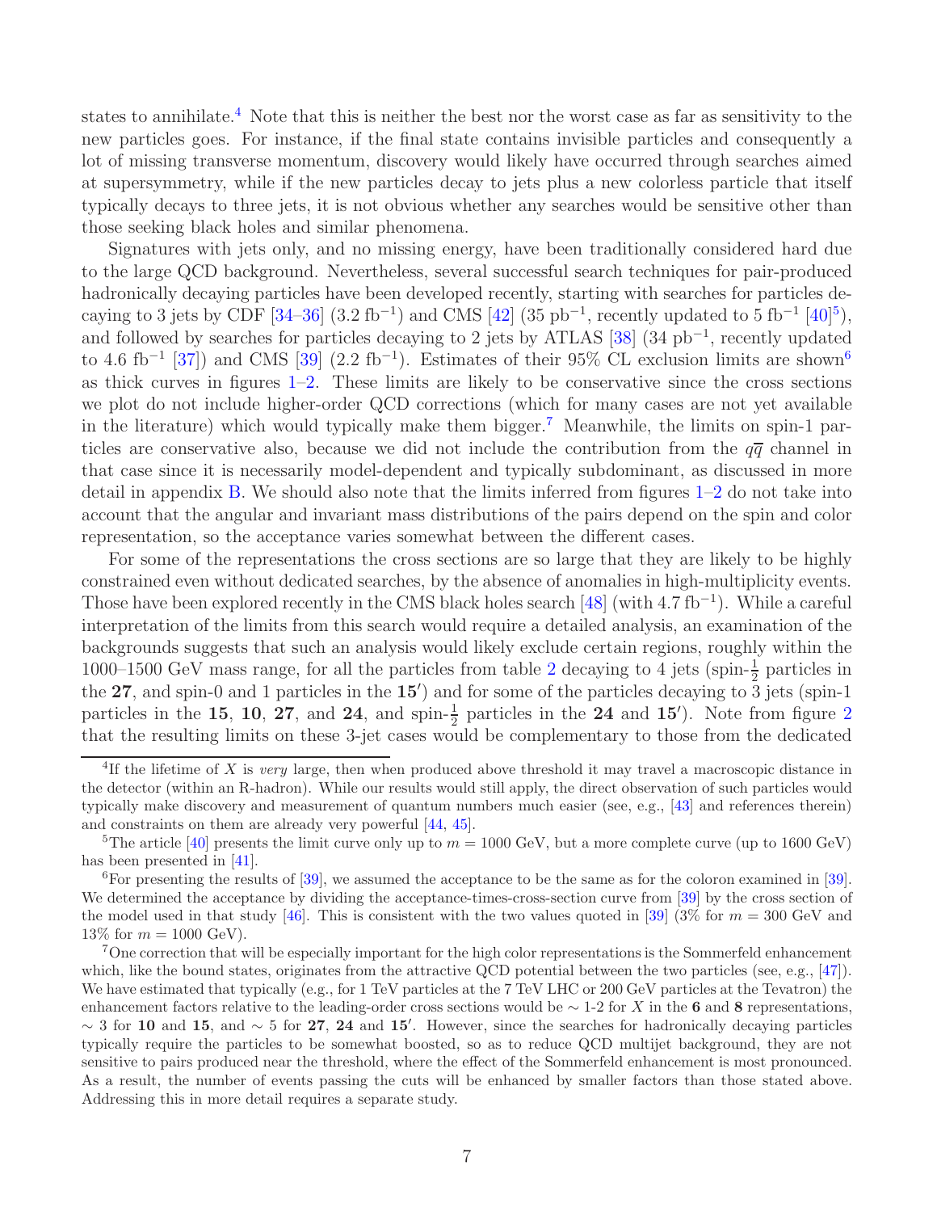states to annihilate.[4] Note that this is neither the best nor the worst case as far as sensitivity to the new particles goes. For instance, if the final state contains invisible particles and consequently a lot of missing transverse momentum, discovery would likely have occurred through searches aimed at supersymmetry, while if the new particles decay to jets plus a new colorless particle that itself typically decays to three jets, it is not obvious whether any searches would be sensitive other than those seeking black holes and similar phenomena.

Signatures with jets only, and no missing energy, have been traditionally considered hard due to the large QCD background. Nevertheless, several successful search techniques for pair-produced hadronically decaying particles have been developed recently, starting with searches for particles decaying to 3 jets by CDF [34–36] (3.2 fb$^{-1}$) and CMS [42] (35 pb$^{-1}$, recently updated to 5 fb$^{-1}$ [40][5]), and followed by searches for particles decaying to 2 jets by ATLAS [38] (34 pb$^{-1}$, recently updated to 4.6 fb$^{-1}$ [37]) and CMS [39] (2.2 fb$^{-1}$). Estimates of their 95% CL exclusion limits are shown[6] as thick curves in figures 1–2. These limits are likely to be conservative since the cross sections we plot do not include higher-order QCD corrections (which for many cases are not yet available in the literature) which would typically make them bigger.[7] Meanwhile, the limits on spin-1 particles are conservative also, because we did not include the contribution from the $q\overline{q}$ channel in that case since it is necessarily model-dependent and typically subdominant, as discussed in more detail in appendix B. We should also note that the limits inferred from figures 1–2 do not take into account that the angular and invariant mass distributions of the pairs depend on the spin and color representation, so the acceptance varies somewhat between the different cases.

For some of the representations the cross sections are so large that they are likely to be highly constrained even without dedicated searches, by the absence of anomalies in high-multiplicity events. Those have been explored recently in the CMS black holes search [48] (with 4.7 fb$^{-1}$). While a careful interpretation of the limits from this search would require a detailed analysis, an examination of the backgrounds suggests that such an analysis would likely exclude certain regions, roughly within the 1000–1500 GeV mass range, for all the particles from table 2 decaying to 4 jets (spin-$\frac{1}{2}$ particles in the **27**, and spin-0 and 1 particles in the **15′**) and for some of the particles decaying to 3 jets (spin-1 particles in the **15**, **10**, **27**, and **24**, and spin-$\frac{1}{2}$ particles in the **24** and **15′**). Note from figure 2 that the resulting limits on these 3-jet cases would be complementary to those from the dedicated

---

[4] If the lifetime of $X$ is *very* large, then when produced above threshold it may travel a macroscopic distance in the detector (within an R-hadron). While our results would still apply, the direct observation of such particles would typically make discovery and measurement of quantum numbers much easier (see, e.g., [43] and references therein) and constraints on them are already very powerful [44, 45].

[5] The article [40] presents the limit curve only up to $m = 1000$ GeV, but a more complete curve (up to 1600 GeV) has been presented in [41].

[6] For presenting the results of [39], we assumed the acceptance to be the same as for the coloron examined in [39]. We determined the acceptance by dividing the acceptance-times-cross-section curve from [39] by the cross section of the model used in that study [46]. This is consistent with the two values quoted in [39] (3% for $m = 300$ GeV and 13% for $m = 1000$ GeV).

[7] One correction that will be especially important for the high color representations is the Sommerfeld enhancement which, like the bound states, originates from the attractive QCD potential between the two particles (see, e.g., [47]). We have estimated that typically (e.g., for 1 TeV particles at the 7 TeV LHC or 200 GeV particles at the Tevatron) the enhancement factors relative to the leading-order cross sections would be $\sim$ 1-2 for $X$ in the **6** and **8** representations, $\sim$ 3 for **10** and **15**, and $\sim$ 5 for **27**, **24** and **15′**. However, since the searches for hadronically decaying particles typically require the particles to be somewhat boosted, so as to reduce QCD multijet background, they are not sensitive to pairs produced near the threshold, where the effect of the Sommerfeld enhancement is most pronounced. As a result, the number of events passing the cuts will be enhanced by smaller factors than those stated above. Addressing this in more detail requires a separate study.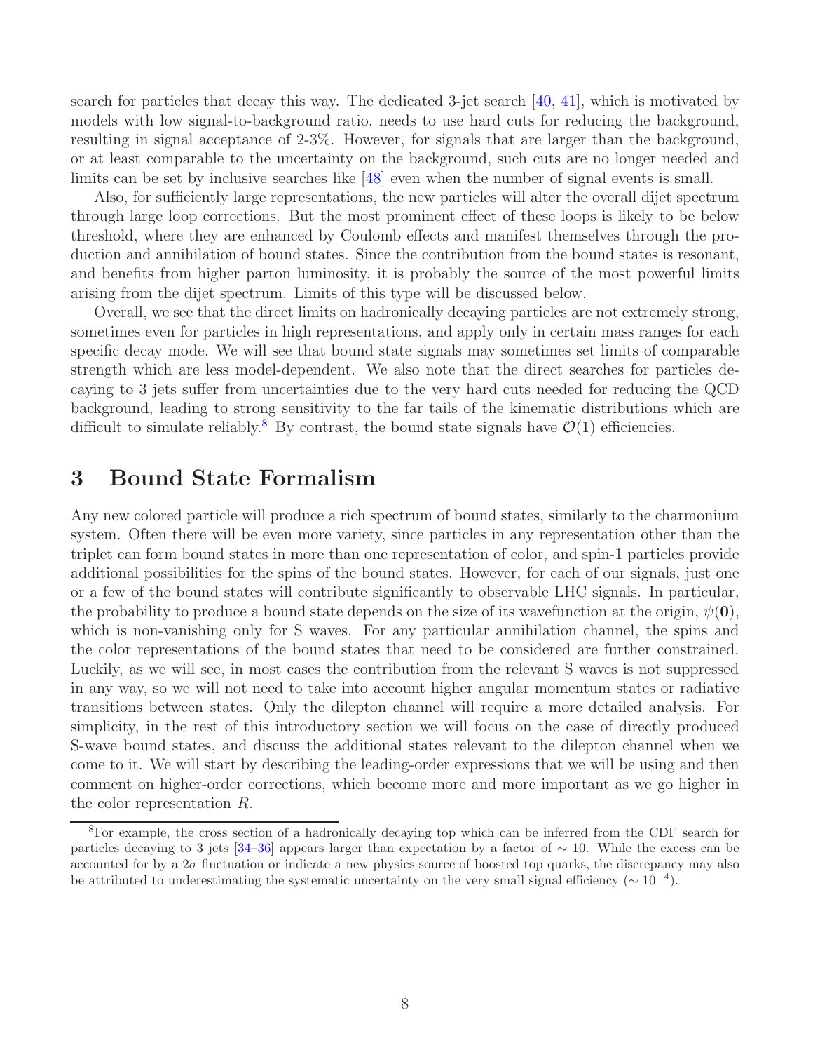search for particles that decay this way. The dedicated 3-jet search [40, 41], which is motivated by models with low signal-to-background ratio, needs to use hard cuts for reducing the background, resulting in signal acceptance of 2-3%. However, for signals that are larger than the background, or at least comparable to the uncertainty on the background, such cuts are no longer needed and limits can be set by inclusive searches like [48] even when the number of signal events is small.

Also, for sufficiently large representations, the new particles will alter the overall dijet spectrum through large loop corrections. But the most prominent effect of these loops is likely to be below threshold, where they are enhanced by Coulomb effects and manifest themselves through the production and annihilation of bound states. Since the contribution from the bound states is resonant, and benefits from higher parton luminosity, it is probably the source of the most powerful limits arising from the dijet spectrum. Limits of this type will be discussed below.

Overall, we see that the direct limits on hadronically decaying particles are not extremely strong, sometimes even for particles in high representations, and apply only in certain mass ranges for each specific decay mode. We will see that bound state signals may sometimes set limits of comparable strength which are less model-dependent. We also note that the direct searches for particles decaying to 3 jets suffer from uncertainties due to the very hard cuts needed for reducing the QCD background, leading to strong sensitivity to the far tails of the kinematic distributions which are difficult to simulate reliably.[8] By contrast, the bound state signals have $\mathcal{O}(1)$ efficiencies.

# 3 Bound State Formalism

Any new colored particle will produce a rich spectrum of bound states, similarly to the charmonium system. Often there will be even more variety, since particles in any representation other than the triplet can form bound states in more than one representation of color, and spin-1 particles provide additional possibilities for the spins of the bound states. However, for each of our signals, just one or a few of the bound states will contribute significantly to observable LHC signals. In particular, the probability to produce a bound state depends on the size of its wavefunction at the origin, $\psi(\mathbf{0})$, which is non-vanishing only for S waves. For any particular annihilation channel, the spins and the color representations of the bound states that need to be considered are further constrained. Luckily, as we will see, in most cases the contribution from the relevant S waves is not suppressed in any way, so we will not need to take into account higher angular momentum states or radiative transitions between states. Only the dilepton channel will require a more detailed analysis. For simplicity, in the rest of this introductory section we will focus on the case of directly produced S-wave bound states, and discuss the additional states relevant to the dilepton channel when we come to it. We will start by describing the leading-order expressions that we will be using and then comment on higher-order corrections, which become more and more important as we go higher in the color representation $R$.

[8] For example, the cross section of a hadronically decaying top which can be inferred from the CDF search for particles decaying to 3 jets [34–36] appears larger than expectation by a factor of $\sim 10$. While the excess can be accounted for by a $2\sigma$ fluctuation or indicate a new physics source of boosted top quarks, the discrepancy may also be attributed to underestimating the systematic uncertainty on the very small signal efficiency ($\sim 10^{-4}$).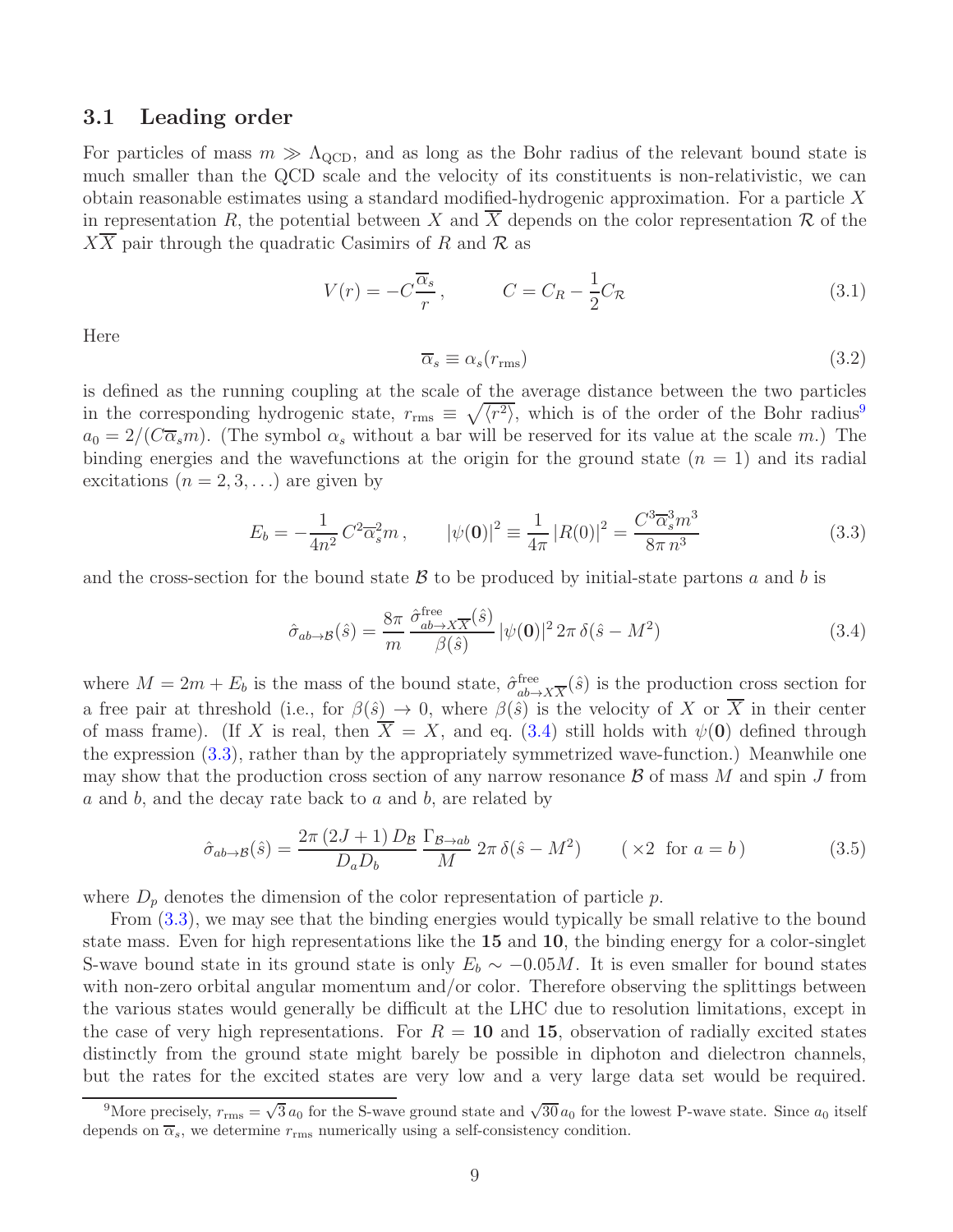### 3.1 Leading order

For particles of mass $m \gg \Lambda_{\rm QCD}$, and as long as the Bohr radius of the relevant bound state is much smaller than the QCD scale and the velocity of its constituents is non-relativistic, we can obtain reasonable estimates using a standard modified-hydrogenic approximation. For a particle $X$ in representation $R$, the potential between $X$ and $\overline{X}$ depends on the color representation $\mathcal{R}$ of the $X\overline{X}$ pair through the quadratic Casimirs of $R$ and $\mathcal{R}$ as

$$V(r) = -C\frac{\overline{\alpha}_s}{r}\,, \qquad C = C_R - \frac{1}{2}C_{\mathcal{R}} \tag{3.1}$$

Here

$$\overline{\alpha}_s \equiv \alpha_s(r_{\rm rms}) \tag{3.2}$$

is defined as the running coupling at the scale of the average distance between the two particles in the corresponding hydrogenic state, $r_{\rm rms} \equiv \sqrt{\langle r^2\rangle}$, which is of the order of the Bohr radius[9] $a_0 = 2/(C\overline{\alpha}_s m)$. (The symbol $\alpha_s$ without a bar will be reserved for its value at the scale $m$.) The binding energies and the wavefunctions at the origin for the ground state ($n = 1$) and its radial excitations ($n = 2, 3, \ldots$) are given by

$$E_b = -\frac{1}{4n^2}\,C^2\overline{\alpha}_s^2 m\,, \qquad |\psi(\mathbf{0})|^2 \equiv \frac{1}{4\pi}\,|R(0)|^2 = \frac{C^3\overline{\alpha}_s^3 m^3}{8\pi\, n^3} \tag{3.3}$$

and the cross-section for the bound state $\mathcal{B}$ to be produced by initial-state partons $a$ and $b$ is

$$\hat{\sigma}_{ab\to\mathcal{B}}(\hat{s}) = \frac{8\pi}{m}\,\frac{\hat{\sigma}^{\rm free}_{ab\to X\overline{X}}(\hat{s})}{\beta(\hat{s})}\,|\psi(\mathbf{0})|^2\, 2\pi\,\delta(\hat{s} - M^2) \tag{3.4}$$

where $M = 2m + E_b$ is the mass of the bound state, $\hat{\sigma}^{\rm free}_{ab\to X\overline{X}}(\hat{s})$ is the production cross section for a free pair at threshold (i.e., for $\beta(\hat{s}) \to 0$, where $\beta(\hat{s})$ is the velocity of $X$ or $\overline{X}$ in their center of mass frame). (If $X$ is real, then $\overline{X} = X$, and eq. (3.4) still holds with $\psi(\mathbf{0})$ defined through the expression (3.3), rather than by the appropriately symmetrized wave-function.) Meanwhile one may show that the production cross section of any narrow resonance $\mathcal{B}$ of mass $M$ and spin $J$ from $a$ and $b$, and the decay rate back to $a$ and $b$, are related by

$$\hat{\sigma}_{ab\to\mathcal{B}}(\hat{s}) = \frac{2\pi\,(2J+1)\,D_{\mathcal{B}}}{D_a D_b}\,\frac{\Gamma_{\mathcal{B}\to ab}}{M}\,2\pi\,\delta(\hat{s} - M^2) \qquad (\,\times 2 \ \text{ for } a = b\,) \tag{3.5}$$

where $D_p$ denotes the dimension of the color representation of particle $p$.

From (3.3), we may see that the binding energies would typically be small relative to the bound state mass. Even for high representations like the **15** and **10**, the binding energy for a color-singlet S-wave bound state in its ground state is only $E_b \sim -0.05M$. It is even smaller for bound states with non-zero orbital angular momentum and/or color. Therefore observing the splittings between the various states would generally be difficult at the LHC due to resolution limitations, except in the case of very high representations. For $R = \mathbf{10}$ and $\mathbf{15}$, observation of radially excited states distinctly from the ground state might barely be possible in diphoton and dielectron channels, but the rates for the excited states are very low and a very large data set would be required.

[9] More precisely, $r_{\rm rms} = \sqrt{3}\,a_0$ for the S-wave ground state and $\sqrt{30}\,a_0$ for the lowest P-wave state. Since $a_0$ itself depends on $\overline{\alpha}_s$, we determine $r_{\rm rms}$ numerically using a self-consistency condition.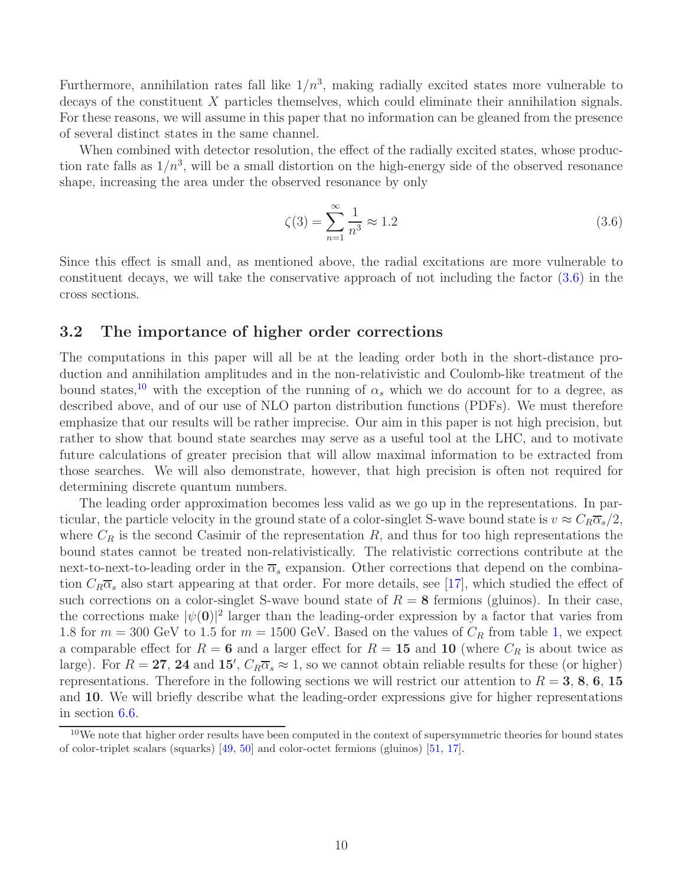Furthermore, annihilation rates fall like $1/n^3$, making radially excited states more vulnerable to decays of the constituent $X$ particles themselves, which could eliminate their annihilation signals. For these reasons, we will assume in this paper that no information can be gleaned from the presence of several distinct states in the same channel.

When combined with detector resolution, the effect of the radially excited states, whose production rate falls as $1/n^3$, will be a small distortion on the high-energy side of the observed resonance shape, increasing the area under the observed resonance by only

$$\zeta(3) = \sum_{n=1}^{\infty} \frac{1}{n^3} \approx 1.2 \tag{3.6}$$

Since this effect is small and, as mentioned above, the radial excitations are more vulnerable to constituent decays, we will take the conservative approach of not including the factor (3.6) in the cross sections.

## 3.2 The importance of higher order corrections

The computations in this paper will all be at the leading order both in the short-distance production and annihilation amplitudes and in the non-relativistic and Coulomb-like treatment of the bound states,[10] with the exception of the running of $\alpha_s$ which we do account for to a degree, as described above, and of our use of NLO parton distribution functions (PDFs). We must therefore emphasize that our results will be rather imprecise. Our aim in this paper is not high precision, but rather to show that bound state searches may serve as a useful tool at the LHC, and to motivate future calculations of greater precision that will allow maximal information to be extracted from those searches. We will also demonstrate, however, that high precision is often not required for determining discrete quantum numbers.

The leading order approximation becomes less valid as we go up in the representations. In particular, the particle velocity in the ground state of a color-singlet S-wave bound state is $v \approx C_R\overline{\alpha}_s/2$, where $C_R$ is the second Casimir of the representation $R$, and thus for too high representations the bound states cannot be treated non-relativistically. The relativistic corrections contribute at the next-to-next-to-leading order in the $\overline{\alpha}_s$ expansion. Other corrections that depend on the combination $C_R\overline{\alpha}_s$ also start appearing at that order. For more details, see [17], which studied the effect of such corrections on a color-singlet S-wave bound state of $R = \mathbf{8}$ fermions (gluinos). In their case, the corrections make $|\psi(\mathbf{0})|^2$ larger than the leading-order expression by a factor that varies from 1.8 for $m = 300$ GeV to 1.5 for $m = 1500$ GeV. Based on the values of $C_R$ from table 1, we expect a comparable effect for $R = \mathbf{6}$ and a larger effect for $R = \mathbf{15}$ and $\mathbf{10}$ (where $C_R$ is about twice as large). For $R = \mathbf{27}$, $\mathbf{24}$ and $\mathbf{15'}$, $C_R\overline{\alpha}_s \approx 1$, so we cannot obtain reliable results for these (or higher) representations. Therefore in the following sections we will restrict our attention to $R = \mathbf{3}$, $\mathbf{8}$, $\mathbf{6}$, $\mathbf{15}$ and $\mathbf{10}$. We will briefly describe what the leading-order expressions give for higher representations in section 6.6.

[10] We note that higher order results have been computed in the context of supersymmetric theories for bound states of color-triplet scalars (squarks) [49, 50] and color-octet fermions (gluinos) [51, 17].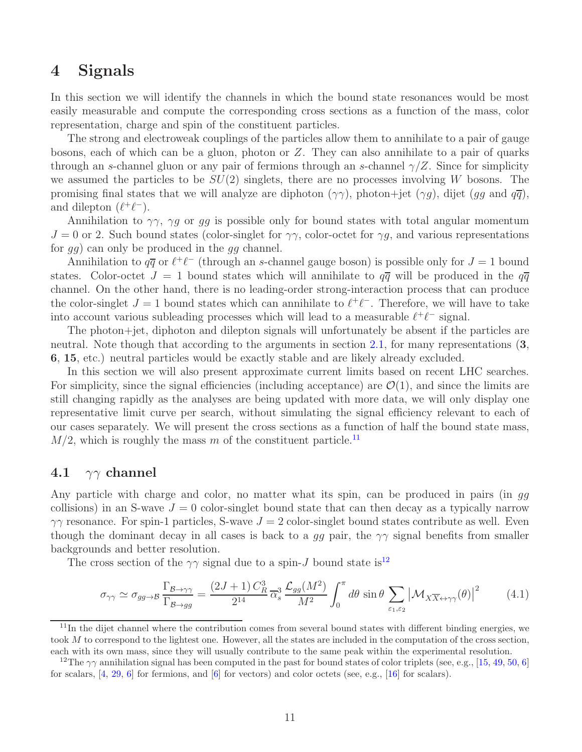# 4 Signals

In this section we will identify the channels in which the bound state resonances would be most easily measurable and compute the corresponding cross sections as a function of the mass, color representation, charge and spin of the constituent particles.

The strong and electroweak couplings of the particles allow them to annihilate to a pair of gauge bosons, each of which can be a gluon, photon or $Z$. They can also annihilate to a pair of quarks through an $s$-channel gluon or any pair of fermions through an $s$-channel $\gamma/Z$. Since for simplicity we assumed the particles to be $SU(2)$ singlets, there are no processes involving $W$ bosons. The promising final states that we will analyze are diphoton ($\gamma\gamma$), photon+jet ($\gamma g$), dijet ($gg$ and $q\overline{q}$), and dilepton ($\ell^+\ell^-$).

Annihilation to $\gamma\gamma$, $\gamma g$ or $gg$ is possible only for bound states with total angular momentum $J = 0$ or 2. Such bound states (color-singlet for $\gamma\gamma$, color-octet for $\gamma g$, and various representations for $gg$) can only be produced in the $gg$ channel.

Annihilation to $q\overline{q}$ or $\ell^+\ell^-$ (through an $s$-channel gauge boson) is possible only for $J = 1$ bound states. Color-octet $J = 1$ bound states which will annihilate to $q\overline{q}$ will be produced in the $q\overline{q}$ channel. On the other hand, there is no leading-order strong-interaction process that can produce the color-singlet $J = 1$ bound states which can annihilate to $\ell^+\ell^-$. Therefore, we will have to take into account various subleading processes which will lead to a measurable $\ell^+\ell^-$ signal.

The photon+jet, diphoton and dilepton signals will unfortunately be absent if the particles are neutral. Note though that according to the arguments in section 2.1, for many representations (**3**, **6**, **15**, etc.) neutral particles would be exactly stable and are likely already excluded.

In this section we will also present approximate current limits based on recent LHC searches. For simplicity, since the signal efficiencies (including acceptance) are $\mathcal{O}(1)$, and since the limits are still changing rapidly as the analyses are being updated with more data, we will only display one representative limit curve per search, without simulating the signal efficiency relevant to each of our cases separately. We will present the cross sections as a function of half the bound state mass, $M/2$, which is roughly the mass $m$ of the constituent particle.[11]

## 4.1 $\gamma\gamma$ channel

Any particle with charge and color, no matter what its spin, can be produced in pairs (in $gg$ collisions) in an S-wave $J = 0$ color-singlet bound state that can then decay as a typically narrow $\gamma\gamma$ resonance. For spin-1 particles, S-wave $J = 2$ color-singlet bound states contribute as well. Even though the dominant decay in all cases is back to a $gg$ pair, the $\gamma\gamma$ signal benefits from smaller backgrounds and better resolution.

The cross section of the $\gamma\gamma$ signal due to a spin-$J$ bound state is[12]

$$\sigma_{\gamma\gamma} \simeq \sigma_{gg\to\mathcal{B}}\,\frac{\Gamma_{\mathcal{B}\to\gamma\gamma}}{\Gamma_{\mathcal{B}\to gg}} = \frac{(2J+1)\,C_R^3}{2^{14}}\,\overline{\alpha}_s^3\,\frac{\mathcal{L}_{gg}(M^2)}{M^2}\int_0^\pi d\theta\,\sin\theta\sum_{\varepsilon_1,\varepsilon_2}\left|\mathcal{M}_{X\overline{X}\leftrightarrow\gamma\gamma}(\theta)\right|^2 \tag{4.1}$$

[11] In the dijet channel where the contribution comes from several bound states with different binding energies, we took $M$ to correspond to the lightest one. However, all the states are included in the computation of the cross section, each with its own mass, since they will usually contribute to the same peak within the experimental resolution.

[12] The $\gamma\gamma$ annihilation signal has been computed in the past for bound states of color triplets (see, e.g., [15, 49, 50, 6] for scalars, [4, 29, 6] for fermions, and [6] for vectors) and color octets (see, e.g., [16] for scalars).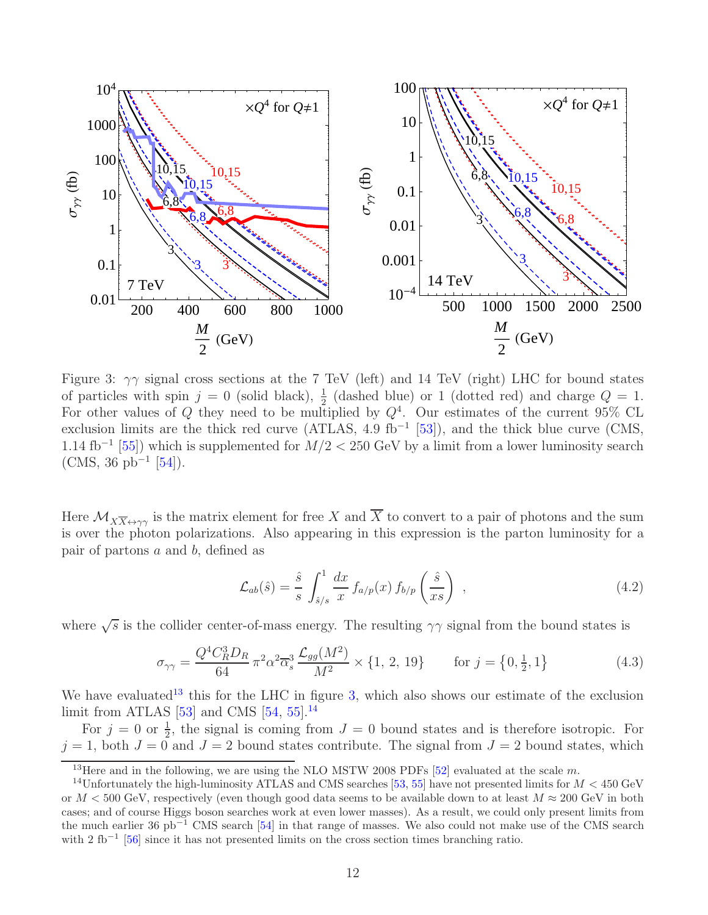Figure 3: $\gamma\gamma$ signal cross sections at the 7 TeV (left) and 14 TeV (right) LHC for bound states of particles with spin $j = 0$ (solid black), $\frac{1}{2}$ (dashed blue) or 1 (dotted red) and charge $Q = 1$. For other values of $Q$ they need to be multiplied by $Q^4$. Our estimates of the current 95% CL exclusion limits are the thick red curve (ATLAS, 4.9 fb$^{-1}$ [53]), and the thick blue curve (CMS, 1.14 fb$^{-1}$ [55]) which is supplemented for $M/2 < 250$ GeV by a limit from a lower luminosity search (CMS, 36 pb$^{-1}$ [54]).

Here $\mathcal{M}_{X\overline{X}\leftrightarrow\gamma\gamma}$ is the matrix element for free $X$ and $\overline{X}$ to convert to a pair of photons and the sum is over the photon polarizations. Also appearing in this expression is the parton luminosity for a pair of partons $a$ and $b$, defined as

$$\mathcal{L}_{ab}(\hat{s}) = \frac{\hat{s}}{s}\int_{\hat{s}/s}^{1} \frac{dx}{x}\, f_{a/p}(x)\, f_{b/p}\!\left(\frac{\hat{s}}{xs}\right) \;, \tag{4.2}$$

where $\sqrt{s}$ is the collider center-of-mass energy. The resulting $\gamma\gamma$ signal from the bound states is

$$\sigma_{\gamma\gamma} = \frac{Q^4 C_R^3 D_R}{64}\,\pi^2\alpha^2\overline{\alpha}_s^3\,\frac{\mathcal{L}_{gg}(M^2)}{M^2} \times \{1,\, 2,\, 19\} \qquad \text{for } j = \left\{0, \tfrac{1}{2}, 1\right\} \tag{4.3}$$

We have evaluated[13] this for the LHC in figure 3, which also shows our estimate of the exclusion limit from ATLAS [53] and CMS [54, 55].[14]

For $j = 0$ or $\frac{1}{2}$, the signal is coming from $J = 0$ bound states and is therefore isotropic. For $j = 1$, both $J = 0$ and $J = 2$ bound states contribute. The signal from $J = 2$ bound states, which

[13] Here and in the following, we are using the NLO MSTW 2008 PDFs [52] evaluated at the scale $m$.

[14] Unfortunately the high-luminosity ATLAS and CMS searches [53, 55] have not presented limits for $M < 450$ GeV or $M < 500$ GeV, respectively (even though good data seems to be available down to at least $M \approx 200$ GeV in both cases; and of course Higgs boson searches work at even lower masses). As a result, we could only present limits from the much earlier 36 pb$^{-1}$ CMS search [54] in that range of masses. We also could not make use of the CMS search with 2 fb$^{-1}$ [56] since it has not presented limits on the cross section times branching ratio.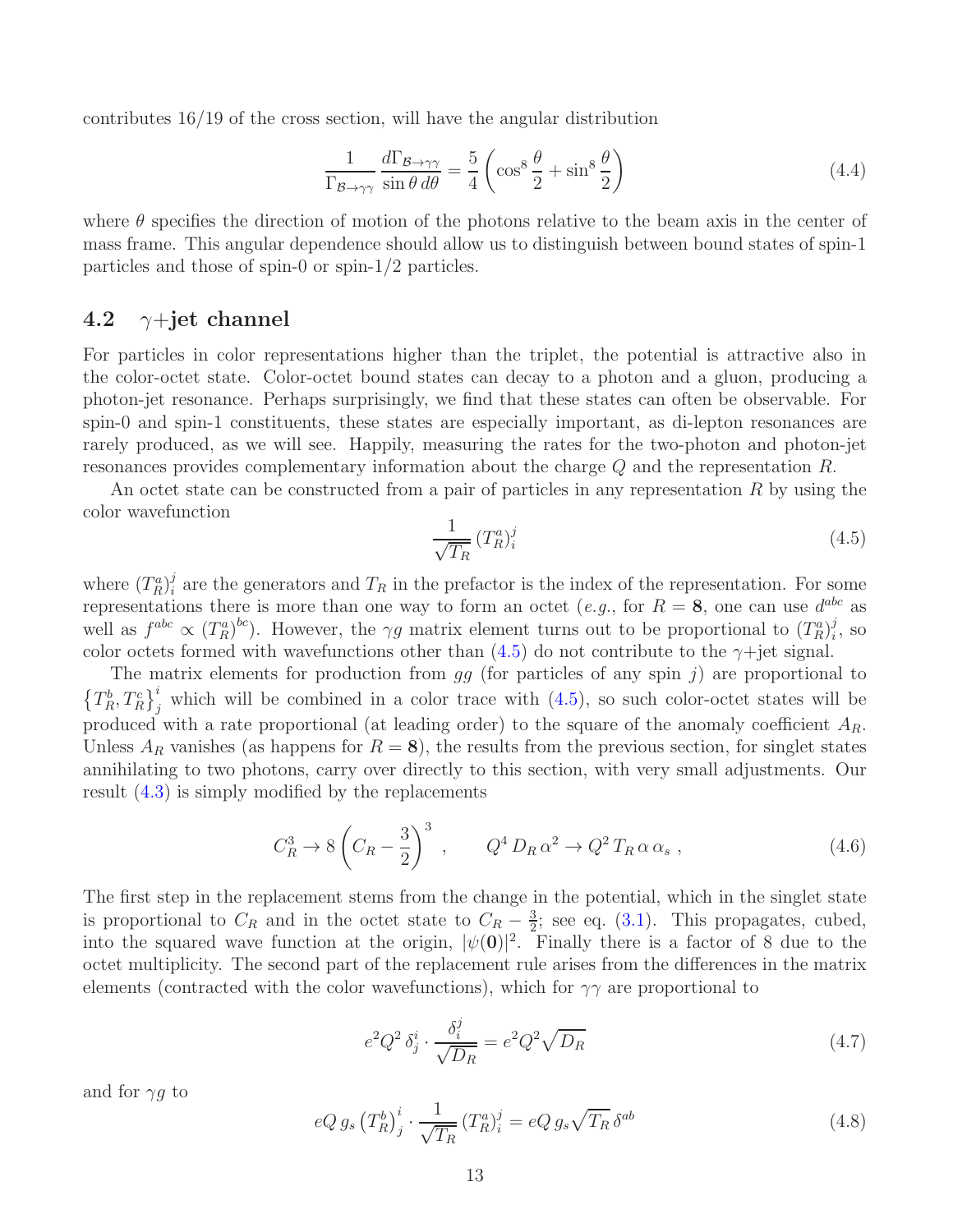contributes 16/19 of the cross section, will have the angular distribution

$$\frac{1}{\Gamma_{\mathcal{B}\to\gamma\gamma}} \frac{d\Gamma_{\mathcal{B}\to\gamma\gamma}}{\sin\theta\, d\theta} = \frac{5}{4}\left(\cos^8\frac{\theta}{2} + \sin^8\frac{\theta}{2}\right) \tag{4.4}$$

where $\theta$ specifies the direction of motion of the photons relative to the beam axis in the center of mass frame. This angular dependence should allow us to distinguish between bound states of spin-1 particles and those of spin-0 or spin-1/2 particles.

## 4.2 $\gamma$+jet channel

For particles in color representations higher than the triplet, the potential is attractive also in the color-octet state. Color-octet bound states can decay to a photon and a gluon, producing a photon-jet resonance. Perhaps surprisingly, we find that these states can often be observable. For spin-0 and spin-1 constituents, these states are especially important, as di-lepton resonances are rarely produced, as we will see. Happily, measuring the rates for the two-photon and photon-jet resonances provides complementary information about the charge $Q$ and the representation $R$.

An octet state can be constructed from a pair of particles in any representation $R$ by using the color wavefunction

$$\frac{1}{\sqrt{T_R}}\,(T^a_R)^j_i \tag{4.5}$$

where $(T^a_R)^j_i$ are the generators and $T_R$ in the prefactor is the index of the representation. For some representations there is more than one way to form an octet (*e.g.*, for $R = \mathbf{8}$, one can use $d^{abc}$ as well as $f^{abc} \propto (T^a_R)^{bc}$). However, the $\gamma g$ matrix element turns out to be proportional to $(T^a_R)^j_i$, so color octets formed with wavefunctions other than (4.5) do not contribute to the $\gamma$+jet signal.

The matrix elements for production from $gg$ (for particles of any spin $j$) are proportional to $\left\{T^b_R, T^c_R\right\}^i_j$ which will be combined in a color trace with (4.5), so such color-octet states will be produced with a rate proportional (at leading order) to the square of the anomaly coefficient $A_R$. Unless $A_R$ vanishes (as happens for $R = \mathbf{8}$), the results from the previous section, for singlet states annihilating to two photons, carry over directly to this section, with very small adjustments. Our result (4.3) is simply modified by the replacements

$$C_R^3 \to 8\left(C_R - \frac{3}{2}\right)^3 \;, \qquad Q^4\, D_R\, \alpha^2 \to Q^2\, T_R\, \alpha\, \alpha_s \;, \tag{4.6}$$

The first step in the replacement stems from the change in the potential, which in the singlet state is proportional to $C_R$ and in the octet state to $C_R - \frac{3}{2}$; see eq. (3.1). This propagates, cubed, into the squared wave function at the origin, $|\psi(\mathbf{0})|^2$. Finally there is a factor of 8 due to the octet multiplicity. The second part of the replacement rule arises from the differences in the matrix elements (contracted with the color wavefunctions), which for $\gamma\gamma$ are proportional to

$$e^2Q^2\,\delta^i_j \cdot \frac{\delta^j_i}{\sqrt{D_R}} = e^2Q^2\sqrt{D_R} \tag{4.7}$$

and for $\gamma g$ to

$$eQ\, g_s \left(T^b_R\right)^i_j \cdot \frac{1}{\sqrt{T_R}}\,(T^a_R)^j_i = eQ\, g_s\sqrt{T_R}\,\delta^{ab} \tag{4.8}$$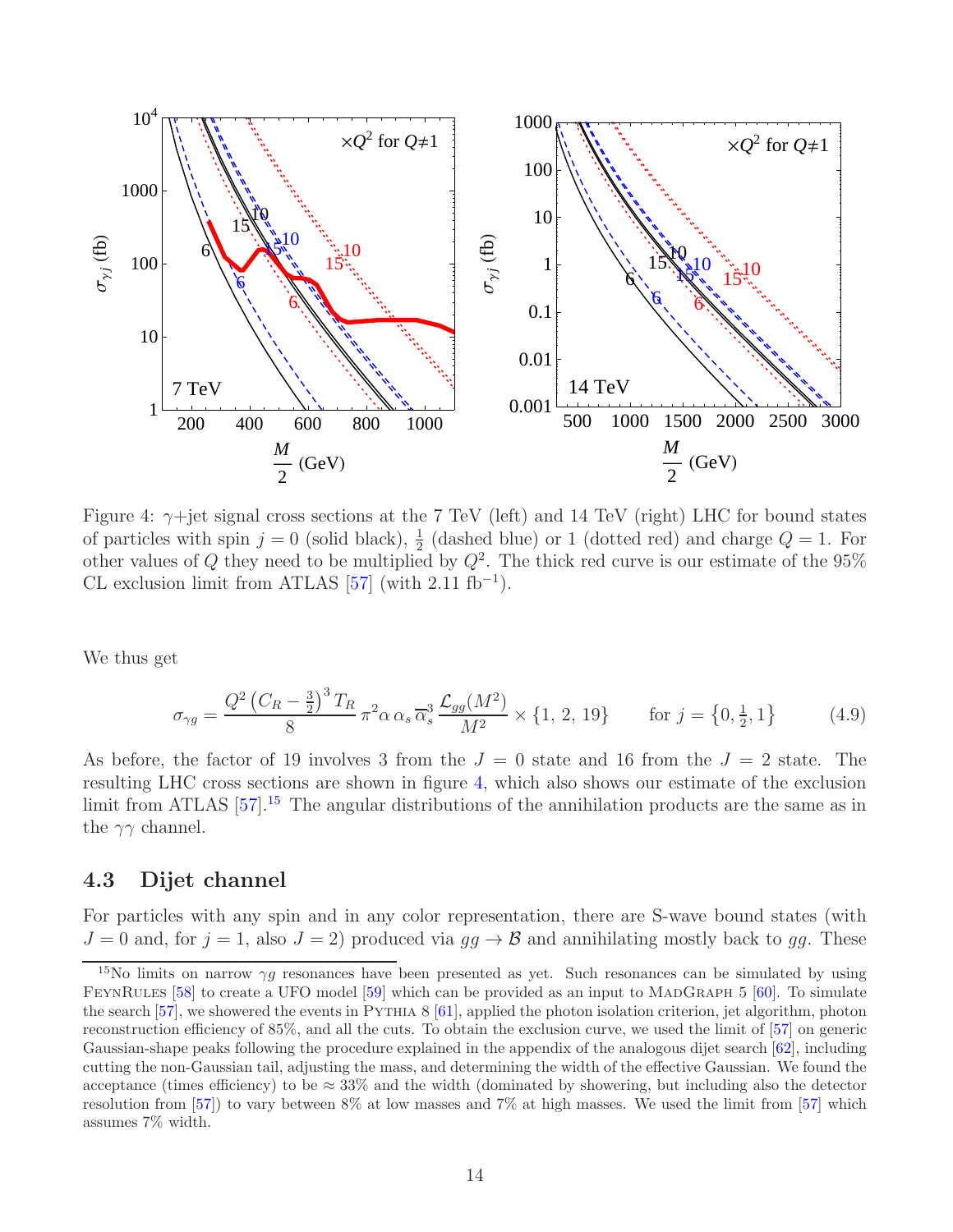Figure 4: $\gamma$+jet signal cross sections at the 7 TeV (left) and 14 TeV (right) LHC for bound states of particles with spin $j = 0$ (solid black), $\frac{1}{2}$ (dashed blue) or 1 (dotted red) and charge $Q = 1$. For other values of $Q$ they need to be multiplied by $Q^2$. The thick red curve is our estimate of the 95% CL exclusion limit from ATLAS [57] (with 2.11 fb$^{-1}$).

We thus get

$$\sigma_{\gamma g} = \frac{Q^2 \left(C_R - \frac{3}{2}\right)^3 T_R}{8} \, \pi^2 \alpha \, \alpha_s \, \overline{\alpha}_s^3 \, \frac{\mathcal{L}_{gg}(M^2)}{M^2} \times \{1, \, 2, \, 19\} \qquad \text{for } j = \left\{0, \tfrac{1}{2}, 1\right\} \tag{4.9}$$

As before, the factor of 19 involves 3 from the $J = 0$ state and 16 from the $J = 2$ state. The resulting LHC cross sections are shown in figure 4, which also shows our estimate of the exclusion limit from ATLAS [57].[15] The angular distributions of the annihilation products are the same as in the $\gamma\gamma$ channel.

### 4.3 Dijet channel

For particles with any spin and in any color representation, there are S-wave bound states (with $J = 0$ and, for $j = 1$, also $J = 2$) produced via $gg \to \mathcal{B}$ and annihilating mostly back to $gg$. These

---

[15] No limits on narrow $\gamma g$ resonances have been presented as yet. Such resonances can be simulated by using FeynRules [58] to create a UFO model [59] which can be provided as an input to MadGraph 5 [60]. To simulate the search [57], we showered the events in Pythia 8 [61], applied the photon isolation criterion, jet algorithm, photon reconstruction efficiency of 85%, and all the cuts. To obtain the exclusion curve, we used the limit of [57] on generic Gaussian-shape peaks following the procedure explained in the appendix of the analogous dijet search [62], including cutting the non-Gaussian tail, adjusting the mass, and determining the width of the effective Gaussian. We found the acceptance (times efficiency) to be $\approx 33\%$ and the width (dominated by showering, but including also the detector resolution from [57]) to vary between 8% at low masses and 7% at high masses. We used the limit from [57] which assumes 7% width.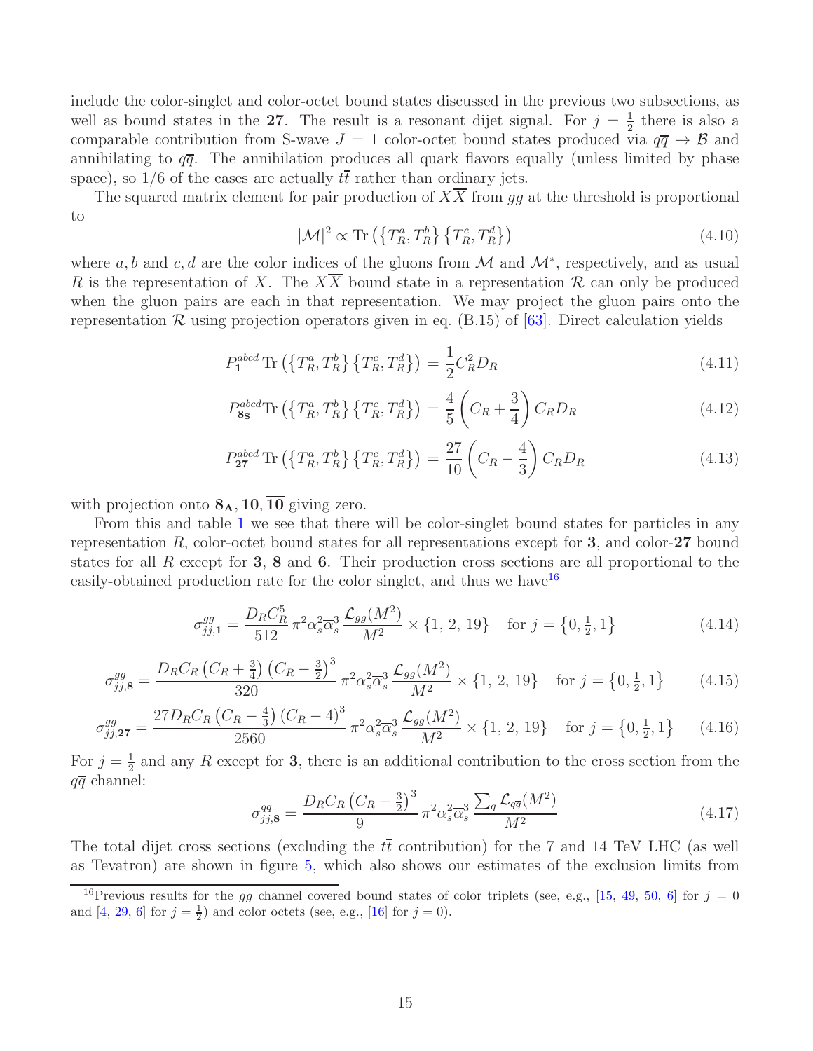include the color-singlet and color-octet bound states discussed in the previous two subsections, as well as bound states in the **27**. The result is a resonant dijet signal. For $j = \frac{1}{2}$ there is also a comparable contribution from S-wave $J = 1$ color-octet bound states produced via $q\overline{q} \to \mathcal{B}$ and annihilating to $q\overline{q}$. The annihilation produces all quark flavors equally (unless limited by phase space), so 1/6 of the cases are actually $t\overline{t}$ rather than ordinary jets.

The squared matrix element for pair production of $X\overline{X}$ from $gg$ at the threshold is proportional to

$$|\mathcal{M}|^2 \propto \mathrm{Tr}\left(\left\{T_R^a, T_R^b\right\}\left\{T_R^c, T_R^d\right\}\right) \tag{4.10}$$

where $a, b$ and $c, d$ are the color indices of the gluons from $\mathcal{M}$ and $\mathcal{M}^*$, respectively, and as usual $R$ is the representation of $X$. The $X\overline{X}$ bound state in a representation $\mathcal{R}$ can only be produced when the gluon pairs are each in that representation. We may project the gluon pairs onto the representation $\mathcal{R}$ using projection operators given in eq. (B.15) of [63]. Direct calculation yields

$$P_{\mathbf{1}}^{abcd}\,\mathrm{Tr}\left(\left\{T_R^a, T_R^b\right\}\left\{T_R^c, T_R^d\right\}\right) = \frac{1}{2}C_R^2 D_R \tag{4.11}$$

$$P_{\mathbf{8_S}}^{abcd}\mathrm{Tr}\left(\left\{T_R^a, T_R^b\right\}\left\{T_R^c, T_R^d\right\}\right) = \frac{4}{5}\left(C_R + \frac{3}{4}\right)C_R D_R \tag{4.12}$$

$$P_{\mathbf{27}}^{abcd}\,\mathrm{Tr}\left(\left\{T_R^a, T_R^b\right\}\left\{T_R^c, T_R^d\right\}\right) = \frac{27}{10}\left(C_R - \frac{4}{3}\right)C_R D_R \tag{4.13}$$

with projection onto $\mathbf{8_A}, \mathbf{10}, \overline{\mathbf{10}}$ giving zero.

From this and table 1 we see that there will be color-singlet bound states for particles in any representation $R$, color-octet bound states for all representations except for **3**, and color-**27** bound states for all $R$ except for **3**, **8** and **6**. Their production cross sections are all proportional to the easily-obtained production rate for the color singlet, and thus we have[16]

$$\sigma^{gg}_{jj,\mathbf{1}} = \frac{D_R C_R^5}{512}\,\pi^2\alpha_s^2\overline{\alpha}_s^3\,\frac{\mathcal{L}_{gg}(M^2)}{M^2} \times \{1,\,2,\,19\} \quad \text{for } j = \left\{0, \tfrac{1}{2}, 1\right\} \tag{4.14}$$

$$\sigma^{gg}_{jj,\mathbf{8}} = \frac{D_R C_R\left(C_R + \frac{3}{4}\right)\left(C_R - \frac{3}{2}\right)^3}{320}\,\pi^2\alpha_s^2\overline{\alpha}_s^3\,\frac{\mathcal{L}_{gg}(M^2)}{M^2} \times \{1,\,2,\,19\} \quad \text{for } j = \left\{0, \tfrac{1}{2}, 1\right\} \tag{4.15}$$

$$\sigma^{gg}_{jj,\mathbf{27}} = \frac{27 D_R C_R\left(C_R - \frac{4}{3}\right)\left(C_R - 4\right)^3}{2560}\,\pi^2\alpha_s^2\overline{\alpha}_s^3\,\frac{\mathcal{L}_{gg}(M^2)}{M^2} \times \{1,\,2,\,19\} \quad \text{for } j = \left\{0, \tfrac{1}{2}, 1\right\} \tag{4.16}$$

For $j = \frac{1}{2}$ and any $R$ except for **3**, there is an additional contribution to the cross section from the $q\overline{q}$ channel:

$$\sigma^{q\overline{q}}_{jj,\mathbf{8}} = \frac{D_R C_R\left(C_R - \frac{3}{2}\right)^3}{9}\,\pi^2\alpha_s^2\overline{\alpha}_s^3\,\frac{\sum_q \mathcal{L}_{q\overline{q}}(M^2)}{M^2} \tag{4.17}$$

The total dijet cross sections (excluding the $t\overline{t}$ contribution) for the 7 and 14 TeV LHC (as well as Tevatron) are shown in figure 5, which also shows our estimates of the exclusion limits from

[16] Previous results for the $gg$ channel covered bound states of color triplets (see, e.g., [15, 49, 50, 6] for $j = 0$ and [4, 29, 6] for $j = \frac{1}{2}$) and color octets (see, e.g., [16] for $j = 0$).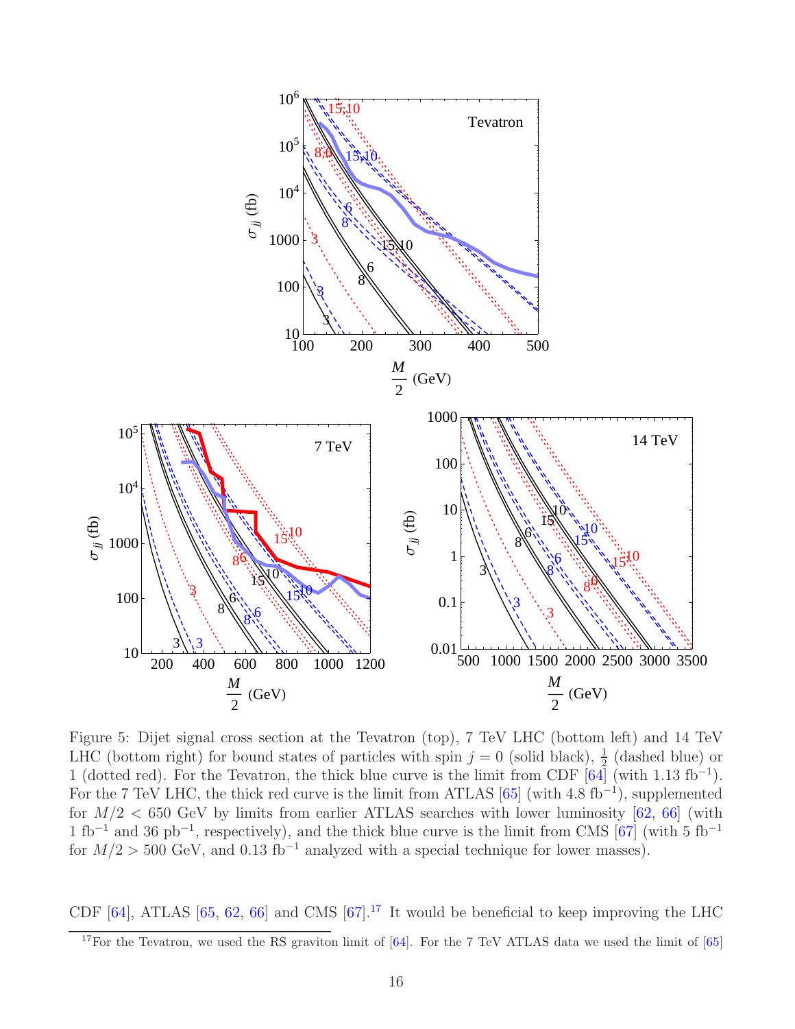Figure 5: Dijet signal cross section at the Tevatron (top), 7 TeV LHC (bottom left) and 14 TeV LHC (bottom right) for bound states of particles with spin $j = 0$ (solid black), $\frac{1}{2}$ (dashed blue) or 1 (dotted red). For the Tevatron, the thick blue curve is the limit from CDF [64] (with 1.13 fb$^{-1}$). For the 7 TeV LHC, the thick red curve is the limit from ATLAS [65] (with 4.8 fb$^{-1}$), supplemented for $M/2 < 650$ GeV by limits from earlier ATLAS searches with lower luminosity [62, 66] (with 1 fb$^{-1}$ and 36 pb$^{-1}$, respectively), and the thick blue curve is the limit from CMS [67] (with 5 fb$^{-1}$ for $M/2 > 500$ GeV, and 0.13 fb$^{-1}$ analyzed with a special technique for lower masses).

CDF [64], ATLAS [65, 62, 66] and CMS [67].[17] It would be beneficial to keep improving the LHC

[17] For the Tevatron, we used the RS graviton limit of [64]. For the 7 TeV ATLAS data we used the limit of [65]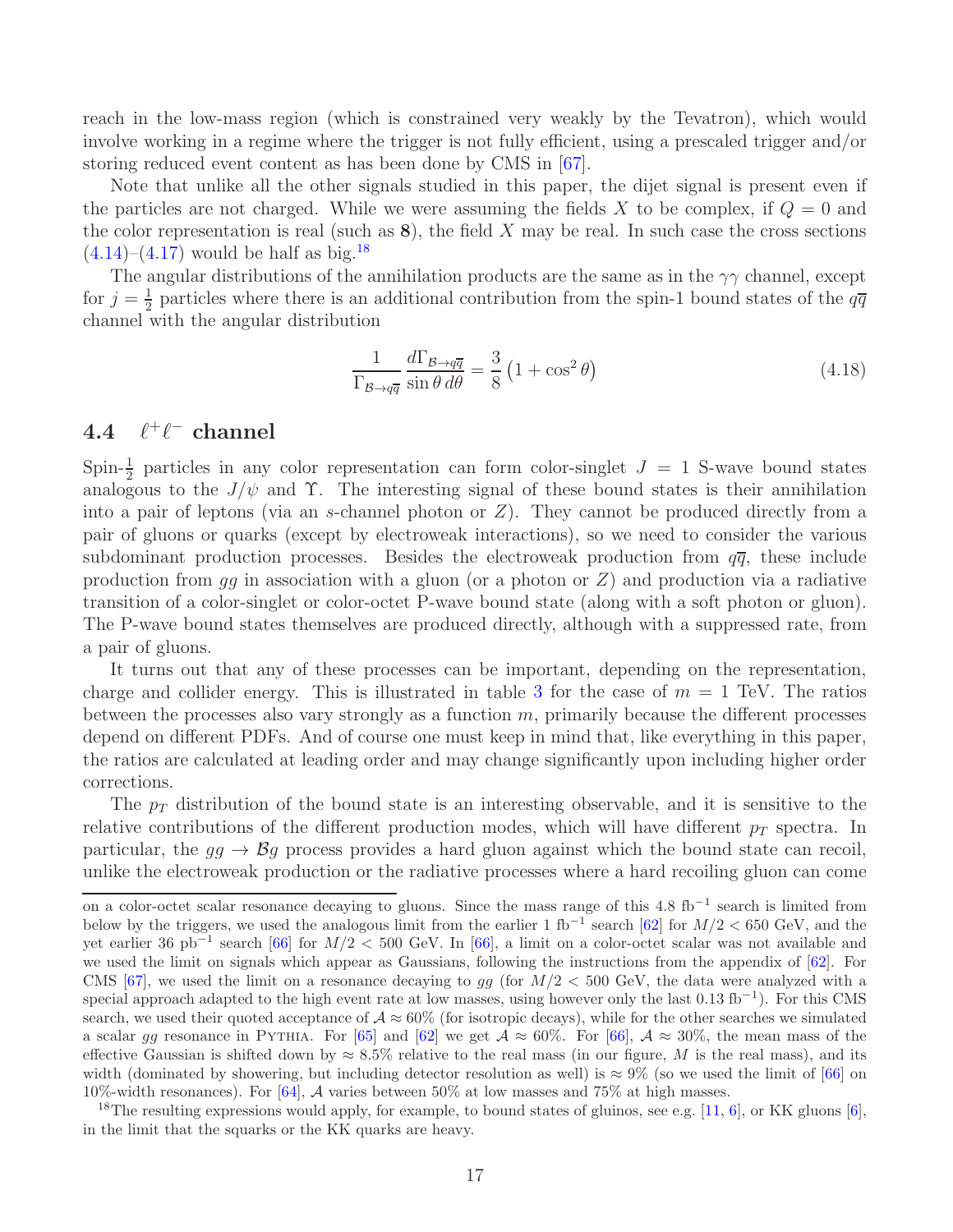reach in the low-mass region (which is constrained very weakly by the Tevatron), which would involve working in a regime where the trigger is not fully efficient, using a prescaled trigger and/or storing reduced event content as has been done by CMS in [67].

Note that unlike all the other signals studied in this paper, the dijet signal is present even if the particles are not charged. While we were assuming the fields $X$ to be complex, if $Q = 0$ and the color representation is real (such as $\mathbf{8}$), the field $X$ may be real. In such case the cross sections (4.14)–(4.17) would be half as big.[18]

The angular distributions of the annihilation products are the same as in the $\gamma\gamma$ channel, except for $j = \frac{1}{2}$ particles where there is an additional contribution from the spin-1 bound states of the $q\overline{q}$ channel with the angular distribution

$$\frac{1}{\Gamma_{\mathcal{B}\to q\overline{q}}} \frac{d\Gamma_{\mathcal{B}\to q\overline{q}}}{\sin\theta\, d\theta} = \frac{3}{8}\left(1+\cos^2\theta\right) \tag{4.18}$$

## 4.4 $\ell^+\ell^-$ channel

Spin-$\frac{1}{2}$ particles in any color representation can form color-singlet $J = 1$ S-wave bound states analogous to the $J/\psi$ and $\Upsilon$. The interesting signal of these bound states is their annihilation into a pair of leptons (via an $s$-channel photon or $Z$). They cannot be produced directly from a pair of gluons or quarks (except by electroweak interactions), so we need to consider the various subdominant production processes. Besides the electroweak production from $q\overline{q}$, these include production from $gg$ in association with a gluon (or a photon or $Z$) and production via a radiative transition of a color-singlet or color-octet P-wave bound state (along with a soft photon or gluon). The P-wave bound states themselves are produced directly, although with a suppressed rate, from a pair of gluons.

It turns out that any of these processes can be important, depending on the representation, charge and collider energy. This is illustrated in table 3 for the case of $m = 1$ TeV. The ratios between the processes also vary strongly as a function $m$, primarily because the different processes depend on different PDFs. And of course one must keep in mind that, like everything in this paper, the ratios are calculated at leading order and may change significantly upon including higher order corrections.

The $p_T$ distribution of the bound state is an interesting observable, and it is sensitive to the relative contributions of the different production modes, which will have different $p_T$ spectra. In particular, the $gg \to \mathcal{B}g$ process provides a hard gluon against which the bound state can recoil, unlike the electroweak production or the radiative processes where a hard recoiling gluon can come

---

on a color-octet scalar resonance decaying to gluons. Since the mass range of this 4.8 fb$^{-1}$ search is limited from below by the triggers, we used the analogous limit from the earlier 1 fb$^{-1}$ search [62] for $M/2 < 650$ GeV, and the yet earlier 36 pb$^{-1}$ search [66] for $M/2 < 500$ GeV. In [66], a limit on a color-octet scalar was not available and we used the limit on signals which appear as Gaussians, following the instructions from the appendix of [62]. For CMS [67], we used the limit on a resonance decaying to $gg$ (for $M/2 < 500$ GeV, the data were analyzed with a special approach adapted to the high event rate at low masses, using however only the last 0.13 fb$^{-1}$). For this CMS search, we used their quoted acceptance of $\mathcal{A} \approx 60\%$ (for isotropic decays), while for the other searches we simulated a scalar $gg$ resonance in Pythia. For [65] and [62] we get $\mathcal{A} \approx 60\%$. For [66], $\mathcal{A} \approx 30\%$, the mean mass of the effective Gaussian is shifted down by $\approx 8.5\%$ relative to the real mass (in our figure, $M$ is the real mass), and its width (dominated by showering, but including detector resolution as well) is $\approx 9\%$ (so we used the limit of [66] on 10%-width resonances). For [64], $\mathcal{A}$ varies between 50% at low masses and 75% at high masses.

[18] The resulting expressions would apply, for example, to bound states of gluinos, see e.g. [11, 6], or KK gluons [6], in the limit that the squarks or the KK quarks are heavy.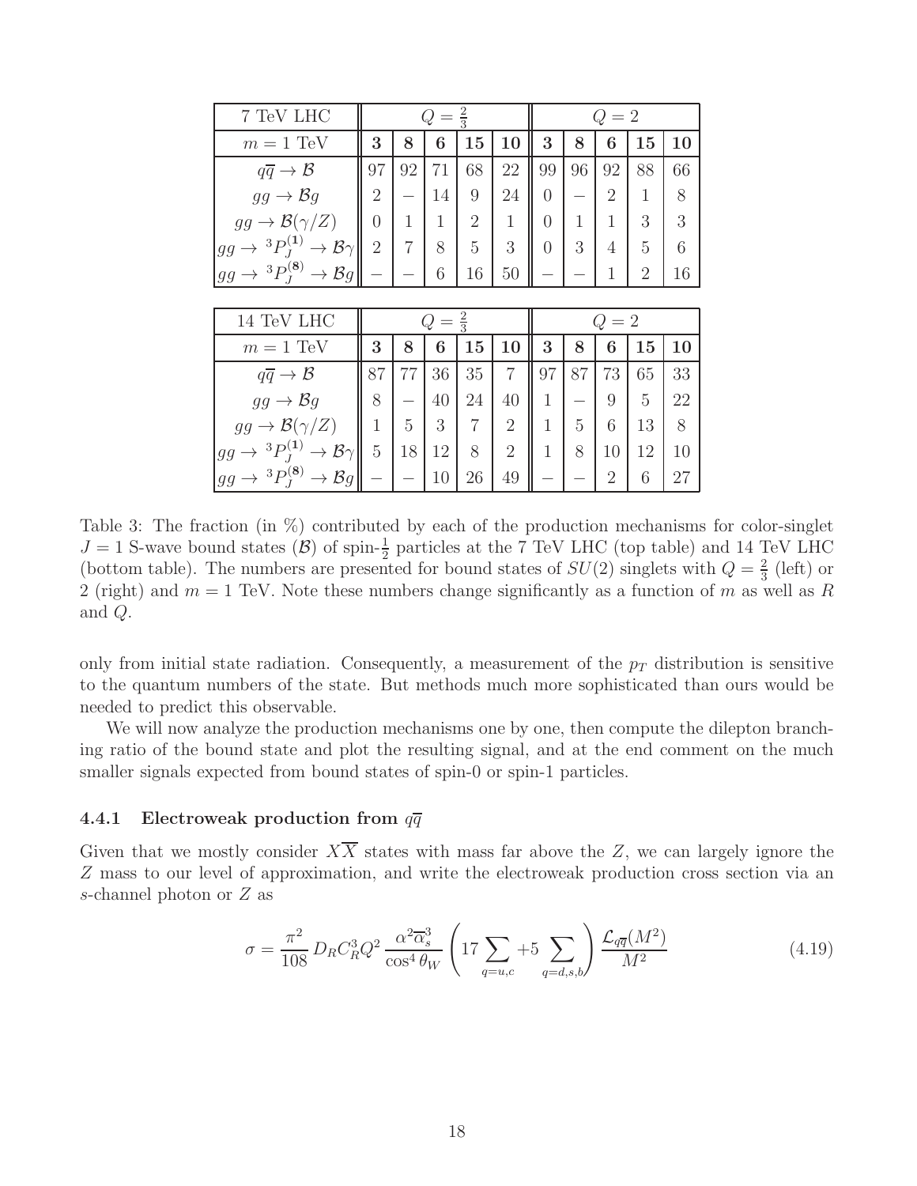| 7 TeV LHC | $Q = \frac{2}{3}$ | | | | | $Q = 2$ | | | | |
|---|---|---|---|---|---|---|---|---|---|---|
| $m = 1$ TeV | **3** | **8** | **6** | **15** | **10** | **3** | **8** | **6** | **15** | **10** |
| $q\overline{q} \to \mathcal{B}$ | 97 | 92 | 71 | 68 | 22 | 99 | 96 | 92 | 88 | 66 |
| $gg \to \mathcal{B}g$ | 2 | $-$ | 14 | 9 | 24 | 0 | $-$ | 2 | 1 | 8 |
| $gg \to \mathcal{B}(\gamma/Z)$ | 0 | 1 | 1 | 2 | 1 | 0 | 1 | 1 | 3 | 3 |
| $gg \to {}^3P_J^{(\mathbf{1})} \to \mathcal{B}\gamma$ | 2 | 7 | 8 | 5 | 3 | 0 | 3 | 4 | 5 | 6 |
| $gg \to {}^3P_J^{(\mathbf{8})} \to \mathcal{B}g$ | $-$ | $-$ | 6 | 16 | 50 | $-$ | $-$ | 1 | 2 | 16 |

| 14 TeV LHC | $Q = \frac{2}{3}$ | | | | | $Q = 2$ | | | | |
|---|---|---|---|---|---|---|---|---|---|---|
| $m = 1$ TeV | **3** | **8** | **6** | **15** | **10** | **3** | **8** | **6** | **15** | **10** |
| $q\overline{q} \to \mathcal{B}$ | 87 | 77 | 36 | 35 | 7 | 97 | 87 | 73 | 65 | 33 |
| $gg \to \mathcal{B}g$ | 8 | $-$ | 40 | 24 | 40 | 1 | $-$ | 9 | 5 | 22 |
| $gg \to \mathcal{B}(\gamma/Z)$ | 1 | 5 | 3 | 7 | 2 | 1 | 5 | 6 | 13 | 8 |
| $gg \to {}^3P_J^{(\mathbf{1})} \to \mathcal{B}\gamma$ | 5 | 18 | 12 | 8 | 2 | 1 | 8 | 10 | 12 | 10 |
| $gg \to {}^3P_J^{(\mathbf{8})} \to \mathcal{B}g$ | $-$ | $-$ | 10 | 26 | 49 | $-$ | $-$ | 2 | 6 | 27 |

Table 3: The fraction (in %) contributed by each of the production mechanisms for color-singlet $J = 1$ S-wave bound states ($\mathcal{B}$) of spin-$\frac{1}{2}$ particles at the 7 TeV LHC (top table) and 14 TeV LHC (bottom table). The numbers are presented for bound states of $SU(2)$ singlets with $Q = \frac{2}{3}$ (left) or 2 (right) and $m = 1$ TeV. Note these numbers change significantly as a function of $m$ as well as $R$ and $Q$.

only from initial state radiation. Consequently, a measurement of the $p_T$ distribution is sensitive to the quantum numbers of the state. But methods much more sophisticated than ours would be needed to predict this observable.

We will now analyze the production mechanisms one by one, then compute the dilepton branching ratio of the bound state and plot the resulting signal, and at the end comment on the much smaller signals expected from bound states of spin-0 or spin-1 particles.

### 4.4.1 Electroweak production from $q\overline{q}$

Given that we mostly consider $X\overline{X}$ states with mass far above the $Z$, we can largely ignore the $Z$ mass to our level of approximation, and write the electroweak production cross section via an $s$-channel photon or $Z$ as

$$\sigma = \frac{\pi^2}{108}\, D_R C_R^3 Q^2\, \frac{\alpha^2 \overline{\alpha}_s^3}{\cos^4\theta_W} \left( 17 \sum_{q=u,c} + 5 \sum_{q=d,s,b} \right) \frac{\mathcal{L}_{q\overline{q}}(M^2)}{M^2} \tag{4.19}$$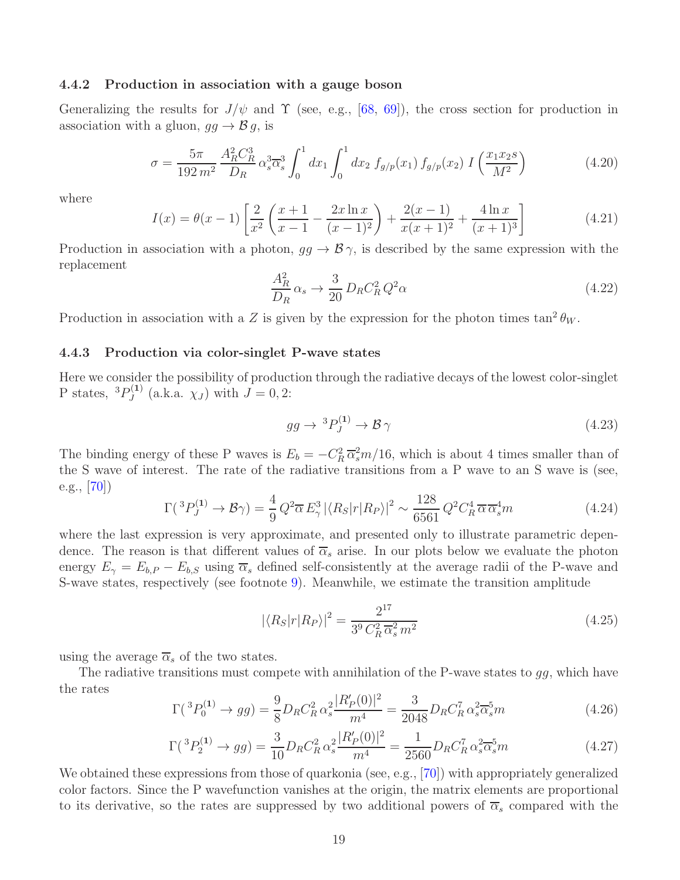### 4.4.2 Production in association with a gauge boson

Generalizing the results for $J/\psi$ and $\Upsilon$ (see, e.g., [68, 69]), the cross section for production in association with a gluon, $gg \to \mathcal{B}\, g$, is

$$
\sigma = \frac{5\pi}{192\, m^2} \frac{A_R^2 C_R^3}{D_R}\, \alpha_s^3 \overline{\alpha}_s^3 \int_0^1 dx_1 \int_0^1 dx_2\; f_{g/p}(x_1)\, f_{g/p}(x_2)\; I\left(\frac{x_1 x_2 s}{M^2}\right) \tag{4.20}
$$

where

$$
I(x) = \theta(x-1)\left[\frac{2}{x^2}\left(\frac{x+1}{x-1} - \frac{2x\ln x}{(x-1)^2}\right) + \frac{2(x-1)}{x(x+1)^2} + \frac{4\ln x}{(x+1)^3}\right] \tag{4.21}
$$

Production in association with a photon, $gg \to \mathcal{B}\,\gamma$, is described by the same expression with the replacement

$$
\frac{A_R^2}{D_R}\,\alpha_s \to \frac{3}{20}\, D_R C_R^2\, Q^2 \alpha \tag{4.22}
$$

Production in association with a $Z$ is given by the expression for the photon times $\tan^2\theta_W$.

### 4.4.3 Production via color-singlet P-wave states

Here we consider the possibility of production through the radiative decays of the lowest color-singlet P states, ${}^3P_J^{(\mathbf{1})}$ (a.k.a. $\chi_J$) with $J = 0, 2$:

$$
gg \to {}^3P_J^{(\mathbf{1})} \to \mathcal{B}\,\gamma \tag{4.23}
$$

The binding energy of these P waves is $E_b = -C_R^2\,\overline{\alpha}_s^2 m/16$, which is about 4 times smaller than of the S wave of interest. The rate of the radiative transitions from a P wave to an S wave is (see, e.g., [70])

$$
\Gamma({}^3P_J^{(\mathbf{1})} \to \mathcal{B}\gamma) = \frac{4}{9}\, Q^2 \overline{\alpha}\, E_\gamma^3 \left|\langle R_S | r | R_P\rangle\right|^2 \sim \frac{128}{6561}\, Q^2 C_R^4\, \overline{\alpha}\,\overline{\alpha}_s^4 m \tag{4.24}
$$

where the last expression is very approximate, and presented only to illustrate parametric dependence. The reason is that different values of $\overline{\alpha}_s$ arise. In our plots below we evaluate the photon energy $E_\gamma = E_{b,P} - E_{b,S}$ using $\overline{\alpha}_s$ defined self-consistently at the average radii of the P-wave and S-wave states, respectively (see footnote 9). Meanwhile, we estimate the transition amplitude

$$
\left|\langle R_S | r | R_P\rangle\right|^2 = \frac{2^{17}}{3^9\, C_R^2\, \overline{\alpha}_s^2\, m^2} \tag{4.25}
$$

using the average $\overline{\alpha}_s$ of the two states.

The radiative transitions must compete with annihilation of the P-wave states to $gg$, which have the rates

$$
\Gamma({}^3P_0^{(\mathbf{1})} \to gg) = \frac{9}{8} D_R C_R^2\, \alpha_s^2 \frac{|R_P'(0)|^2}{m^4} = \frac{3}{2048} D_R C_R^7\, \alpha_s^2 \overline{\alpha}_s^5 m \tag{4.26}
$$

$$
\Gamma({}^3P_2^{(\mathbf{1})} \to gg) = \frac{3}{10} D_R C_R^2\, \alpha_s^2 \frac{|R_P'(0)|^2}{m^4} = \frac{1}{2560} D_R C_R^7\, \alpha_s^2 \overline{\alpha}_s^5 m \tag{4.27}
$$

We obtained these expressions from those of quarkonia (see, e.g., [70]) with appropriately generalized color factors. Since the P wavefunction vanishes at the origin, the matrix elements are proportional to its derivative, so the rates are suppressed by two additional powers of $\overline{\alpha}_s$ compared with the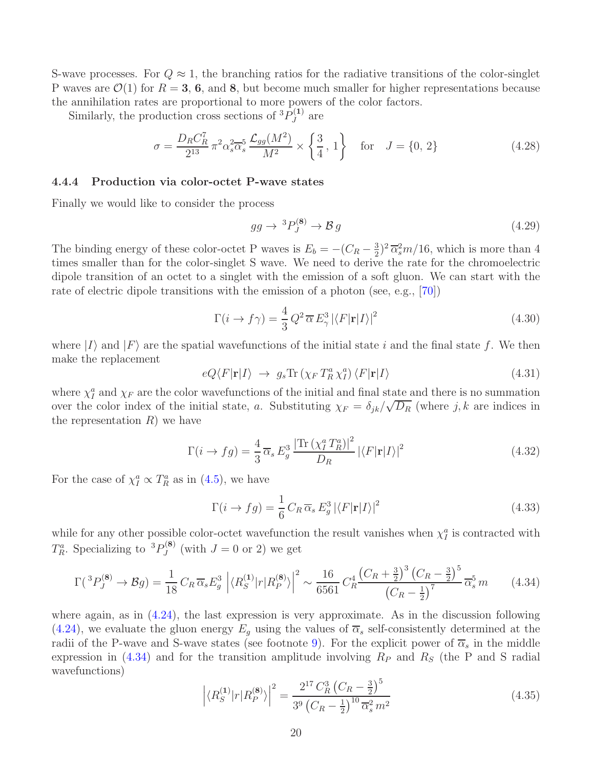S-wave processes. For $Q \approx 1$, the branching ratios for the radiative transitions of the color-singlet P waves are $\mathcal{O}(1)$ for $R = \mathbf{3}$, $\mathbf{6}$, and $\mathbf{8}$, but become much smaller for higher representations because the annihilation rates are proportional to more powers of the color factors.

Similarly, the production cross sections of ${}^3P_J^{(\mathbf{1})}$ are

$$\sigma = \frac{D_R C_R^7}{2^{13}} \, \pi^2 \alpha_s^2 \overline{\alpha}_s^5 \, \frac{\mathcal{L}_{gg}(M^2)}{M^2} \times \left\{ \frac{3}{4}, \, 1 \right\} \quad \text{for} \quad J = \{0, \, 2\} \tag{4.28}$$

### 4.4.4 Production via color-octet P-wave states

Finally we would like to consider the process

$$gg \to {}^3P_J^{(\mathbf{8})} \to \mathcal{B}\, g \tag{4.29}$$

The binding energy of these color-octet P waves is $E_b = -(C_R - \frac{3}{2})^2 \, \overline{\alpha}_s^2 m/16$, which is more than 4 times smaller than for the color-singlet S wave. We need to derive the rate for the chromoelectric dipole transition of an octet to a singlet with the emission of a soft gluon. We can start with the rate of electric dipole transitions with the emission of a photon (see, e.g., [70])

$$\Gamma(i \to f\gamma) = \frac{4}{3} \, Q^2 \, \overline{\alpha} \, E_\gamma^3 \, |\langle F|\mathbf{r}|I\rangle|^2 \tag{4.30}$$

where $|I\rangle$ and $|F\rangle$ are the spatial wavefunctions of the initial state $i$ and the final state $f$. We then make the replacement

$$eQ\langle F|\mathbf{r}|I\rangle \;\to\; g_s \mathrm{Tr}\left(\chi_F \, T_R^a \, \chi_I^a\right) \langle F|\mathbf{r}|I\rangle \tag{4.31}$$

where $\chi_I^a$ and $\chi_F$ are the color wavefunctions of the initial and final state and there is no summation over the color index of the initial state, $a$. Substituting $\chi_F = \delta_{jk}/\sqrt{D_R}$ (where $j, k$ are indices in the representation $R$) we have

$$\Gamma(i \to fg) = \frac{4}{3} \, \overline{\alpha}_s \, E_g^3 \, \frac{\left|\mathrm{Tr}\left(\chi_I^a \, T_R^a\right)\right|^2}{D_R} \, |\langle F|\mathbf{r}|I\rangle|^2 \tag{4.32}$$

For the case of $\chi_I^a \propto T_R^a$ as in (4.5), we have

$$\Gamma(i \to fg) = \frac{1}{6} \, C_R \, \overline{\alpha}_s \, E_g^3 \, |\langle F|\mathbf{r}|I\rangle|^2 \tag{4.33}$$

while for any other possible color-octet wavefunction the result vanishes when $\chi_I^a$ is contracted with $T_R^a$. Specializing to ${}^3P_J^{(\mathbf{8})}$ (with $J = 0$ or 2) we get

$$\Gamma({}^3P_J^{(\mathbf{8})} \to \mathcal{B}g) = \frac{1}{18} \, C_R \, \overline{\alpha}_s E_g^3 \, \left|\langle R_S^{(\mathbf{1})}|r|R_P^{(\mathbf{8})}\rangle\right|^2 \sim \frac{16}{6561} \, C_R^4 \frac{\left(C_R + \frac{3}{2}\right)^3 \left(C_R - \frac{3}{2}\right)^5}{\left(C_R - \frac{1}{2}\right)^7} \, \overline{\alpha}_s^5 \, m \tag{4.34}$$

where again, as in (4.24), the last expression is very approximate. As in the discussion following (4.24), we evaluate the gluon energy $E_g$ using the values of $\overline{\alpha}_s$ self-consistently determined at the radii of the P-wave and S-wave states (see footnote 9). For the explicit power of $\overline{\alpha}_s$ in the middle expression in (4.34) and for the transition amplitude involving $R_P$ and $R_S$ (the P and S radial wavefunctions)

$$\left|\langle R_S^{(\mathbf{1})}|r|R_P^{(\mathbf{8})}\rangle\right|^2 = \frac{2^{17} \, C_R^3 \left(C_R - \frac{3}{2}\right)^5}{3^9 \left(C_R - \frac{1}{2}\right)^{10} \overline{\alpha}_s^2 \, m^2} \tag{4.35}$$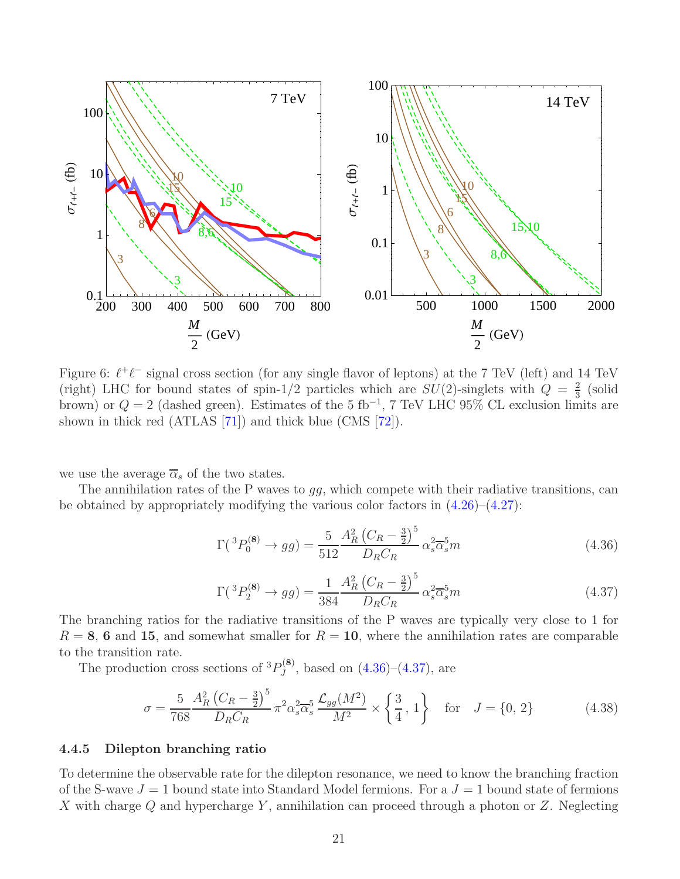Figure 6: $\ell^+\ell^-$ signal cross section (for any single flavor of leptons) at the 7 TeV (left) and 14 TeV (right) LHC for bound states of spin-1/2 particles which are $SU(2)$-singlets with $Q = \frac{2}{3}$ (solid brown) or $Q = 2$ (dashed green). Estimates of the 5 fb$^{-1}$, 7 TeV LHC 95% CL exclusion limits are shown in thick red (ATLAS [71]) and thick blue (CMS [72]).

we use the average $\overline{\alpha}_s$ of the two states.

The annihilation rates of the P waves to $gg$, which compete with their radiative transitions, can be obtained by appropriately modifying the various color factors in (4.26)–(4.27):

$$\Gamma({}^3P_0^{(\mathbf{8})} \to gg) = \frac{5}{512} \frac{A_R^2 \left(C_R - \frac{3}{2}\right)^5}{D_R C_R} \alpha_s^2 \overline{\alpha}_s^5 m \tag{4.36}$$

$$\Gamma({}^3P_2^{(\mathbf{8})} \to gg) = \frac{1}{384} \frac{A_R^2 \left(C_R - \frac{3}{2}\right)^5}{D_R C_R} \alpha_s^2 \overline{\alpha}_s^5 m \tag{4.37}$$

The branching ratios for the radiative transitions of the P waves are typically very close to 1 for $R = \mathbf{8}$, $\mathbf{6}$ and $\mathbf{15}$, and somewhat smaller for $R = \mathbf{10}$, where the annihilation rates are comparable to the transition rate.

The production cross sections of ${}^3P_J^{(\mathbf{8})}$, based on (4.36)–(4.37), are

$$\sigma = \frac{5}{768} \frac{A_R^2 \left(C_R - \frac{3}{2}\right)^5}{D_R C_R} \pi^2 \alpha_s^2 \overline{\alpha}_s^5 \frac{\mathcal{L}_{gg}(M^2)}{M^2} \times \left\{\frac{3}{4}, 1\right\} \quad \text{for} \quad J = \{0, 2\} \tag{4.38}$$

### 4.4.5 Dilepton branching ratio

To determine the observable rate for the dilepton resonance, we need to know the branching fraction of the S-wave $J = 1$ bound state into Standard Model fermions. For a $J = 1$ bound state of fermions $X$ with charge $Q$ and hypercharge $Y$, annihilation can proceed through a photon or $Z$. Neglecting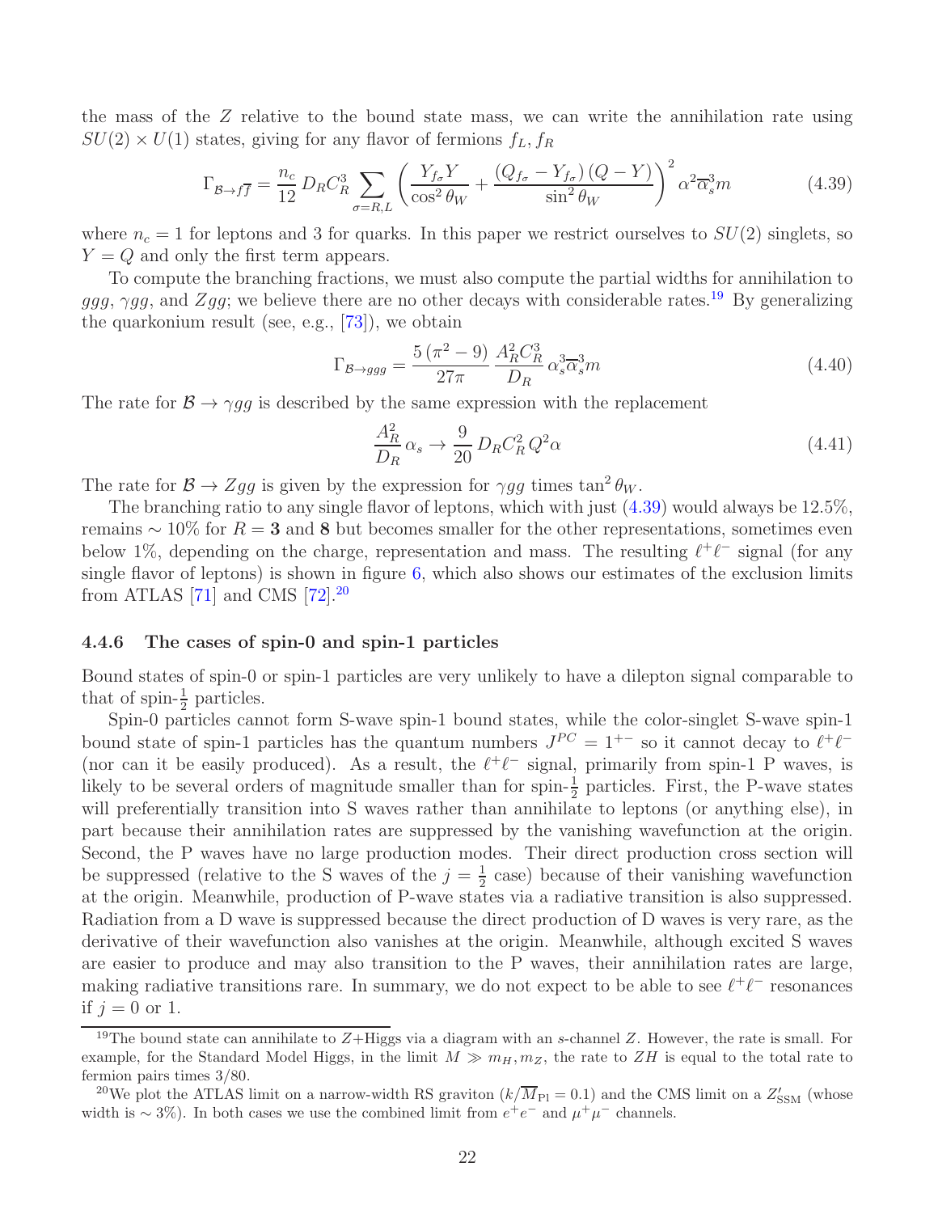the mass of the $Z$ relative to the bound state mass, we can write the annihilation rate using $SU(2) \times U(1)$ states, giving for any flavor of fermions $f_L, f_R$

$$\Gamma_{\mathcal{B}\to f\overline{f}} = \frac{n_c}{12}\, D_R C_R^3 \sum_{\sigma=R,L} \left( \frac{Y_{f_\sigma} Y}{\cos^2\theta_W} + \frac{(Q_{f_\sigma} - Y_{f_\sigma})\,(Q - Y)}{\sin^2\theta_W} \right)^2 \alpha^2 \overline{\alpha}_s^3 m \tag{4.39}$$

where $n_c = 1$ for leptons and 3 for quarks. In this paper we restrict ourselves to $SU(2)$ singlets, so $Y = Q$ and only the first term appears.

To compute the branching fractions, we must also compute the partial widths for annihilation to $ggg$, $\gamma gg$, and $Zgg$; we believe there are no other decays with considerable rates.[19] By generalizing the quarkonium result (see, e.g., [73]), we obtain

$$\Gamma_{\mathcal{B}\to ggg} = \frac{5\,(\pi^2 - 9)}{27\pi}\, \frac{A_R^2 C_R^3}{D_R}\, \alpha_s^3 \overline{\alpha}_s^3 m \tag{4.40}$$

The rate for $\mathcal{B} \to \gamma gg$ is described by the same expression with the replacement

$$\frac{A_R^2}{D_R}\,\alpha_s \to \frac{9}{20}\, D_R C_R^2\, Q^2 \alpha \tag{4.41}$$

The rate for $\mathcal{B} \to Zgg$ is given by the expression for $\gamma gg$ times $\tan^2\theta_W$.

The branching ratio to any single flavor of leptons, which with just (4.39) would always be 12.5%, remains $\sim 10\%$ for $R = \mathbf{3}$ and $\mathbf{8}$ but becomes smaller for the other representations, sometimes even below 1%, depending on the charge, representation and mass. The resulting $\ell^+\ell^-$ signal (for any single flavor of leptons) is shown in figure 6, which also shows our estimates of the exclusion limits from ATLAS [71] and CMS [72].[20]

### 4.4.6 The cases of spin-0 and spin-1 particles

Bound states of spin-0 or spin-1 particles are very unlikely to have a dilepton signal comparable to that of spin-$\frac{1}{2}$ particles.

Spin-0 particles cannot form S-wave spin-1 bound states, while the color-singlet S-wave spin-1 bound state of spin-1 particles has the quantum numbers $J^{PC} = 1^{+-}$ so it cannot decay to $\ell^+\ell^-$ (nor can it be easily produced). As a result, the $\ell^+\ell^-$ signal, primarily from spin-1 P waves, is likely to be several orders of magnitude smaller than for spin-$\frac{1}{2}$ particles. First, the P-wave states will preferentially transition into S waves rather than annihilate to leptons (or anything else), in part because their annihilation rates are suppressed by the vanishing wavefunction at the origin. Second, the P waves have no large production modes. Their direct production cross section will be suppressed (relative to the S waves of the $j = \frac{1}{2}$ case) because of their vanishing wavefunction at the origin. Meanwhile, production of P-wave states via a radiative transition is also suppressed. Radiation from a D wave is suppressed because the direct production of D waves is very rare, as the derivative of their wavefunction also vanishes at the origin. Meanwhile, although excited S waves are easier to produce and may also transition to the P waves, their annihilation rates are large, making radiative transitions rare. In summary, we do not expect to be able to see $\ell^+\ell^-$ resonances if $j = 0$ or 1.

---

[19] The bound state can annihilate to $Z$+Higgs via a diagram with an $s$-channel $Z$. However, the rate is small. For example, for the Standard Model Higgs, in the limit $M \gg m_H, m_Z$, the rate to $ZH$ is equal to the total rate to fermion pairs times 3/80.

[20] We plot the ATLAS limit on a narrow-width RS graviton ($k/\overline{M}_{\rm Pl} = 0.1$) and the CMS limit on a $Z'_{\rm SSM}$ (whose width is $\sim 3\%$). In both cases we use the combined limit from $e^+e^-$ and $\mu^+\mu^-$ channels.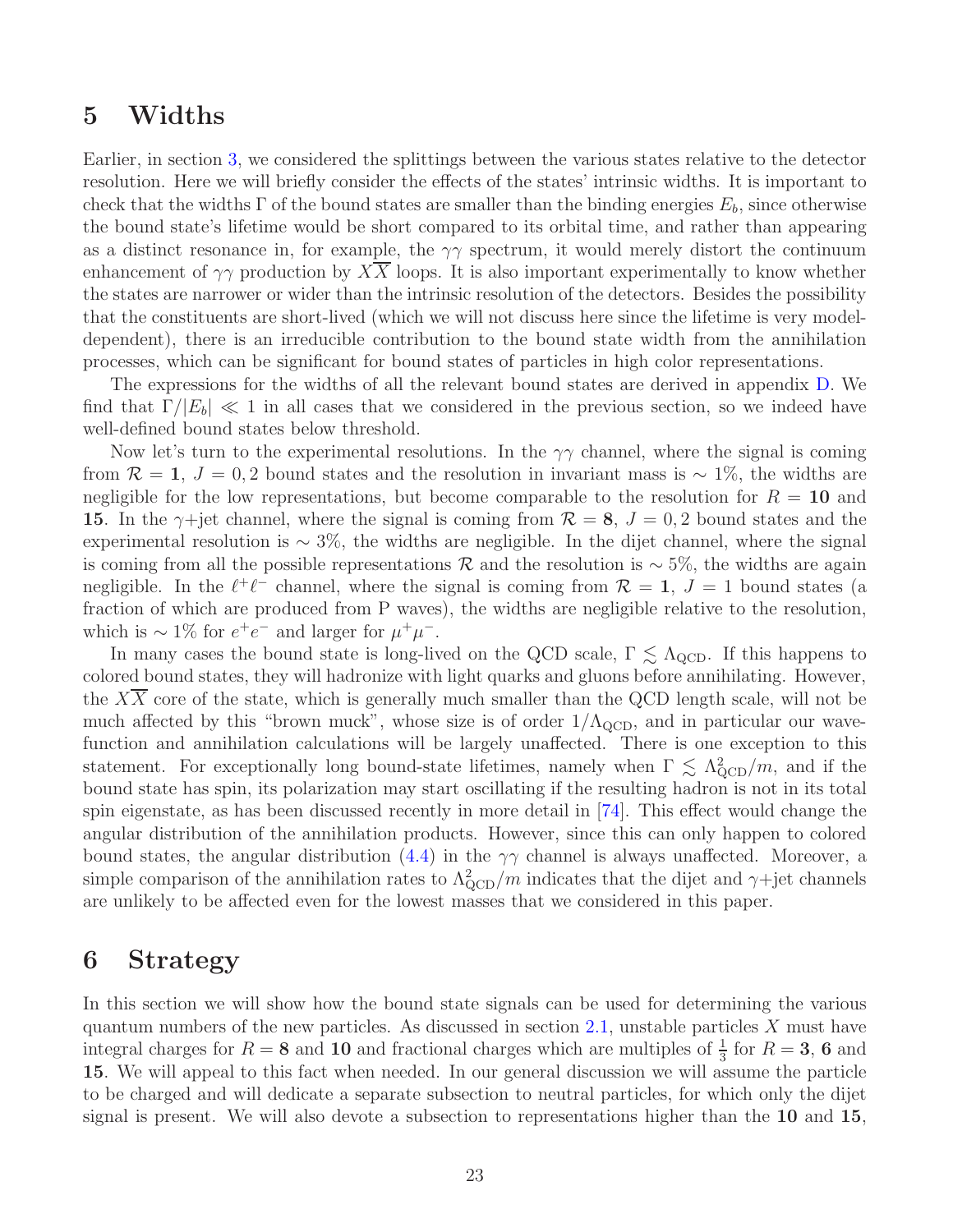# 5 Widths

Earlier, in section 3, we considered the splittings between the various states relative to the detector resolution. Here we will briefly consider the effects of the states' intrinsic widths. It is important to check that the widths $\Gamma$ of the bound states are smaller than the binding energies $E_b$, since otherwise the bound state's lifetime would be short compared to its orbital time, and rather than appearing as a distinct resonance in, for example, the $\gamma\gamma$ spectrum, it would merely distort the continuum enhancement of $\gamma\gamma$ production by $X\overline{X}$ loops. It is also important experimentally to know whether the states are narrower or wider than the intrinsic resolution of the detectors. Besides the possibility that the constituents are short-lived (which we will not discuss here since the lifetime is very model-dependent), there is an irreducible contribution to the bound state width from the annihilation processes, which can be significant for bound states of particles in high color representations.

The expressions for the widths of all the relevant bound states are derived in appendix D. We find that $\Gamma/|E_b| \ll 1$ in all cases that we considered in the previous section, so we indeed have well-defined bound states below threshold.

Now let's turn to the experimental resolutions. In the $\gamma\gamma$ channel, where the signal is coming from $\mathcal{R} = \mathbf{1}$, $J = 0, 2$ bound states and the resolution in invariant mass is $\sim 1\%$, the widths are negligible for the low representations, but become comparable to the resolution for $R = \mathbf{10}$ and $\mathbf{15}$. In the $\gamma$+jet channel, where the signal is coming from $\mathcal{R} = \mathbf{8}$, $J = 0, 2$ bound states and the experimental resolution is $\sim 3\%$, the widths are negligible. In the dijet channel, where the signal is coming from all the possible representations $\mathcal{R}$ and the resolution is $\sim 5\%$, the widths are again negligible. In the $\ell^+\ell^-$ channel, where the signal is coming from $\mathcal{R} = \mathbf{1}$, $J = 1$ bound states (a fraction of which are produced from P waves), the widths are negligible relative to the resolution, which is $\sim 1\%$ for $e^+e^-$ and larger for $\mu^+\mu^-$.

In many cases the bound state is long-lived on the QCD scale, $\Gamma \lesssim \Lambda_{\rm QCD}$. If this happens to colored bound states, they will hadronize with light quarks and gluons before annihilating. However, the $X\overline{X}$ core of the state, which is generally much smaller than the QCD length scale, will not be much affected by this "brown muck", whose size is of order $1/\Lambda_{\rm QCD}$, and in particular our wave-function and annihilation calculations will be largely unaffected. There is one exception to this statement. For exceptionally long bound-state lifetimes, namely when $\Gamma \lesssim \Lambda^2_{\rm QCD}/m$, and if the bound state has spin, its polarization may start oscillating if the resulting hadron is not in its total spin eigenstate, as has been discussed recently in more detail in [74]. This effect would change the angular distribution of the annihilation products. However, since this can only happen to colored bound states, the angular distribution (4.4) in the $\gamma\gamma$ channel is always unaffected. Moreover, a simple comparison of the annihilation rates to $\Lambda^2_{\rm QCD}/m$ indicates that the dijet and $\gamma$+jet channels are unlikely to be affected even for the lowest masses that we considered in this paper.

# 6 Strategy

In this section we will show how the bound state signals can be used for determining the various quantum numbers of the new particles. As discussed in section 2.1, unstable particles $X$ must have integral charges for $R = \mathbf{8}$ and $\mathbf{10}$ and fractional charges which are multiples of $\frac{1}{3}$ for $R = \mathbf{3}$, $\mathbf{6}$ and $\mathbf{15}$. We will appeal to this fact when needed. In our general discussion we will assume the particle to be charged and will dedicate a separate subsection to neutral particles, for which only the dijet signal is present. We will also devote a subsection to representations higher than the $\mathbf{10}$ and $\mathbf{15}$,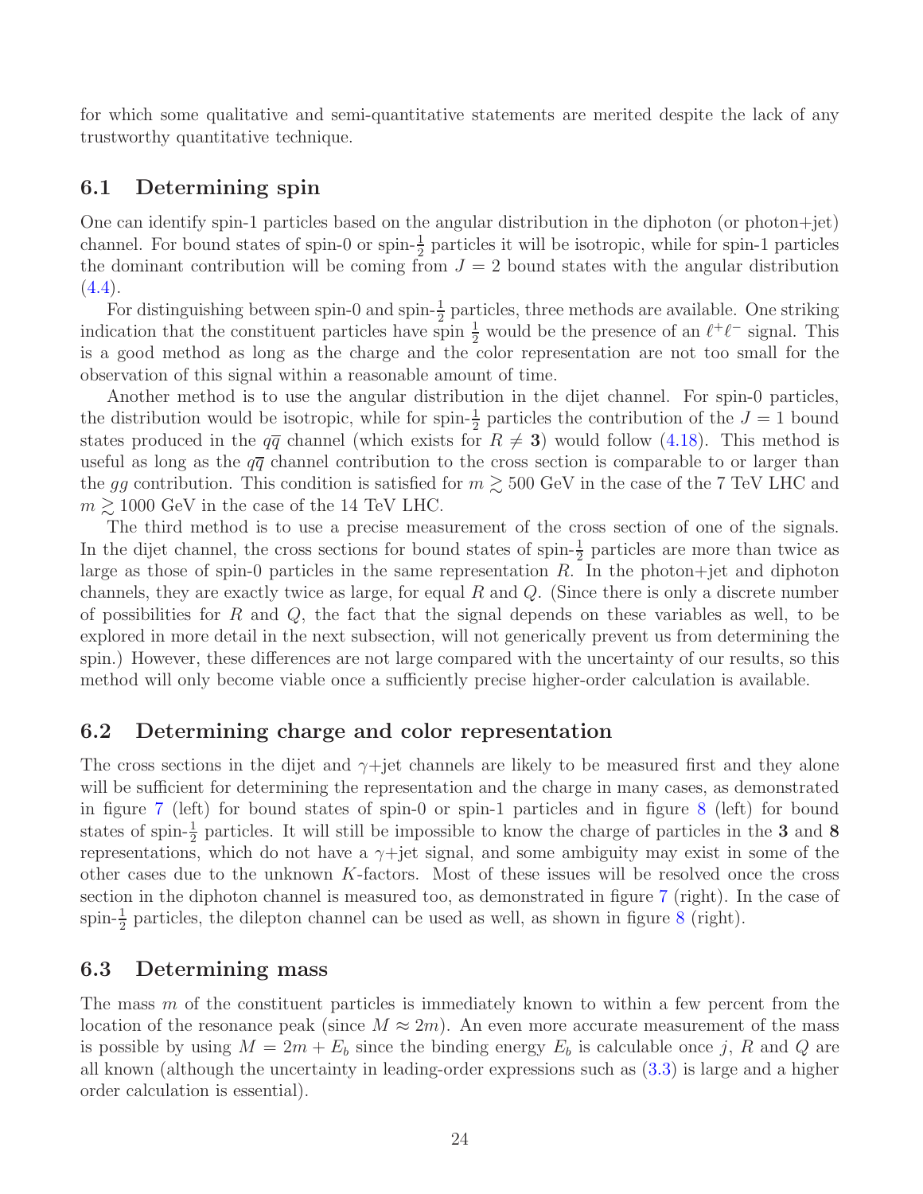for which some qualitative and semi-quantitative statements are merited despite the lack of any trustworthy quantitative technique.

## 6.1 Determining spin

One can identify spin-1 particles based on the angular distribution in the diphoton (or photon+jet) channel. For bound states of spin-0 or spin-$\frac{1}{2}$ particles it will be isotropic, while for spin-1 particles the dominant contribution will be coming from $J = 2$ bound states with the angular distribution (4.4).

For distinguishing between spin-0 and spin-$\frac{1}{2}$ particles, three methods are available. One striking indication that the constituent particles have spin $\frac{1}{2}$ would be the presence of an $\ell^+\ell^-$ signal. This is a good method as long as the charge and the color representation are not too small for the observation of this signal within a reasonable amount of time.

Another method is to use the angular distribution in the dijet channel. For spin-0 particles, the distribution would be isotropic, while for spin-$\frac{1}{2}$ particles the contribution of the $J = 1$ bound states produced in the $q\overline{q}$ channel (which exists for $R \neq \mathbf{3}$) would follow (4.18). This method is useful as long as the $q\overline{q}$ channel contribution to the cross section is comparable to or larger than the $gg$ contribution. This condition is satisfied for $m \gtrsim 500$ GeV in the case of the 7 TeV LHC and $m \gtrsim 1000$ GeV in the case of the 14 TeV LHC.

The third method is to use a precise measurement of the cross section of one of the signals. In the dijet channel, the cross sections for bound states of spin-$\frac{1}{2}$ particles are more than twice as large as those of spin-0 particles in the same representation $R$. In the photon+jet and diphoton channels, they are exactly twice as large, for equal $R$ and $Q$. (Since there is only a discrete number of possibilities for $R$ and $Q$, the fact that the signal depends on these variables as well, to be explored in more detail in the next subsection, will not generically prevent us from determining the spin.) However, these differences are not large compared with the uncertainty of our results, so this method will only become viable once a sufficiently precise higher-order calculation is available.

## 6.2 Determining charge and color representation

The cross sections in the dijet and $\gamma$+jet channels are likely to be measured first and they alone will be sufficient for determining the representation and the charge in many cases, as demonstrated in figure 7 (left) for bound states of spin-0 or spin-1 particles and in figure 8 (left) for bound states of spin-$\frac{1}{2}$ particles. It will still be impossible to know the charge of particles in the **3** and **8** representations, which do not have a $\gamma$+jet signal, and some ambiguity may exist in some of the other cases due to the unknown $K$-factors. Most of these issues will be resolved once the cross section in the diphoton channel is measured too, as demonstrated in figure 7 (right). In the case of spin-$\frac{1}{2}$ particles, the dilepton channel can be used as well, as shown in figure 8 (right).

## 6.3 Determining mass

The mass $m$ of the constituent particles is immediately known to within a few percent from the location of the resonance peak (since $M \approx 2m$). An even more accurate measurement of the mass is possible by using $M = 2m + E_b$ since the binding energy $E_b$ is calculable once $j$, $R$ and $Q$ are all known (although the uncertainty in leading-order expressions such as (3.3) is large and a higher order calculation is essential).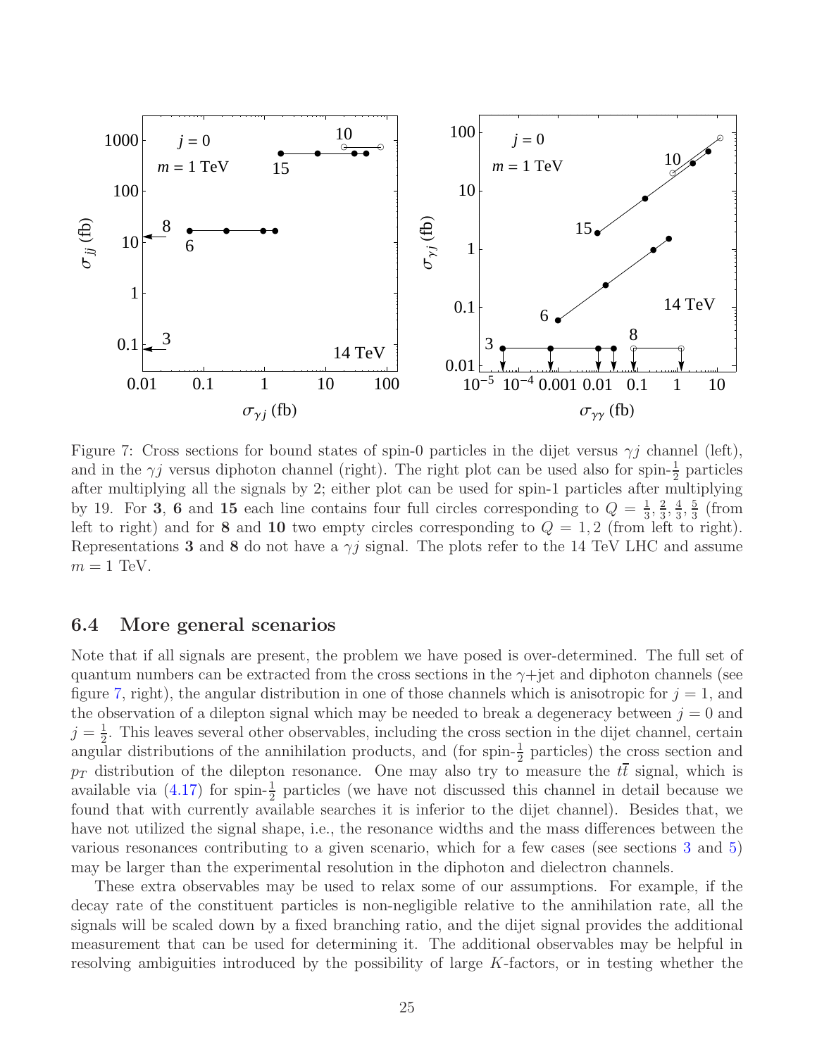Figure 7: Cross sections for bound states of spin-0 particles in the dijet versus $\gamma j$ channel (left), and in the $\gamma j$ versus diphoton channel (right). The right plot can be used also for spin-$\frac{1}{2}$ particles after multiplying all the signals by 2; either plot can be used for spin-1 particles after multiplying by 19. For **3**, **6** and **15** each line contains four full circles corresponding to $Q = \frac{1}{3}, \frac{2}{3}, \frac{4}{3}, \frac{5}{3}$ (from left to right) and for **8** and **10** two empty circles corresponding to $Q = 1, 2$ (from left to right). Representations **3** and **8** do not have a $\gamma j$ signal. The plots refer to the 14 TeV LHC and assume $m = 1$ TeV.

### 6.4 More general scenarios

Note that if all signals are present, the problem we have posed is over-determined. The full set of quantum numbers can be extracted from the cross sections in the $\gamma$+jet and diphoton channels (see figure 7, right), the angular distribution in one of those channels which is anisotropic for $j = 1$, and the observation of a dilepton signal which may be needed to break a degeneracy between $j = 0$ and $j = \frac{1}{2}$. This leaves several other observables, including the cross section in the dijet channel, certain angular distributions of the annihilation products, and (for spin-$\frac{1}{2}$ particles) the cross section and $p_T$ distribution of the dilepton resonance. One may also try to measure the $t\bar{t}$ signal, which is available via (4.17) for spin-$\frac{1}{2}$ particles (we have not discussed this channel in detail because we found that with currently available searches it is inferior to the dijet channel). Besides that, we have not utilized the signal shape, i.e., the resonance widths and the mass differences between the various resonances contributing to a given scenario, which for a few cases (see sections 3 and 5) may be larger than the experimental resolution in the diphoton and dielectron channels.

These extra observables may be used to relax some of our assumptions. For example, if the decay rate of the constituent particles is non-negligible relative to the annihilation rate, all the signals will be scaled down by a fixed branching ratio, and the dijet signal provides the additional measurement that can be used for determining it. The additional observables may be helpful in resolving ambiguities introduced by the possibility of large $K$-factors, or in testing whether the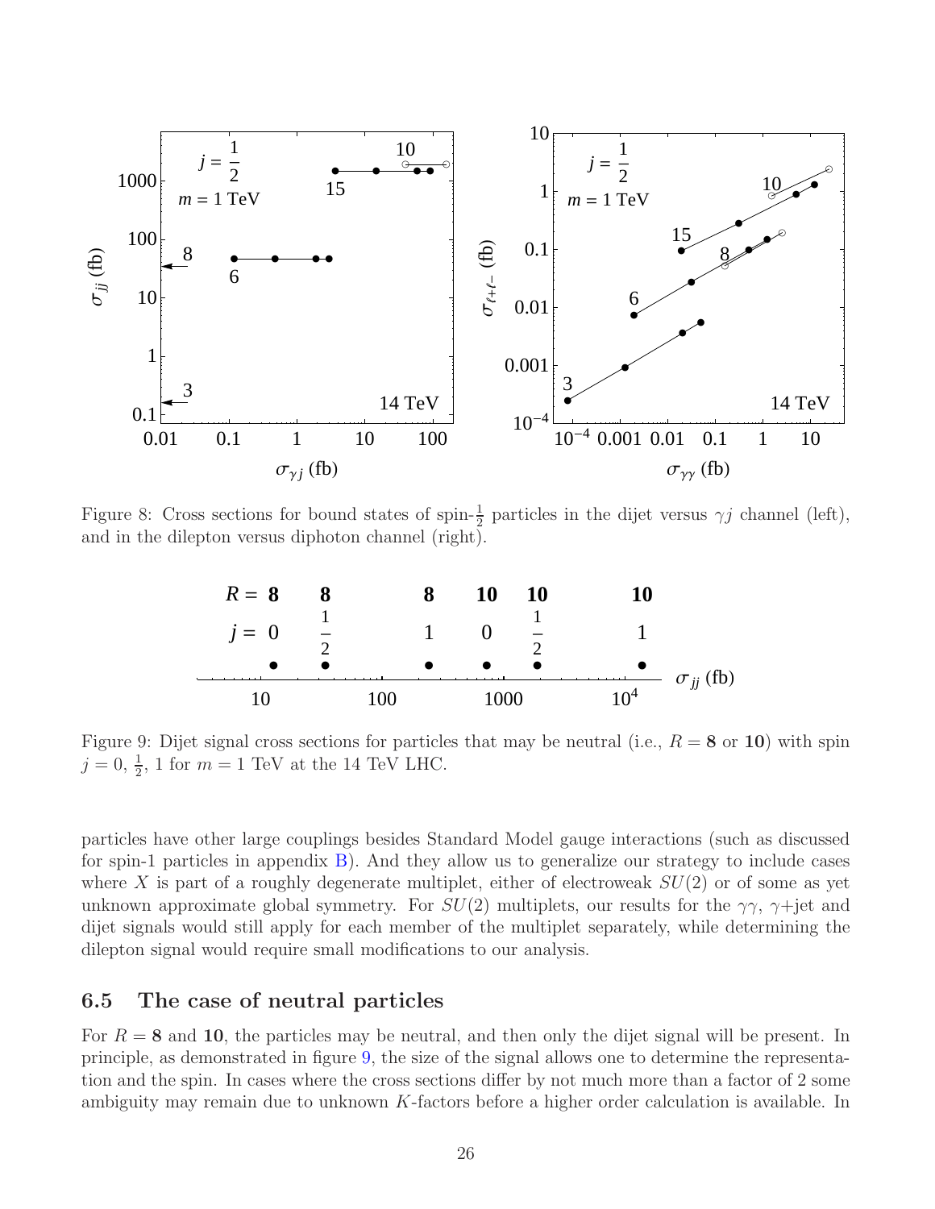Figure 8: Cross sections for bound states of spin-$\frac{1}{2}$ particles in the dijet versus $\gamma j$ channel (left), and in the dilepton versus diphoton channel (right).

Figure 9: Dijet signal cross sections for particles that may be neutral (i.e., $R = \mathbf{8}$ or $\mathbf{10}$) with spin $j = 0, \frac{1}{2}, 1$ for $m = 1$ TeV at the 14 TeV LHC.

particles have other large couplings besides Standard Model gauge interactions (such as discussed for spin-1 particles in appendix B). And they allow us to generalize our strategy to include cases where $X$ is part of a roughly degenerate multiplet, either of electroweak $SU(2)$ or of some as yet unknown approximate global symmetry. For $SU(2)$ multiplets, our results for the $\gamma\gamma$, $\gamma$+jet and dijet signals would still apply for each member of the multiplet separately, while determining the dilepton signal would require small modifications to our analysis.

### 6.5 The case of neutral particles

For $R = \mathbf{8}$ and $\mathbf{10}$, the particles may be neutral, and then only the dijet signal will be present. In principle, as demonstrated in figure 9, the size of the signal allows one to determine the representation and the spin. In cases where the cross sections differ by not much more than a factor of 2 some ambiguity may remain due to unknown $K$-factors before a higher order calculation is available. In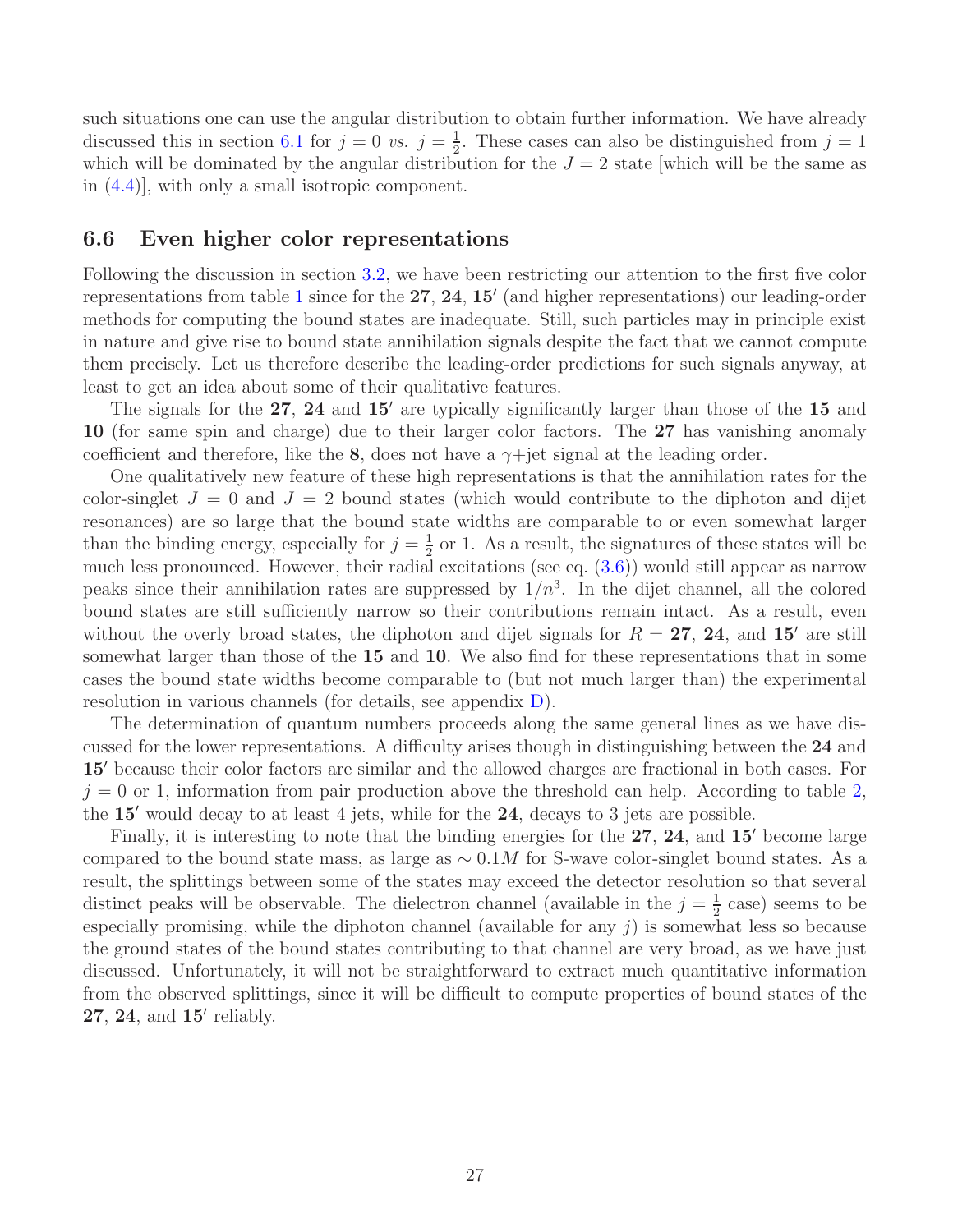such situations one can use the angular distribution to obtain further information. We have already discussed this in section 6.1 for $j = 0$ *vs.* $j = \frac{1}{2}$. These cases can also be distinguished from $j = 1$ which will be dominated by the angular distribution for the $J = 2$ state [which will be the same as in (4.4)], with only a small isotropic component.

## 6.6 Even higher color representations

Following the discussion in section 3.2, we have been restricting our attention to the first five color representations from table 1 since for the **27**, **24**, **15′** (and higher representations) our leading-order methods for computing the bound states are inadequate. Still, such particles may in principle exist in nature and give rise to bound state annihilation signals despite the fact that we cannot compute them precisely. Let us therefore describe the leading-order predictions for such signals anyway, at least to get an idea about some of their qualitative features.

The signals for the **27**, **24** and **15′** are typically significantly larger than those of the **15** and **10** (for same spin and charge) due to their larger color factors. The **27** has vanishing anomaly coefficient and therefore, like the **8**, does not have a $\gamma$+jet signal at the leading order.

One qualitatively new feature of these high representations is that the annihilation rates for the color-singlet $J = 0$ and $J = 2$ bound states (which would contribute to the diphoton and dijet resonances) are so large that the bound state widths are comparable to or even somewhat larger than the binding energy, especially for $j = \frac{1}{2}$ or 1. As a result, the signatures of these states will be much less pronounced. However, their radial excitations (see eq. (3.6)) would still appear as narrow peaks since their annihilation rates are suppressed by $1/n^3$. In the dijet channel, all the colored bound states are still sufficiently narrow so their contributions remain intact. As a result, even without the overly broad states, the diphoton and dijet signals for $R =$ **27**, **24**, and **15′** are still somewhat larger than those of the **15** and **10**. We also find for these representations that in some cases the bound state widths become comparable to (but not much larger than) the experimental resolution in various channels (for details, see appendix D).

The determination of quantum numbers proceeds along the same general lines as we have discussed for the lower representations. A difficulty arises though in distinguishing between the **24** and **15′** because their color factors are similar and the allowed charges are fractional in both cases. For $j = 0$ or 1, information from pair production above the threshold can help. According to table 2, the **15′** would decay to at least 4 jets, while for the **24**, decays to 3 jets are possible.

Finally, it is interesting to note that the binding energies for the **27**, **24**, and **15′** become large compared to the bound state mass, as large as $\sim 0.1M$ for S-wave color-singlet bound states. As a result, the splittings between some of the states may exceed the detector resolution so that several distinct peaks will be observable. The dielectron channel (available in the $j = \frac{1}{2}$ case) seems to be especially promising, while the diphoton channel (available for any $j$) is somewhat less so because the ground states of the bound states contributing to that channel are very broad, as we have just discussed. Unfortunately, it will not be straightforward to extract much quantitative information from the observed splittings, since it will be difficult to compute properties of bound states of the **27**, **24**, and **15′** reliably.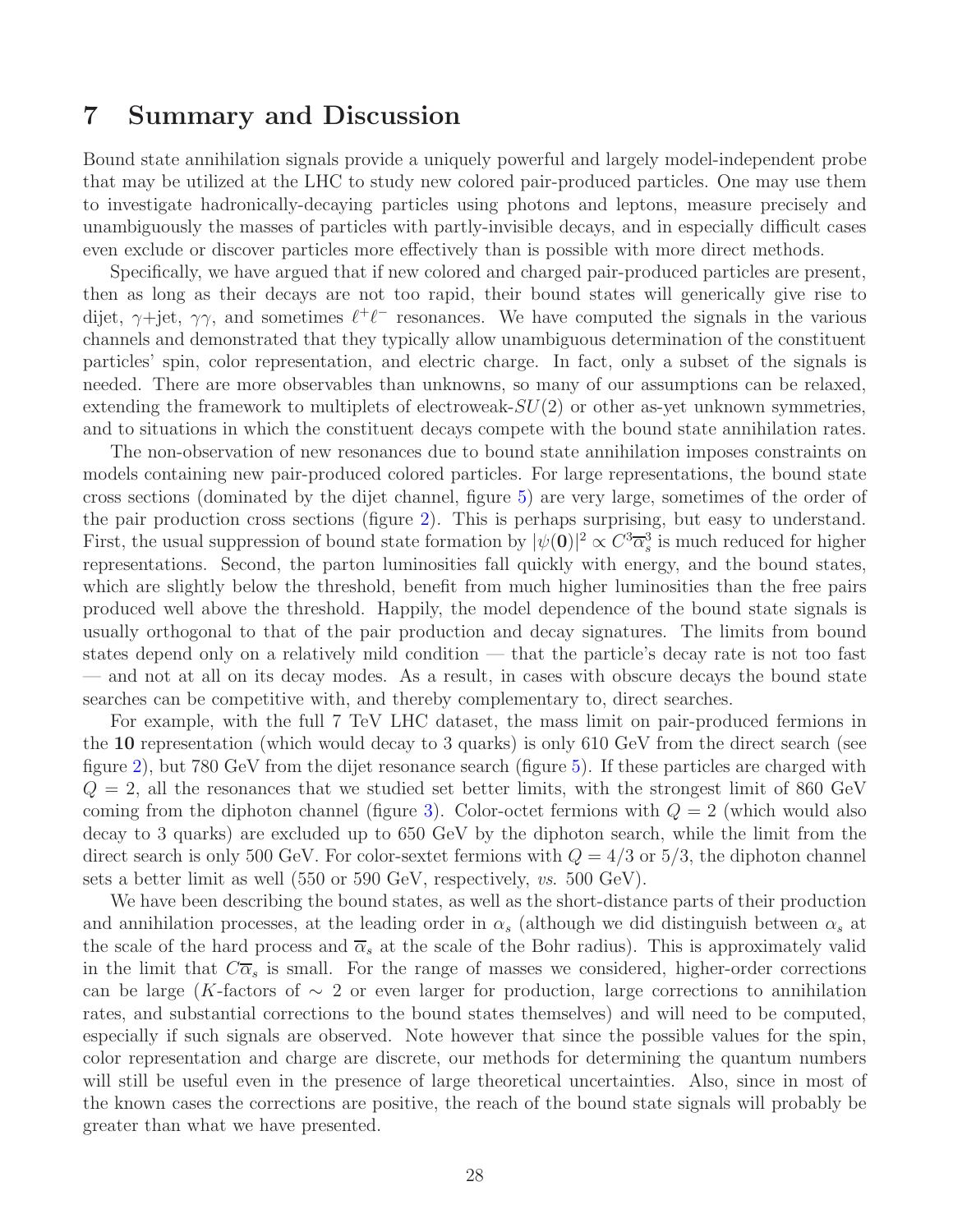## 7 Summary and Discussion

Bound state annihilation signals provide a uniquely powerful and largely model-independent probe that may be utilized at the LHC to study new colored pair-produced particles. One may use them to investigate hadronically-decaying particles using photons and leptons, measure precisely and unambiguously the masses of particles with partly-invisible decays, and in especially difficult cases even exclude or discover particles more effectively than is possible with more direct methods.

Specifically, we have argued that if new colored and charged pair-produced particles are present, then as long as their decays are not too rapid, their bound states will generically give rise to dijet, $\gamma$+jet, $\gamma\gamma$, and sometimes $\ell^+\ell^-$ resonances. We have computed the signals in the various channels and demonstrated that they typically allow unambiguous determination of the constituent particles' spin, color representation, and electric charge. In fact, only a subset of the signals is needed. There are more observables than unknowns, so many of our assumptions can be relaxed, extending the framework to multiplets of electroweak-$SU(2)$ or other as-yet unknown symmetries, and to situations in which the constituent decays compete with the bound state annihilation rates.

The non-observation of new resonances due to bound state annihilation imposes constraints on models containing new pair-produced colored particles. For large representations, the bound state cross sections (dominated by the dijet channel, figure 5) are very large, sometimes of the order of the pair production cross sections (figure 2). This is perhaps surprising, but easy to understand. First, the usual suppression of bound state formation by $|\psi(\mathbf{0})|^2 \propto C^3\overline{\alpha}_s^3$ is much reduced for higher representations. Second, the parton luminosities fall quickly with energy, and the bound states, which are slightly below the threshold, benefit from much higher luminosities than the free pairs produced well above the threshold. Happily, the model dependence of the bound state signals is usually orthogonal to that of the pair production and decay signatures. The limits from bound states depend only on a relatively mild condition — that the particle's decay rate is not too fast — and not at all on its decay modes. As a result, in cases with obscure decays the bound state searches can be competitive with, and thereby complementary to, direct searches.

For example, with the full 7 TeV LHC dataset, the mass limit on pair-produced fermions in the **10** representation (which would decay to 3 quarks) is only 610 GeV from the direct search (see figure 2), but 780 GeV from the dijet resonance search (figure 5). If these particles are charged with $Q = 2$, all the resonances that we studied set better limits, with the strongest limit of 860 GeV coming from the diphoton channel (figure 3). Color-octet fermions with $Q = 2$ (which would also decay to 3 quarks) are excluded up to 650 GeV by the diphoton search, while the limit from the direct search is only 500 GeV. For color-sextet fermions with $Q = 4/3$ or $5/3$, the diphoton channel sets a better limit as well (550 or 590 GeV, respectively, *vs.* 500 GeV).

We have been describing the bound states, as well as the short-distance parts of their production and annihilation processes, at the leading order in $\alpha_s$ (although we did distinguish between $\alpha_s$ at the scale of the hard process and $\overline{\alpha}_s$ at the scale of the Bohr radius). This is approximately valid in the limit that $C\overline{\alpha}_s$ is small. For the range of masses we considered, higher-order corrections can be large ($K$-factors of $\sim 2$ or even larger for production, large corrections to annihilation rates, and substantial corrections to the bound states themselves) and will need to be computed, especially if such signals are observed. Note however that since the possible values for the spin, color representation and charge are discrete, our methods for determining the quantum numbers will still be useful even in the presence of large theoretical uncertainties. Also, since in most of the known cases the corrections are positive, the reach of the bound state signals will probably be greater than what we have presented.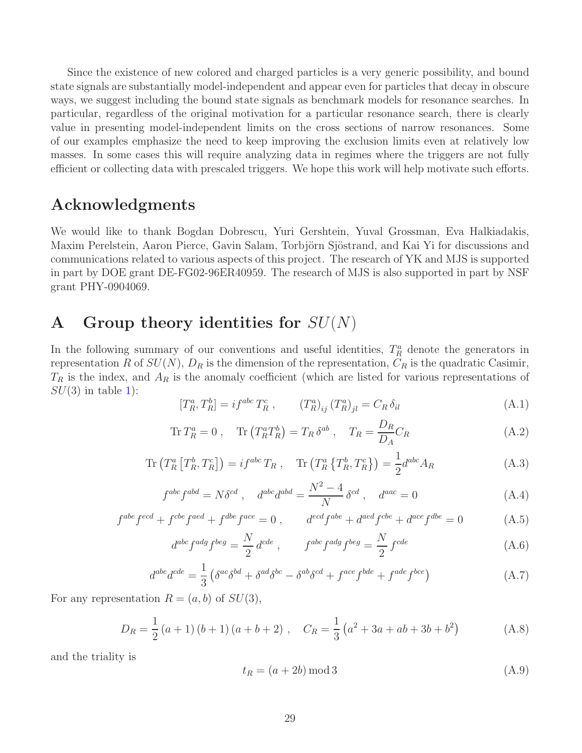Since the existence of new colored and charged particles is a very generic possibility, and bound state signals are substantially model-independent and appear even for particles that decay in obscure ways, we suggest including the bound state signals as benchmark models for resonance searches. In particular, regardless of the original motivation for a particular resonance search, there is clearly value in presenting model-independent limits on the cross sections of narrow resonances. Some of our examples emphasize the need to keep improving the exclusion limits even at relatively low masses. In some cases this will require analyzing data in regimes where the triggers are not fully efficient or collecting data with prescaled triggers. We hope this work will help motivate such efforts.

## Acknowledgments

We would like to thank Bogdan Dobrescu, Yuri Gershtein, Yuval Grossman, Eva Halkiadakis, Maxim Perelstein, Aaron Pierce, Gavin Salam, Torbjörn Sjöstrand, and Kai Yi for discussions and communications related to various aspects of this project. The research of YK and MJS is supported in part by DOE grant DE-FG02-96ER40959. The research of MJS is also supported in part by NSF grant PHY-0904069.

# A Group theory identities for $SU(N)$

In the following summary of our conventions and useful identities, $T_R^a$ denote the generators in representation $R$ of $SU(N)$, $D_R$ is the dimension of the representation, $C_R$ is the quadratic Casimir, $T_R$ is the index, and $A_R$ is the anomaly coefficient (which are listed for various representations of $SU(3)$ in table 1):

$$[T_R^a, T_R^b] = i f^{abc}\, T_R^c\,, \qquad (T_R^a)_{ij}\,(T_R^a)_{jl} = C_R\,\delta_{il} \tag{A.1}$$

$$\mathrm{Tr}\, T_R^a = 0\,, \quad \mathrm{Tr}\left(T_R^a T_R^b\right) = T_R\,\delta^{ab}\,, \quad T_R = \frac{D_R}{D_A} C_R \tag{A.2}$$

$$\mathrm{Tr}\left(T_R^a\left[T_R^b, T_R^c\right]\right) = i f^{abc}\, T_R\,, \quad \mathrm{Tr}\left(T_R^a\left\{T_R^b, T_R^c\right\}\right) = \frac{1}{2} d^{abc} A_R \tag{A.3}$$

$$f^{abc} f^{abd} = N \delta^{cd}\,, \quad d^{abc} d^{abd} = \frac{N^2-4}{N}\,\delta^{cd}\,, \quad d^{aac} = 0 \tag{A.4}$$

$$f^{abe} f^{ecd} + f^{cbe} f^{aed} + f^{dbe} f^{ace} = 0\,, \qquad d^{ecd} f^{abe} + d^{aed} f^{cbe} + d^{ace} f^{dbe} = 0 \tag{A.5}$$

$$d^{abc} f^{adg} f^{beg} = \frac{N}{2}\, d^{cde}\,, \qquad f^{abc} f^{adg} f^{beg} = \frac{N}{2}\, f^{cde} \tag{A.6}$$

$$d^{abe} d^{cde} = \frac{1}{3}\left(\delta^{ac}\delta^{bd} + \delta^{ad}\delta^{bc} - \delta^{ab}\delta^{cd} + f^{ace} f^{bde} + f^{ade} f^{bce}\right) \tag{A.7}$$

For any representation $R = (a, b)$ of $SU(3)$,

$$D_R = \frac{1}{2}\,(a+1)\,(b+1)\,(a+b+2)\,, \quad C_R = \frac{1}{3}\left(a^2 + 3a + ab + 3b + b^2\right) \tag{A.8}$$

and the triality is

$$t_R = (a + 2b) \bmod 3 \tag{A.9}$$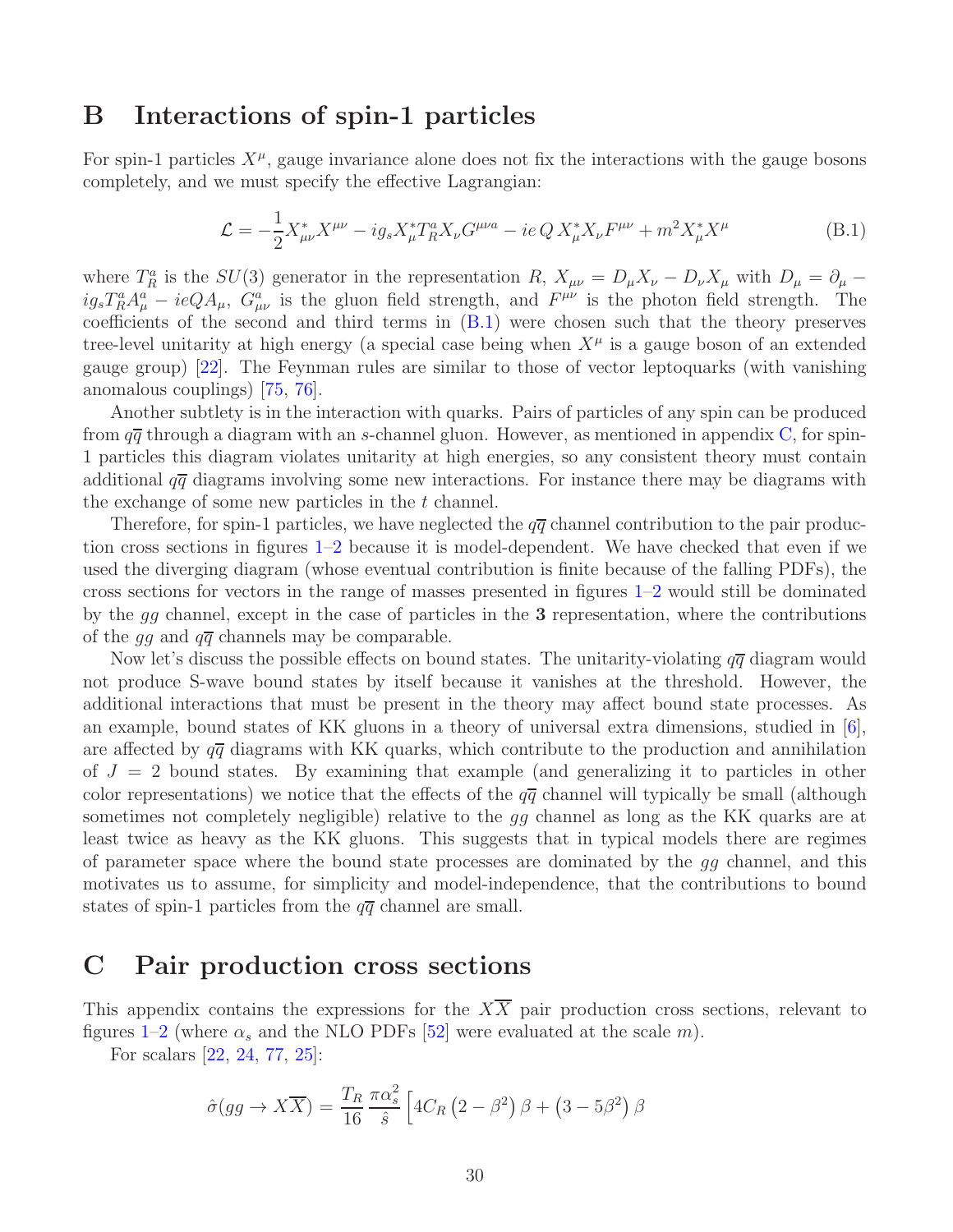# B Interactions of spin-1 particles

For spin-1 particles $X^\mu$, gauge invariance alone does not fix the interactions with the gauge bosons completely, and we must specify the effective Lagrangian:

$$\mathcal{L} = -\frac{1}{2} X^*_{\mu\nu} X^{\mu\nu} - i g_s X^*_\mu T^a_R X_\nu G^{\mu\nu a} - ie\, Q\, X^*_\mu X_\nu F^{\mu\nu} + m^2 X^*_\mu X^\mu \tag{B.1}$$

where $T^a_R$ is the $SU(3)$ generator in the representation $R$, $X_{\mu\nu} = D_\mu X_\nu - D_\nu X_\mu$ with $D_\mu = \partial_\mu - i g_s T^a_R A^a_\mu - ieQA_\mu$, $G^a_{\mu\nu}$ is the gluon field strength, and $F^{\mu\nu}$ is the photon field strength. The coefficients of the second and third terms in (B.1) were chosen such that the theory preserves tree-level unitarity at high energy (a special case being when $X^\mu$ is a gauge boson of an extended gauge group) [22]. The Feynman rules are similar to those of vector leptoquarks (with vanishing anomalous couplings) [75, 76].

Another subtlety is in the interaction with quarks. Pairs of particles of any spin can be produced from $q\overline{q}$ through a diagram with an $s$-channel gluon. However, as mentioned in appendix C, for spin-1 particles this diagram violates unitarity at high energies, so any consistent theory must contain additional $q\overline{q}$ diagrams involving some new interactions. For instance there may be diagrams with the exchange of some new particles in the $t$ channel.

Therefore, for spin-1 particles, we have neglected the $q\overline{q}$ channel contribution to the pair production cross sections in figures 1–2 because it is model-dependent. We have checked that even if we used the diverging diagram (whose eventual contribution is finite because of the falling PDFs), the cross sections for vectors in the range of masses presented in figures 1–2 would still be dominated by the $gg$ channel, except in the case of particles in the **3** representation, where the contributions of the $gg$ and $q\overline{q}$ channels may be comparable.

Now let's discuss the possible effects on bound states. The unitarity-violating $q\overline{q}$ diagram would not produce S-wave bound states by itself because it vanishes at the threshold. However, the additional interactions that must be present in the theory may affect bound state processes. As an example, bound states of KK gluons in a theory of universal extra dimensions, studied in [6], are affected by $q\overline{q}$ diagrams with KK quarks, which contribute to the production and annihilation of $J = 2$ bound states. By examining that example (and generalizing it to particles in other color representations) we notice that the effects of the $q\overline{q}$ channel will typically be small (although sometimes not completely negligible) relative to the $gg$ channel as long as the KK quarks are at least twice as heavy as the KK gluons. This suggests that in typical models there are regimes of parameter space where the bound state processes are dominated by the $gg$ channel, and this motivates us to assume, for simplicity and model-independence, that the contributions to bound states of spin-1 particles from the $q\overline{q}$ channel are small.

# C Pair production cross sections

This appendix contains the expressions for the $X\overline{X}$ pair production cross sections, relevant to figures 1–2 (where $\alpha_s$ and the NLO PDFs [52] were evaluated at the scale $m$).

For scalars [22, 24, 77, 25]:

$$\hat{\sigma}(gg \to X\overline{X}) = \frac{T_R}{16}\,\frac{\pi\alpha_s^2}{\hat{s}}\left[4C_R\left(2-\beta^2\right)\beta + \left(3-5\beta^2\right)\beta\right.$$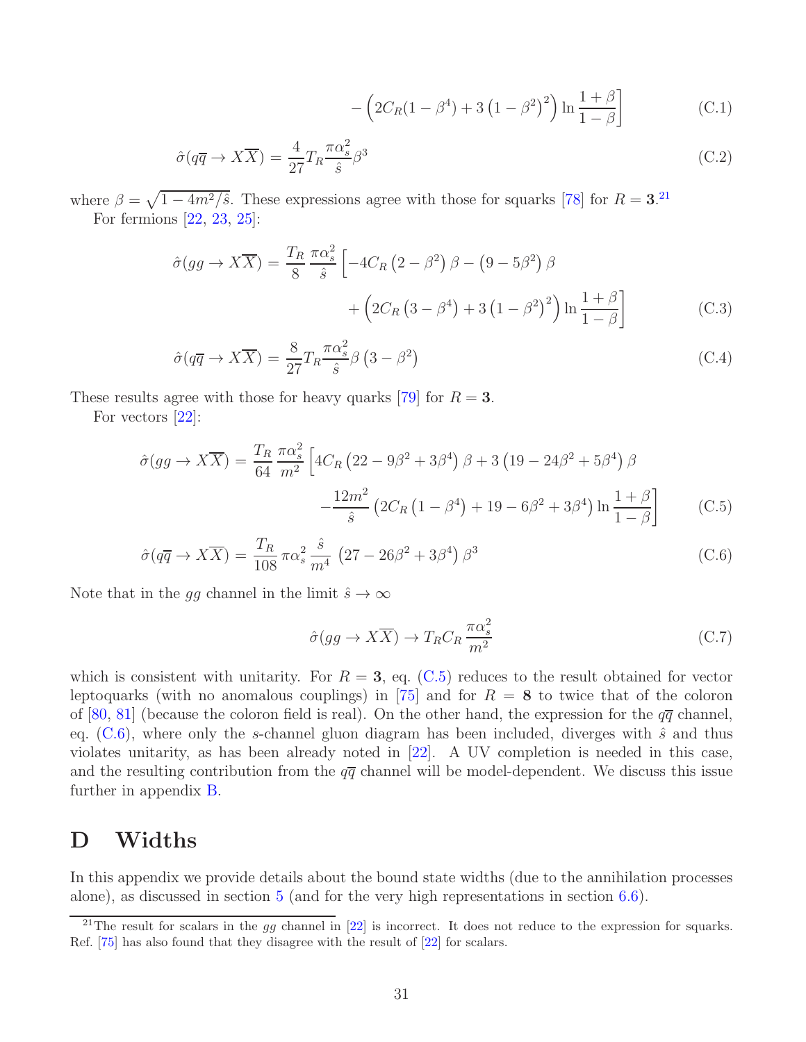$$- \left(2C_R(1-\beta^4) + 3\left(1-\beta^2\right)^2\right) \ln\frac{1+\beta}{1-\beta}\Big] \tag{C.1}$$

$$\hat{\sigma}(q\overline{q} \to X\overline{X}) = \frac{4}{27} T_R \frac{\pi\alpha_s^2}{\hat{s}} \beta^3 \tag{C.2}$$

where $\beta = \sqrt{1 - 4m^2/\hat{s}}$. These expressions agree with those for squarks [78] for $R = \mathbf{3}$.[21]

For fermions [22, 23, 25]:

$$\hat{\sigma}(gg \to X\overline{X}) = \frac{T_R}{8} \frac{\pi\alpha_s^2}{\hat{s}} \Big[-4C_R\left(2-\beta^2\right)\beta - \left(9-5\beta^2\right)\beta + \left(2C_R\left(3-\beta^4\right) + 3\left(1-\beta^2\right)^2\right)\ln\frac{1+\beta}{1-\beta}\Big] \tag{C.3}$$

$$\hat{\sigma}(q\overline{q} \to X\overline{X}) = \frac{8}{27} T_R \frac{\pi\alpha_s^2}{\hat{s}} \beta\left(3-\beta^2\right) \tag{C.4}$$

These results agree with those for heavy quarks [79] for $R = \mathbf{3}$.

For vectors [22]:

$$\hat{\sigma}(gg \to X\overline{X}) = \frac{T_R}{64} \frac{\pi\alpha_s^2}{m^2} \Big[4C_R\left(22-9\beta^2+3\beta^4\right)\beta + 3\left(19-24\beta^2+5\beta^4\right)\beta - \frac{12m^2}{\hat{s}}\left(2C_R\left(1-\beta^4\right) + 19 - 6\beta^2 + 3\beta^4\right)\ln\frac{1+\beta}{1-\beta}\Big] \tag{C.5}$$

$$\hat{\sigma}(q\overline{q} \to X\overline{X}) = \frac{T_R}{108} \pi\alpha_s^2 \frac{\hat{s}}{m^4} \left(27-26\beta^2+3\beta^4\right)\beta^3 \tag{C.6}$$

Note that in the $gg$ channel in the limit $\hat{s} \to \infty$

$$\hat{\sigma}(gg \to X\overline{X}) \to T_R C_R \frac{\pi\alpha_s^2}{m^2} \tag{C.7}$$

which is consistent with unitarity. For $R = \mathbf{3}$, eq. (C.5) reduces to the result obtained for vector leptoquarks (with no anomalous couplings) in [75] and for $R = \mathbf{8}$ to twice that of the coloron of [80, 81] (because the coloron field is real). On the other hand, the expression for the $q\overline{q}$ channel, eq. (C.6), where only the $s$-channel gluon diagram has been included, diverges with $\hat{s}$ and thus violates unitarity, as has been already noted in [22]. A UV completion is needed in this case, and the resulting contribution from the $q\overline{q}$ channel will be model-dependent. We discuss this issue further in appendix B.

# D Widths

In this appendix we provide details about the bound state widths (due to the annihilation processes alone), as discussed in section 5 (and for the very high representations in section 6.6).

---

[21] The result for scalars in the $gg$ channel in [22] is incorrect. It does not reduce to the expression for squarks. Ref. [75] has also found that they disagree with the result of [22] for scalars.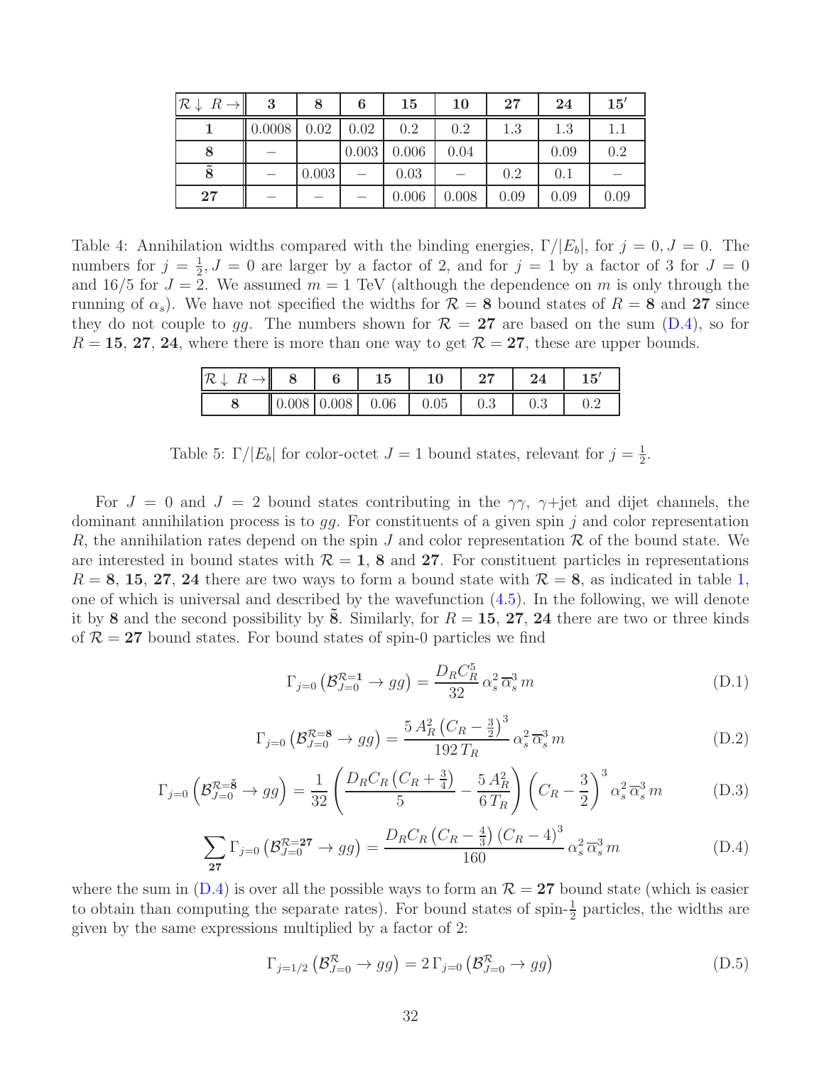| $\mathcal{R}\downarrow\ R\rightarrow$ | **3** | **8** | **6** | **15** | **10** | **27** | **24** | **15′** |
|---|---|---|---|---|---|---|---|---|
| **1** | 0.0008 | 0.02 | 0.02 | 0.2 | 0.2 | 1.3 | 1.3 | 1.1 |
| **8** | – | | 0.003 | 0.006 | 0.04 | | 0.09 | 0.2 |
| $\tilde{\mathbf{8}}$ | – | 0.003 | – | 0.03 | – | 0.2 | 0.1 | – |
| **27** | – | – | – | 0.006 | 0.008 | 0.09 | 0.09 | 0.09 |

Table 4: Annihilation widths compared with the binding energies, $\Gamma/|E_b|$, for $j=0, J=0$. The numbers for $j=\frac{1}{2}, J=0$ are larger by a factor of 2, and for $j=1$ by a factor of 3 for $J=0$ and $16/5$ for $J=2$. We assumed $m=1$ TeV (although the dependence on $m$ is only through the running of $\alpha_s$). We have not specified the widths for $\mathcal{R}=\mathbf{8}$ bound states of $R=\mathbf{8}$ and $\mathbf{27}$ since they do not couple to $gg$. The numbers shown for $\mathcal{R}=\mathbf{27}$ are based on the sum (D.4), so for $R=\mathbf{15}$, $\mathbf{27}$, $\mathbf{24}$, where there is more than one way to get $\mathcal{R}=\mathbf{27}$, these are upper bounds.

| $\mathcal{R}\downarrow\ R\rightarrow$ | **8** | **6** | **15** | **10** | **27** | **24** | **15′** |
|---|---|---|---|---|---|---|---|
| **8** | 0.008 | 0.008 | 0.06 | 0.05 | 0.3 | 0.3 | 0.2 |

Table 5: $\Gamma/|E_b|$ for color-octet $J=1$ bound states, relevant for $j=\frac{1}{2}$.

For $J=0$ and $J=2$ bound states contributing in the $\gamma\gamma$, $\gamma$+jet and dijet channels, the dominant annihilation process is to $gg$. For constituents of a given spin $j$ and color representation $R$, the annihilation rates depend on the spin $J$ and color representation $\mathcal{R}$ of the bound state. We are interested in bound states with $\mathcal{R}=\mathbf{1}$, $\mathbf{8}$ and $\mathbf{27}$. For constituent particles in representations $R=\mathbf{8}$, $\mathbf{15}$, $\mathbf{27}$, $\mathbf{24}$ there are two ways to form a bound state with $\mathcal{R}=\mathbf{8}$, as indicated in table 1, one of which is universal and described by the wavefunction (4.5). In the following, we will denote it by $\mathbf{8}$ and the second possibility by $\tilde{\mathbf{8}}$. Similarly, for $R=\mathbf{15}$, $\mathbf{27}$, $\mathbf{24}$ there are two or three kinds of $\mathcal{R}=\mathbf{27}$ bound states. For bound states of spin-0 particles we find

$$\Gamma_{j=0}\left(\mathcal{B}^{\mathcal{R}=\mathbf{1}}_{J=0}\to gg\right)=\frac{D_R C_R^5}{32}\,\alpha_s^2\,\overline{\alpha}_s^3\,m \tag{D.1}$$

$$\Gamma_{j=0}\left(\mathcal{B}^{\mathcal{R}=\mathbf{8}}_{J=0}\to gg\right)=\frac{5\,A_R^2\left(C_R-\frac{3}{2}\right)^3}{192\,T_R}\,\alpha_s^2\,\overline{\alpha}_s^3\,m \tag{D.2}$$

$$\Gamma_{j=0}\left(\mathcal{B}^{\mathcal{R}=\tilde{\mathbf{8}}}_{J=0}\to gg\right)=\frac{1}{32}\left(\frac{D_R C_R\left(C_R+\frac{3}{4}\right)}{5}-\frac{5\,A_R^2}{6\,T_R}\right)\left(C_R-\frac{3}{2}\right)^3\alpha_s^2\,\overline{\alpha}_s^3\,m \tag{D.3}$$

$$\sum_{\mathbf{27}}\Gamma_{j=0}\left(\mathcal{B}^{\mathcal{R}=\mathbf{27}}_{J=0}\to gg\right)=\frac{D_R C_R\left(C_R-\frac{4}{3}\right)\left(C_R-4\right)^3}{160}\,\alpha_s^2\,\overline{\alpha}_s^3\,m \tag{D.4}$$

where the sum in (D.4) is over all the possible ways to form an $\mathcal{R}=\mathbf{27}$ bound state (which is easier to obtain than computing the separate rates). For bound states of spin-$\frac{1}{2}$ particles, the widths are given by the same expressions multiplied by a factor of 2:

$$\Gamma_{j=1/2}\left(\mathcal{B}^{\mathcal{R}}_{J=0}\to gg\right)=2\,\Gamma_{j=0}\left(\mathcal{B}^{\mathcal{R}}_{J=0}\to gg\right) \tag{D.5}$$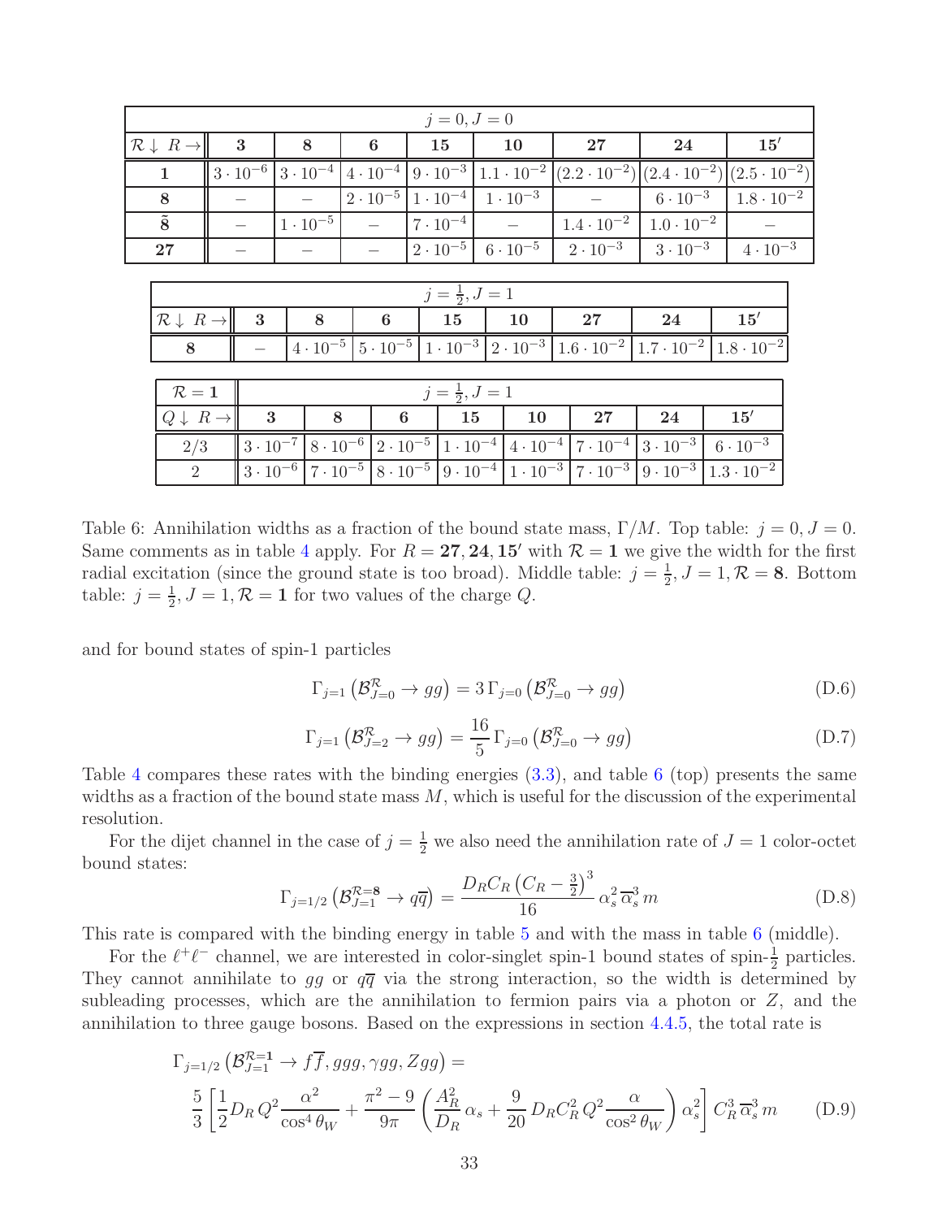| $j = 0, J = 0$ | | | | | | | | |
|---|---|---|---|---|---|---|---|---|
| $\mathcal{R} \downarrow$ $R \rightarrow$ | **3** | **8** | **6** | **15** | **10** | **27** | **24** | **15′** |
| **1** | $3 \cdot 10^{-6}$ | $3 \cdot 10^{-4}$ | $4 \cdot 10^{-4}$ | $9 \cdot 10^{-3}$ | $1.1 \cdot 10^{-2}$ | $(2.2 \cdot 10^{-2})$ | $(2.4 \cdot 10^{-2})$ | $(2.5 \cdot 10^{-2})$ |
| **8** | – | – | $2 \cdot 10^{-5}$ | $1 \cdot 10^{-4}$ | $1 \cdot 10^{-3}$ | – | $6 \cdot 10^{-3}$ | $1.8 \cdot 10^{-2}$ |
| $\tilde{\mathbf{8}}$ | – | $1 \cdot 10^{-5}$ | – | $7 \cdot 10^{-4}$ | – | $1.4 \cdot 10^{-2}$ | $1.0 \cdot 10^{-2}$ | – |
| **27** | – | – | – | $2 \cdot 10^{-5}$ | $6 \cdot 10^{-5}$ | $2 \cdot 10^{-3}$ | $3 \cdot 10^{-3}$ | $4 \cdot 10^{-3}$ |

| $j = \frac{1}{2}, J = 1$ | | | | | | | | |
|---|---|---|---|---|---|---|---|---|
| $\mathcal{R} \downarrow$ $R \rightarrow$ | **3** | **8** | **6** | **15** | **10** | **27** | **24** | **15′** |
| **8** | – | $4 \cdot 10^{-5}$ | $5 \cdot 10^{-5}$ | $1 \cdot 10^{-3}$ | $2 \cdot 10^{-3}$ | $1.6 \cdot 10^{-2}$ | $1.7 \cdot 10^{-2}$ | $1.8 \cdot 10^{-2}$ |

| $\mathcal{R} = \mathbf{1}$ | $j = \frac{1}{2}, J = 1$ | | | | | | | |
|---|---|---|---|---|---|---|---|---|
| $Q \downarrow$ $R \rightarrow$ | **3** | **8** | **6** | **15** | **10** | **27** | **24** | **15′** |
| 2/3 | $3 \cdot 10^{-7}$ | $8 \cdot 10^{-6}$ | $2 \cdot 10^{-5}$ | $1 \cdot 10^{-4}$ | $4 \cdot 10^{-4}$ | $7 \cdot 10^{-4}$ | $3 \cdot 10^{-3}$ | $6 \cdot 10^{-3}$ |
| 2 | $3 \cdot 10^{-6}$ | $7 \cdot 10^{-5}$ | $8 \cdot 10^{-5}$ | $9 \cdot 10^{-4}$ | $1 \cdot 10^{-3}$ | $7 \cdot 10^{-3}$ | $9 \cdot 10^{-3}$ | $1.3 \cdot 10^{-2}$ |

Table 6: Annihilation widths as a fraction of the bound state mass, $\Gamma/M$. Top table: $j = 0, J = 0$. Same comments as in table 4 apply. For $R = \mathbf{27}, \mathbf{24}, \mathbf{15'}$ with $\mathcal{R} = \mathbf{1}$ we give the width for the first radial excitation (since the ground state is too broad). Middle table: $j = \frac{1}{2}, J = 1, \mathcal{R} = \mathbf{8}$. Bottom table: $j = \frac{1}{2}, J = 1, \mathcal{R} = \mathbf{1}$ for two values of the charge $Q$.

and for bound states of spin-1 particles

$$\Gamma_{j=1}\left(\mathcal{B}^{\mathcal{R}}_{J=0} \to gg\right) = 3\,\Gamma_{j=0}\left(\mathcal{B}^{\mathcal{R}}_{J=0} \to gg\right) \tag{D.6}$$

$$\Gamma_{j=1}\left(\mathcal{B}^{\mathcal{R}}_{J=2} \to gg\right) = \frac{16}{5}\,\Gamma_{j=0}\left(\mathcal{B}^{\mathcal{R}}_{J=0} \to gg\right) \tag{D.7}$$

Table 4 compares these rates with the binding energies (3.3), and table 6 (top) presents the same widths as a fraction of the bound state mass $M$, which is useful for the discussion of the experimental resolution.

For the dijet channel in the case of $j = \frac{1}{2}$ we also need the annihilation rate of $J = 1$ color-octet bound states:

$$\Gamma_{j=1/2}\left(\mathcal{B}^{\mathcal{R}=\mathbf{8}}_{J=1} \to q\overline{q}\right) = \frac{D_R C_R \left(C_R - \frac{3}{2}\right)^3}{16}\,\alpha_s^2\,\overline{\alpha}_s^3\,m \tag{D.8}$$

This rate is compared with the binding energy in table 5 and with the mass in table 6 (middle).

For the $\ell^+\ell^-$ channel, we are interested in color-singlet spin-1 bound states of spin-$\frac{1}{2}$ particles. They cannot annihilate to $gg$ or $q\overline{q}$ via the strong interaction, so the width is determined by subleading processes, which are the annihilation to fermion pairs via a photon or $Z$, and the annihilation to three gauge bosons. Based on the expressions in section 4.4.5, the total rate is

$$\Gamma_{j=1/2}\left(\mathcal{B}^{\mathcal{R}=\mathbf{1}}_{J=1} \to f\overline{f}, ggg, \gamma gg, Zgg\right) = \frac{5}{3}\left[\frac{1}{2} D_R\, Q^2 \frac{\alpha^2}{\cos^4\theta_W} + \frac{\pi^2 - 9}{9\pi}\left(\frac{A_R^2}{D_R}\,\alpha_s + \frac{9}{20}\,D_R C_R^2\, Q^2 \frac{\alpha}{\cos^2\theta_W}\right)\alpha_s^2\right] C_R^3\,\overline{\alpha}_s^3\,m \tag{D.9}$$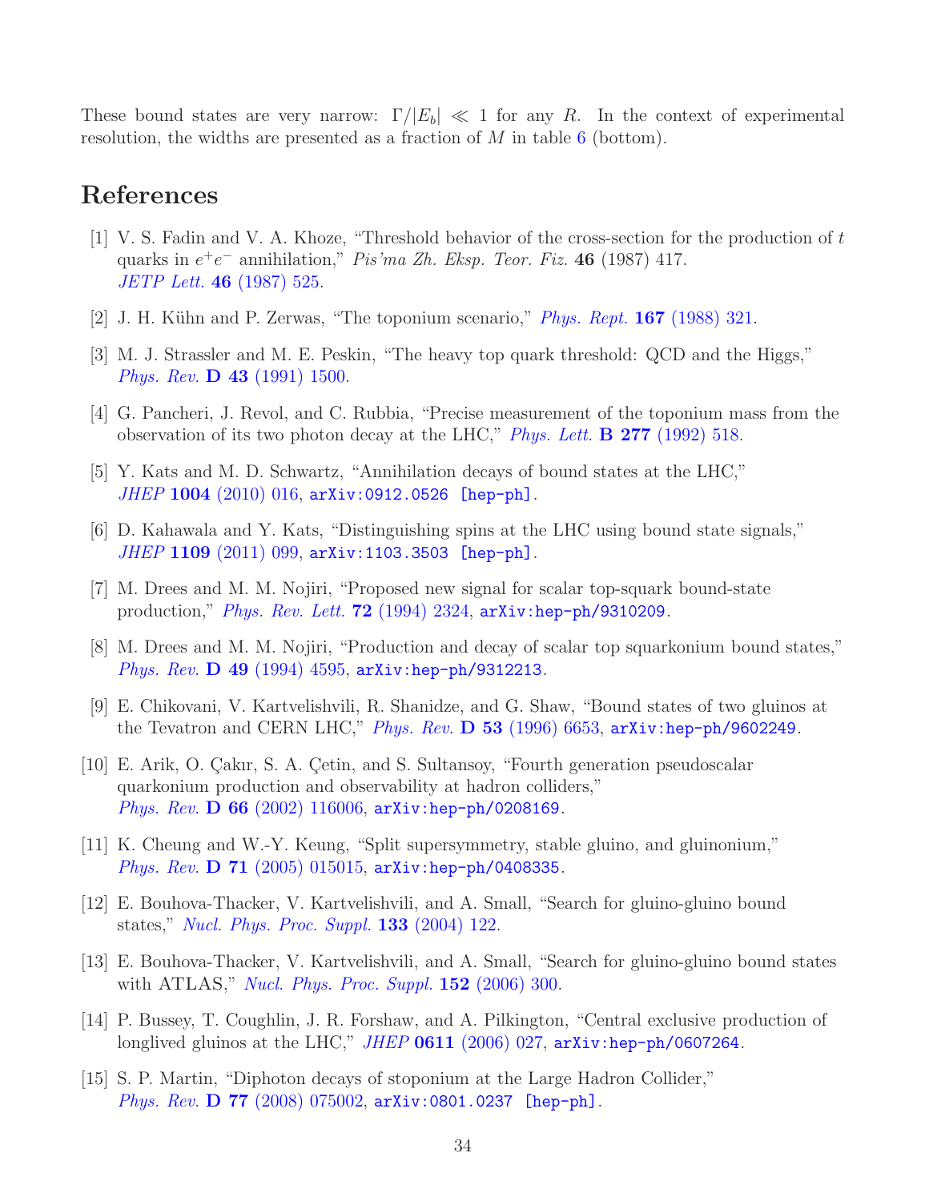These bound states are very narrow: $\Gamma/|E_b| \ll 1$ for any $R$. In the context of experimental resolution, the widths are presented as a fraction of $M$ in table 6 (bottom).

## References

[1] V. S. Fadin and V. A. Khoze, "Threshold behavior of the cross-section for the production of $t$ quarks in $e^+e^-$ annihilation," *Pis'ma Zh. Eksp. Teor. Fiz.* **46** (1987) 417. *JETP Lett.* **46** (1987) 525.

[2] J. H. Kühn and P. Zerwas, "The toponium scenario," *Phys. Rept.* **167** (1988) 321.

[3] M. J. Strassler and M. E. Peskin, "The heavy top quark threshold: QCD and the Higgs," *Phys. Rev.* **D 43** (1991) 1500.

[4] G. Pancheri, J. Revol, and C. Rubbia, "Precise measurement of the toponium mass from the observation of its two photon decay at the LHC," *Phys. Lett.* **B 277** (1992) 518.

[5] Y. Kats and M. D. Schwartz, "Annihilation decays of bound states at the LHC," *JHEP* **1004** (2010) 016, arXiv:0912.0526 [hep-ph].

[6] D. Kahawala and Y. Kats, "Distinguishing spins at the LHC using bound state signals," *JHEP* **1109** (2011) 099, arXiv:1103.3503 [hep-ph].

[7] M. Drees and M. M. Nojiri, "Proposed new signal for scalar top-squark bound-state production," *Phys. Rev. Lett.* **72** (1994) 2324, arXiv:hep-ph/9310209.

[8] M. Drees and M. M. Nojiri, "Production and decay of scalar top squarkonium bound states," *Phys. Rev.* **D 49** (1994) 4595, arXiv:hep-ph/9312213.

[9] E. Chikovani, V. Kartvelishvili, R. Shanidze, and G. Shaw, "Bound states of two gluinos at the Tevatron and CERN LHC," *Phys. Rev.* **D 53** (1996) 6653, arXiv:hep-ph/9602249.

[10] E. Arik, O. Çakır, S. A. Çetin, and S. Sultansoy, "Fourth generation pseudoscalar quarkonium production and observability at hadron colliders," *Phys. Rev.* **D 66** (2002) 116006, arXiv:hep-ph/0208169.

[11] K. Cheung and W.-Y. Keung, "Split supersymmetry, stable gluino, and gluinonium," *Phys. Rev.* **D 71** (2005) 015015, arXiv:hep-ph/0408335.

[12] E. Bouhova-Thacker, V. Kartvelishvili, and A. Small, "Search for gluino-gluino bound states," *Nucl. Phys. Proc. Suppl.* **133** (2004) 122.

[13] E. Bouhova-Thacker, V. Kartvelishvili, and A. Small, "Search for gluino-gluino bound states with ATLAS," *Nucl. Phys. Proc. Suppl.* **152** (2006) 300.

[14] P. Bussey, T. Coughlin, J. R. Forshaw, and A. Pilkington, "Central exclusive production of longlived gluinos at the LHC," *JHEP* **0611** (2006) 027, arXiv:hep-ph/0607264.

[15] S. P. Martin, "Diphoton decays of stoponium at the Large Hadron Collider," *Phys. Rev.* **D 77** (2008) 075002, arXiv:0801.0237 [hep-ph].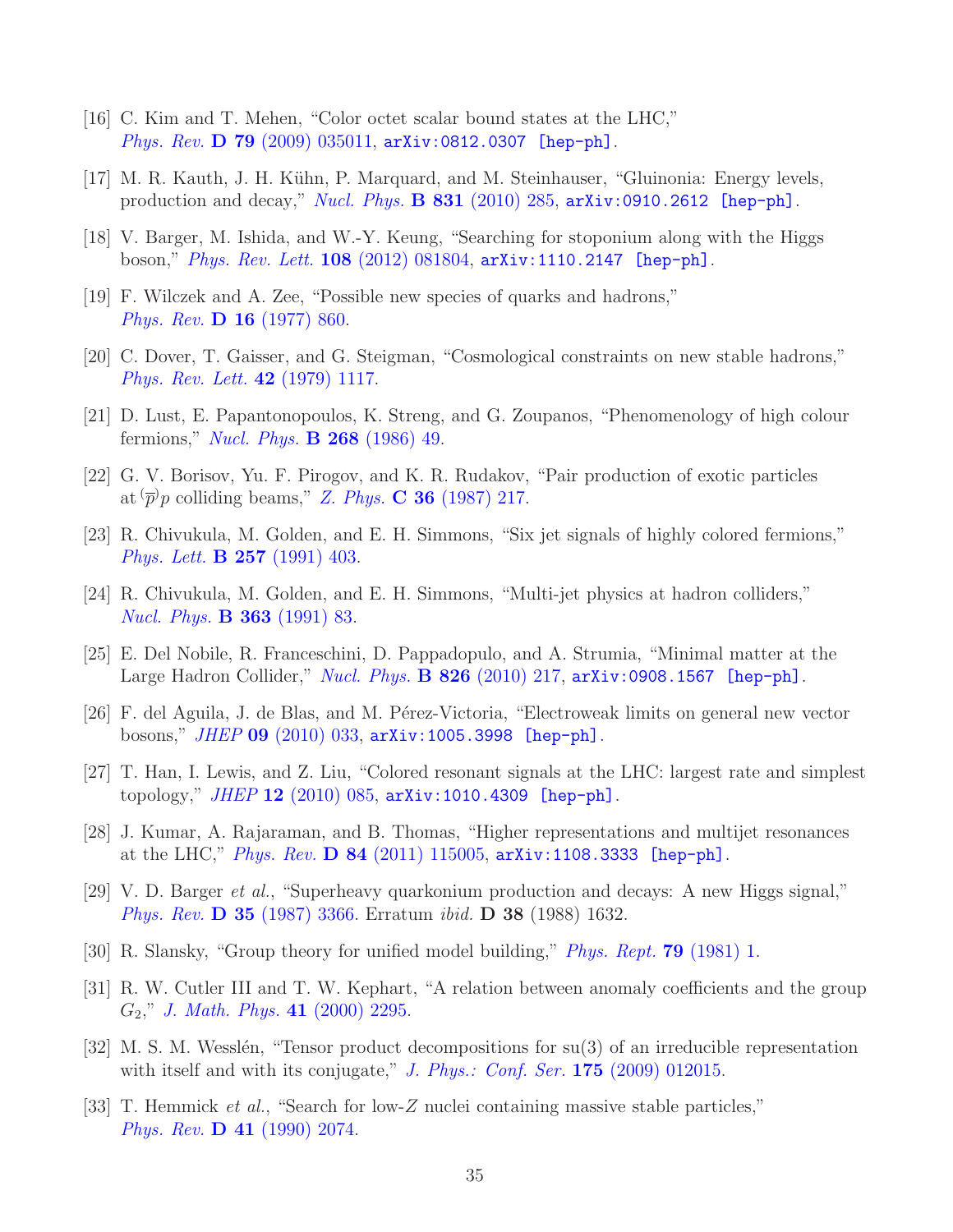[16] C. Kim and T. Mehen, "Color octet scalar bound states at the LHC," *Phys. Rev.* **D 79** (2009) 035011, arXiv:0812.0307 [hep-ph].

[17] M. R. Kauth, J. H. Kühn, P. Marquard, and M. Steinhauser, "Gluinonia: Energy levels, production and decay," *Nucl. Phys.* **B 831** (2010) 285, arXiv:0910.2612 [hep-ph].

[18] V. Barger, M. Ishida, and W.-Y. Keung, "Searching for stoponium along with the Higgs boson," *Phys. Rev. Lett.* **108** (2012) 081804, arXiv:1110.2147 [hep-ph].

[19] F. Wilczek and A. Zee, "Possible new species of quarks and hadrons," *Phys. Rev.* **D 16** (1977) 860.

[20] C. Dover, T. Gaisser, and G. Steigman, "Cosmological constraints on new stable hadrons," *Phys. Rev. Lett.* **42** (1979) 1117.

[21] D. Lust, E. Papantonopoulos, K. Streng, and G. Zoupanos, "Phenomenology of high colour fermions," *Nucl. Phys.* **B 268** (1986) 49.

[22] G. V. Borisov, Yu. F. Pirogov, and K. R. Rudakov, "Pair production of exotic particles at $\overset{(-)}{p}p$ colliding beams," *Z. Phys.* **C 36** (1987) 217.

[23] R. Chivukula, M. Golden, and E. H. Simmons, "Six jet signals of highly colored fermions," *Phys. Lett.* **B 257** (1991) 403.

[24] R. Chivukula, M. Golden, and E. H. Simmons, "Multi-jet physics at hadron colliders," *Nucl. Phys.* **B 363** (1991) 83.

[25] E. Del Nobile, R. Franceschini, D. Pappadopulo, and A. Strumia, "Minimal matter at the Large Hadron Collider," *Nucl. Phys.* **B 826** (2010) 217, arXiv:0908.1567 [hep-ph].

[26] F. del Aguila, J. de Blas, and M. Pérez-Victoria, "Electroweak limits on general new vector bosons," *JHEP* **09** (2010) 033, arXiv:1005.3998 [hep-ph].

[27] T. Han, I. Lewis, and Z. Liu, "Colored resonant signals at the LHC: largest rate and simplest topology," *JHEP* **12** (2010) 085, arXiv:1010.4309 [hep-ph].

[28] J. Kumar, A. Rajaraman, and B. Thomas, "Higher representations and multijet resonances at the LHC," *Phys. Rev.* **D 84** (2011) 115005, arXiv:1108.3333 [hep-ph].

[29] V. D. Barger *et al.*, "Superheavy quarkonium production and decays: A new Higgs signal," *Phys. Rev.* **D 35** (1987) 3366. Erratum *ibid.* **D 38** (1988) 1632.

[30] R. Slansky, "Group theory for unified model building," *Phys. Rept.* **79** (1981) 1.

[31] R. W. Cutler III and T. W. Kephart, "A relation between anomaly coefficients and the group $G_2$," *J. Math. Phys.* **41** (2000) 2295.

[32] M. S. M. Wesslén, "Tensor product decompositions for su(3) of an irreducible representation with itself and with its conjugate," *J. Phys.: Conf. Ser.* **175** (2009) 012015.

[33] T. Hemmick *et al.*, "Search for low-$Z$ nuclei containing massive stable particles," *Phys. Rev.* **D 41** (1990) 2074.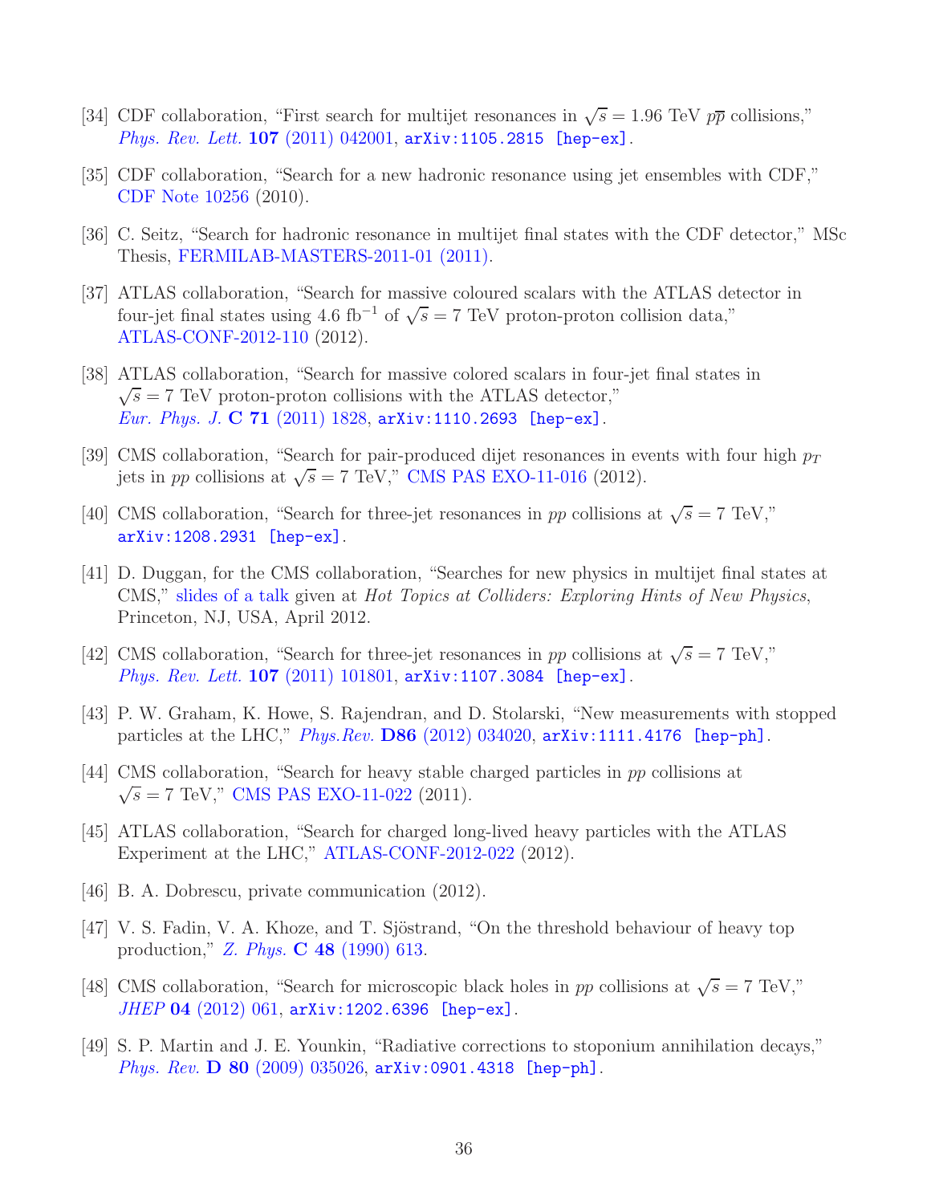[34] CDF collaboration, "First search for multijet resonances in $\sqrt{s} = 1.96$ TeV $p\overline{p}$ collisions," *Phys. Rev. Lett.* **107** (2011) 042001, arXiv:1105.2815 [hep-ex].

[35] CDF collaboration, "Search for a new hadronic resonance using jet ensembles with CDF," CDF Note 10256 (2010).

[36] C. Seitz, "Search for hadronic resonance in multijet final states with the CDF detector," MSc Thesis, FERMILAB-MASTERS-2011-01 (2011).

[37] ATLAS collaboration, "Search for massive coloured scalars with the ATLAS detector in four-jet final states using 4.6 fb$^{-1}$ of $\sqrt{s} = 7$ TeV proton-proton collision data," ATLAS-CONF-2012-110 (2012).

[38] ATLAS collaboration, "Search for massive colored scalars in four-jet final states in $\sqrt{s} = 7$ TeV proton-proton collisions with the ATLAS detector," *Eur. Phys. J.* **C 71** (2011) 1828, arXiv:1110.2693 [hep-ex].

[39] CMS collaboration, "Search for pair-produced dijet resonances in events with four high $p_T$ jets in $pp$ collisions at $\sqrt{s} = 7$ TeV," CMS PAS EXO-11-016 (2012).

[40] CMS collaboration, "Search for three-jet resonances in $pp$ collisions at $\sqrt{s} = 7$ TeV," arXiv:1208.2931 [hep-ex].

[41] D. Duggan, for the CMS collaboration, "Searches for new physics in multijet final states at CMS," slides of a talk given at *Hot Topics at Colliders: Exploring Hints of New Physics*, Princeton, NJ, USA, April 2012.

[42] CMS collaboration, "Search for three-jet resonances in $pp$ collisions at $\sqrt{s} = 7$ TeV," *Phys. Rev. Lett.* **107** (2011) 101801, arXiv:1107.3084 [hep-ex].

[43] P. W. Graham, K. Howe, S. Rajendran, and D. Stolarski, "New measurements with stopped particles at the LHC," *Phys.Rev.* **D86** (2012) 034020, arXiv:1111.4176 [hep-ph].

[44] CMS collaboration, "Search for heavy stable charged particles in $pp$ collisions at $\sqrt{s} = 7$ TeV," CMS PAS EXO-11-022 (2011).

[45] ATLAS collaboration, "Search for charged long-lived heavy particles with the ATLAS Experiment at the LHC," ATLAS-CONF-2012-022 (2012).

[46] B. A. Dobrescu, private communication (2012).

[47] V. S. Fadin, V. A. Khoze, and T. Sjöstrand, "On the threshold behaviour of heavy top production," *Z. Phys.* **C 48** (1990) 613.

[48] CMS collaboration, "Search for microscopic black holes in $pp$ collisions at $\sqrt{s} = 7$ TeV," *JHEP* **04** (2012) 061, arXiv:1202.6396 [hep-ex].

[49] S. P. Martin and J. E. Younkin, "Radiative corrections to stoponium annihilation decays," *Phys. Rev.* **D 80** (2009) 035026, arXiv:0901.4318 [hep-ph].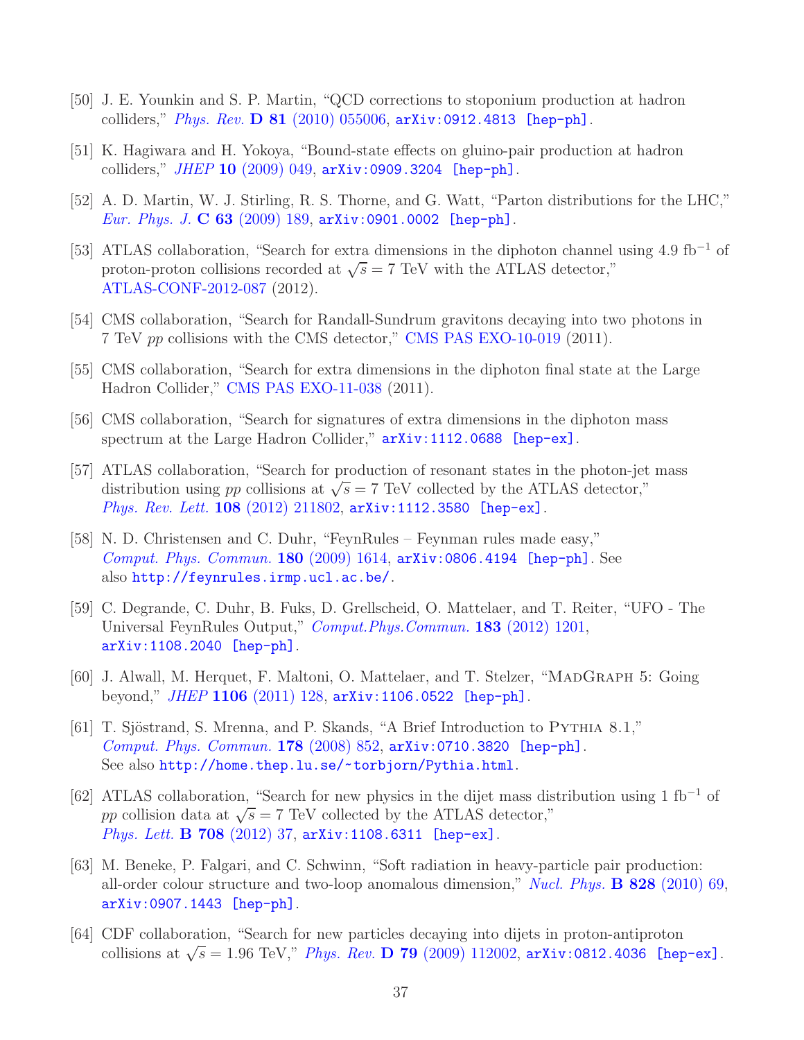[50] J. E. Younkin and S. P. Martin, "QCD corrections to stoponium production at hadron colliders," *Phys. Rev.* **D 81** (2010) 055006, arXiv:0912.4813 [hep-ph].

[51] K. Hagiwara and H. Yokoya, "Bound-state effects on gluino-pair production at hadron colliders," *JHEP* **10** (2009) 049, arXiv:0909.3204 [hep-ph].

[52] A. D. Martin, W. J. Stirling, R. S. Thorne, and G. Watt, "Parton distributions for the LHC," *Eur. Phys. J.* **C 63** (2009) 189, arXiv:0901.0002 [hep-ph].

[53] ATLAS collaboration, "Search for extra dimensions in the diphoton channel using 4.9 $\text{fb}^{-1}$ of proton-proton collisions recorded at $\sqrt{s} = 7$ TeV with the ATLAS detector," ATLAS-CONF-2012-087 (2012).

[54] CMS collaboration, "Search for Randall-Sundrum gravitons decaying into two photons in 7 TeV *pp* collisions with the CMS detector," CMS PAS EXO-10-019 (2011).

[55] CMS collaboration, "Search for extra dimensions in the diphoton final state at the Large Hadron Collider," CMS PAS EXO-11-038 (2011).

[56] CMS collaboration, "Search for signatures of extra dimensions in the diphoton mass spectrum at the Large Hadron Collider," arXiv:1112.0688 [hep-ex].

[57] ATLAS collaboration, "Search for production of resonant states in the photon-jet mass distribution using *pp* collisions at $\sqrt{s} = 7$ TeV collected by the ATLAS detector," *Phys. Rev. Lett.* **108** (2012) 211802, arXiv:1112.3580 [hep-ex].

[58] N. D. Christensen and C. Duhr, "FeynRules – Feynman rules made easy," *Comput. Phys. Commun.* **180** (2009) 1614, arXiv:0806.4194 [hep-ph]. See also http://feynrules.irmp.ucl.ac.be/.

[59] C. Degrande, C. Duhr, B. Fuks, D. Grellscheid, O. Mattelaer, and T. Reiter, "UFO - The Universal FeynRules Output," *Comput.Phys.Commun.* **183** (2012) 1201, arXiv:1108.2040 [hep-ph].

[60] J. Alwall, M. Herquet, F. Maltoni, O. Mattelaer, and T. Stelzer, "MadGraph 5: Going beyond," *JHEP* **1106** (2011) 128, arXiv:1106.0522 [hep-ph].

[61] T. Sjöstrand, S. Mrenna, and P. Skands, "A Brief Introduction to Pythia 8.1," *Comput. Phys. Commun.* **178** (2008) 852, arXiv:0710.3820 [hep-ph]. See also http://home.thep.lu.se/~torbjorn/Pythia.html.

[62] ATLAS collaboration, "Search for new physics in the dijet mass distribution using 1 $\text{fb}^{-1}$ of *pp* collision data at $\sqrt{s} = 7$ TeV collected by the ATLAS detector," *Phys. Lett.* **B 708** (2012) 37, arXiv:1108.6311 [hep-ex].

[63] M. Beneke, P. Falgari, and C. Schwinn, "Soft radiation in heavy-particle pair production: all-order colour structure and two-loop anomalous dimension," *Nucl. Phys.* **B 828** (2010) 69, arXiv:0907.1443 [hep-ph].

[64] CDF collaboration, "Search for new particles decaying into dijets in proton-antiproton collisions at $\sqrt{s} = 1.96$ TeV," *Phys. Rev.* **D 79** (2009) 112002, arXiv:0812.4036 [hep-ex].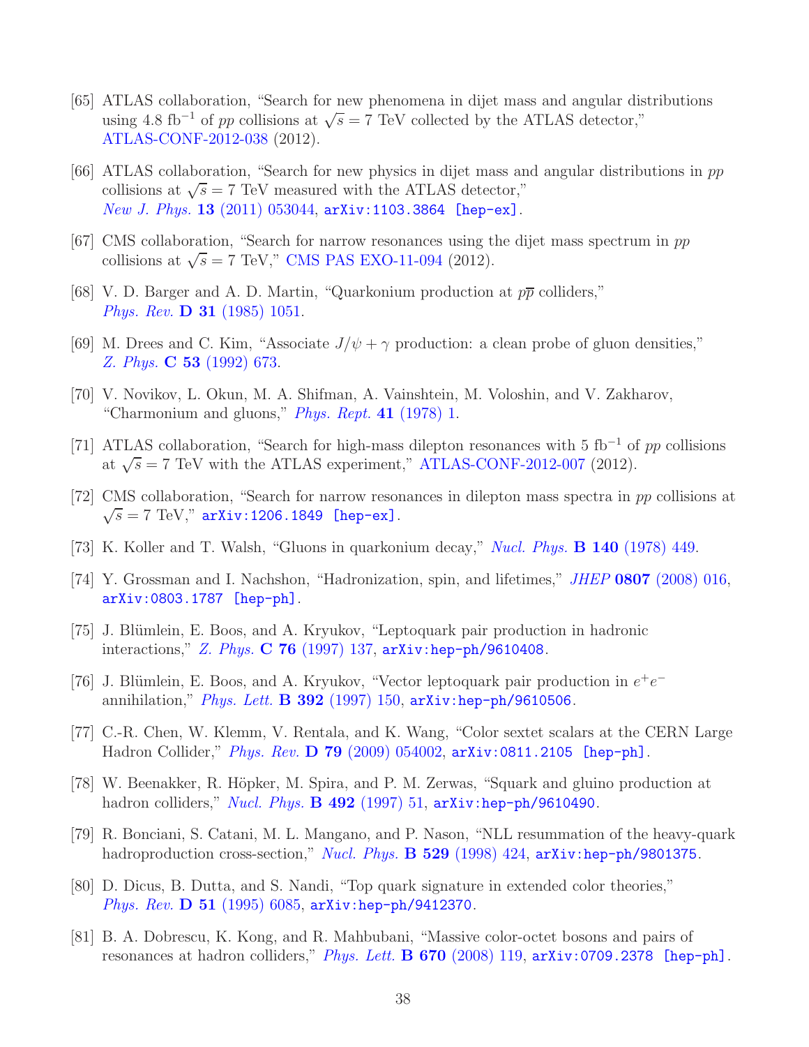[65] ATLAS collaboration, “Search for new phenomena in dijet mass and angular distributions using 4.8 $\text{fb}^{-1}$ of $pp$ collisions at $\sqrt{s} = 7$ TeV collected by the ATLAS detector,” ATLAS-CONF-2012-038 (2012).

[66] ATLAS collaboration, “Search for new physics in dijet mass and angular distributions in $pp$ collisions at $\sqrt{s} = 7$ TeV measured with the ATLAS detector,” *New J. Phys.* **13** (2011) 053044, arXiv:1103.3864 [hep-ex].

[67] CMS collaboration, “Search for narrow resonances using the dijet mass spectrum in $pp$ collisions at $\sqrt{s} = 7$ TeV,” CMS PAS EXO-11-094 (2012).

[68] V. D. Barger and A. D. Martin, “Quarkonium production at $p\overline{p}$ colliders,” *Phys. Rev.* **D 31** (1985) 1051.

[69] M. Drees and C. Kim, “Associate $J/\psi + \gamma$ production: a clean probe of gluon densities,” *Z. Phys.* **C 53** (1992) 673.

[70] V. Novikov, L. Okun, M. A. Shifman, A. Vainshtein, M. Voloshin, and V. Zakharov, “Charmonium and gluons,” *Phys. Rept.* **41** (1978) 1.

[71] ATLAS collaboration, “Search for high-mass dilepton resonances with 5 $\text{fb}^{-1}$ of $pp$ collisions at $\sqrt{s} = 7$ TeV with the ATLAS experiment,” ATLAS-CONF-2012-007 (2012).

[72] CMS collaboration, “Search for narrow resonances in dilepton mass spectra in $pp$ collisions at $\sqrt{s} = 7$ TeV,” arXiv:1206.1849 [hep-ex].

[73] K. Koller and T. Walsh, “Gluons in quarkonium decay,” *Nucl. Phys.* **B 140** (1978) 449.

[74] Y. Grossman and I. Nachshon, “Hadronization, spin, and lifetimes,” *JHEP* **0807** (2008) 016, arXiv:0803.1787 [hep-ph].

[75] J. Blümlein, E. Boos, and A. Kryukov, “Leptoquark pair production in hadronic interactions,” *Z. Phys.* **C 76** (1997) 137, arXiv:hep-ph/9610408.

[76] J. Blümlein, E. Boos, and A. Kryukov, “Vector leptoquark pair production in $e^+e^-$ annihilation,” *Phys. Lett.* **B 392** (1997) 150, arXiv:hep-ph/9610506.

[77] C.-R. Chen, W. Klemm, V. Rentala, and K. Wang, “Color sextet scalars at the CERN Large Hadron Collider,” *Phys. Rev.* **D 79** (2009) 054002, arXiv:0811.2105 [hep-ph].

[78] W. Beenakker, R. Höpker, M. Spira, and P. M. Zerwas, “Squark and gluino production at hadron colliders,” *Nucl. Phys.* **B 492** (1997) 51, arXiv:hep-ph/9610490.

[79] R. Bonciani, S. Catani, M. L. Mangano, and P. Nason, “NLL resummation of the heavy-quark hadroproduction cross-section,” *Nucl. Phys.* **B 529** (1998) 424, arXiv:hep-ph/9801375.

[80] D. Dicus, B. Dutta, and S. Nandi, “Top quark signature in extended color theories,” *Phys. Rev.* **D 51** (1995) 6085, arXiv:hep-ph/9412370.

[81] B. A. Dobrescu, K. Kong, and R. Mahbubani, “Massive color-octet bosons and pairs of resonances at hadron colliders,” *Phys. Lett.* **B 670** (2008) 119, arXiv:0709.2378 [hep-ph].